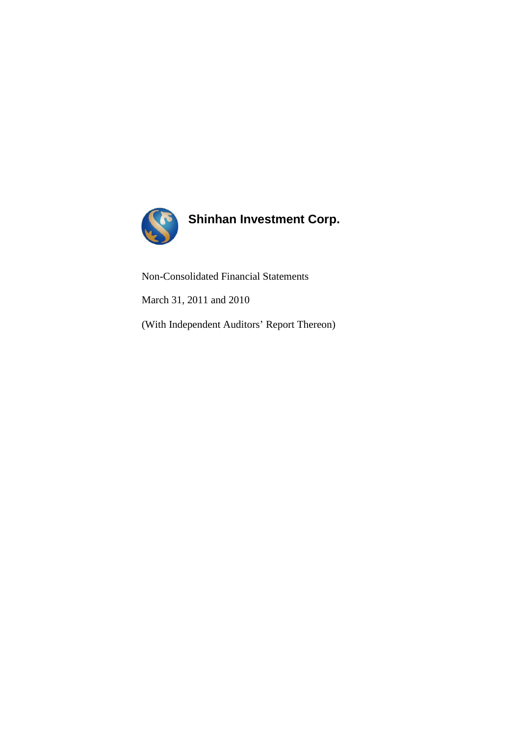# Shinhan Investment Corp.

Non-Consolidated Financial Statements

March 31, 2011 and 2010

(With Independent Auditors' Report Thereon)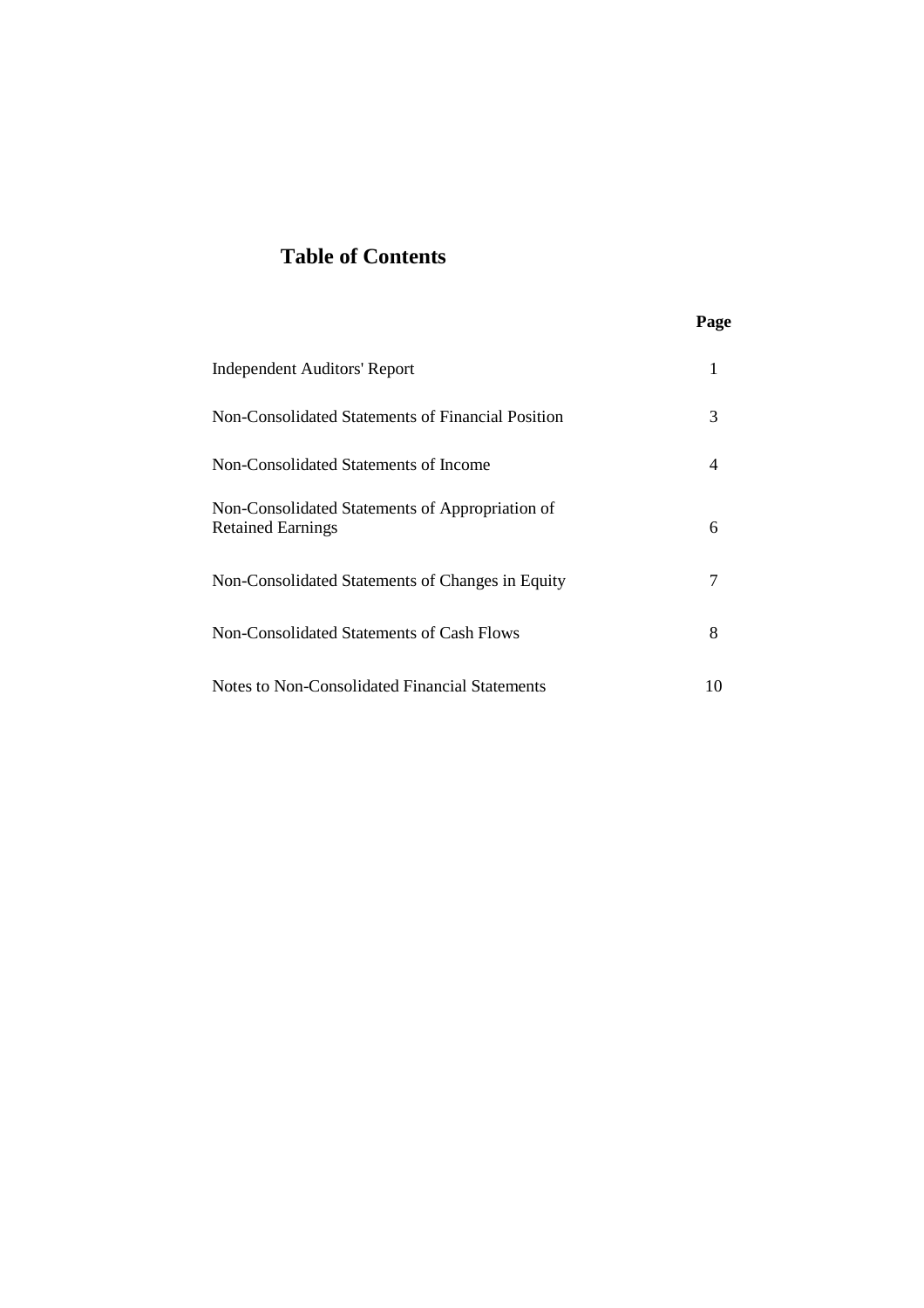# Table of Contents

| | Page |
|---|---|
| Independent Auditors' Report | 1 |
| Non-Consolidated Statements of Financial Position | 3 |
| Non-Consolidated Statements of Income | 4 |
| Non-Consolidated Statements of Appropriation of Retained Earnings | 6 |
| Non-Consolidated Statements of Changes in Equity | 7 |
| Non-Consolidated Statements of Cash Flows | 8 |
| Notes to Non-Consolidated Financial Statements | 10 |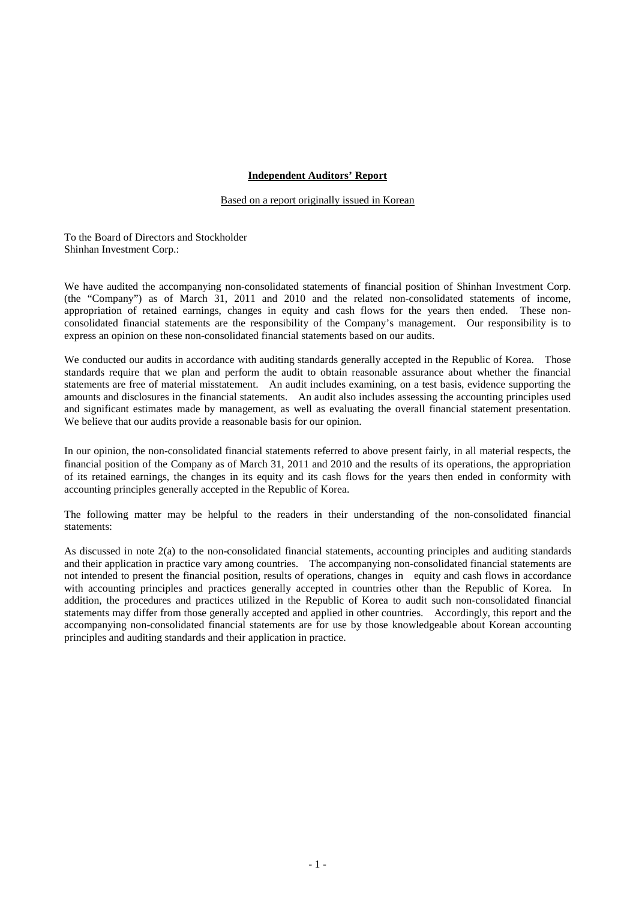## Independent Auditors' Report

Based on a report originally issued in Korean

To the Board of Directors and Stockholder
Shinhan Investment Corp.:

We have audited the accompanying non-consolidated statements of financial position of Shinhan Investment Corp. (the "Company") as of March 31, 2011 and 2010 and the related non-consolidated statements of income, appropriation of retained earnings, changes in equity and cash flows for the years then ended. These non-consolidated financial statements are the responsibility of the Company's management. Our responsibility is to express an opinion on these non-consolidated financial statements based on our audits.

We conducted our audits in accordance with auditing standards generally accepted in the Republic of Korea. Those standards require that we plan and perform the audit to obtain reasonable assurance about whether the financial statements are free of material misstatement. An audit includes examining, on a test basis, evidence supporting the amounts and disclosures in the financial statements. An audit also includes assessing the accounting principles used and significant estimates made by management, as well as evaluating the overall financial statement presentation. We believe that our audits provide a reasonable basis for our opinion.

In our opinion, the non-consolidated financial statements referred to above present fairly, in all material respects, the financial position of the Company as of March 31, 2011 and 2010 and the results of its operations, the appropriation of its retained earnings, the changes in its equity and its cash flows for the years then ended in conformity with accounting principles generally accepted in the Republic of Korea.

The following matter may be helpful to the readers in their understanding of the non-consolidated financial statements:

As discussed in note 2(a) to the non-consolidated financial statements, accounting principles and auditing standards and their application in practice vary among countries. The accompanying non-consolidated financial statements are not intended to present the financial position, results of operations, changes in equity and cash flows in accordance with accounting principles and practices generally accepted in countries other than the Republic of Korea. In addition, the procedures and practices utilized in the Republic of Korea to audit such non-consolidated financial statements may differ from those generally accepted and applied in other countries. Accordingly, this report and the accompanying non-consolidated financial statements are for use by those knowledgeable about Korean accounting principles and auditing standards and their application in practice.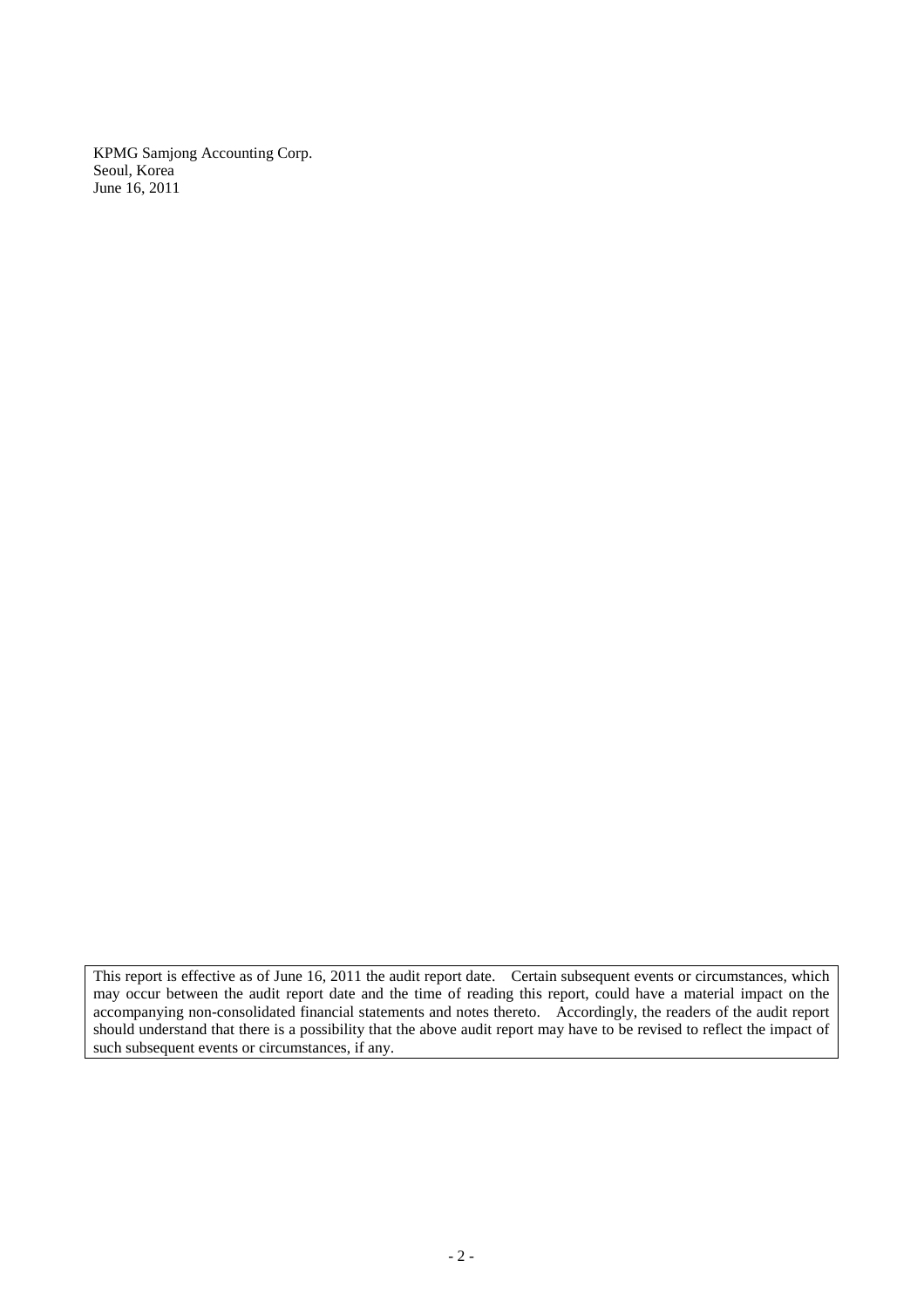KPMG Samjong Accounting Corp.
Seoul, Korea
June 16, 2011

This report is effective as of June 16, 2011 the audit report date. Certain subsequent events or circumstances, which may occur between the audit report date and the time of reading this report, could have a material impact on the accompanying non-consolidated financial statements and notes thereto. Accordingly, the readers of the audit report should understand that there is a possibility that the above audit report may have to be revised to reflect the impact of such subsequent events or circumstances, if any.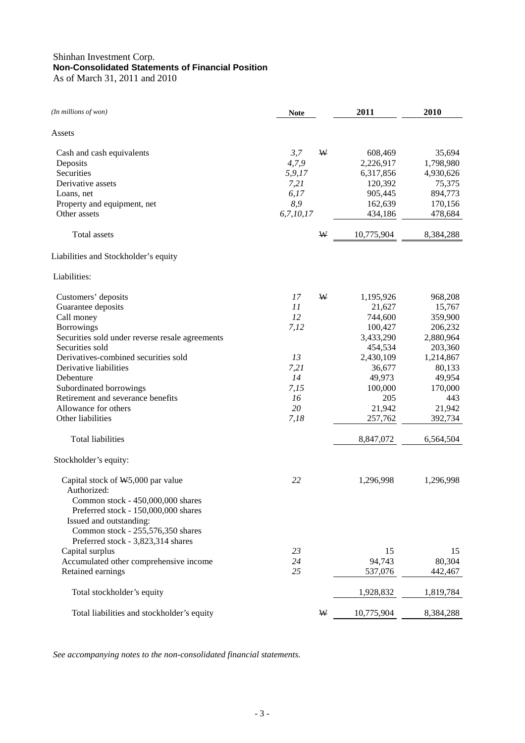Shinhan Investment Corp.
**Non-Consolidated Statements of Financial Position**
As of March 31, 2011 and 2010

| *(In millions of won)* | **Note** | | **2011** | **2010** |
|---|---|---|---|---|
| Assets | | | | |
| Cash and cash equivalents | *3,7* | W | 608,469 | 35,694 |
| Deposits | *4,7,9* | | 2,226,917 | 1,798,980 |
| Securities | *5,9,17* | | 6,317,856 | 4,930,626 |
| Derivative assets | *7,21* | | 120,392 | 75,375 |
| Loans, net | *6,17* | | 905,445 | 894,773 |
| Property and equipment, net | *8,9* | | 162,639 | 170,156 |
| Other assets | *6,7,10,17* | | 434,186 | 478,684 |
| Total assets | | W | 10,775,904 | 8,384,288 |
| Liabilities and Stockholder's equity | | | | |
| Liabilities: | | | | |
| Customers' deposits | *17* | W | 1,195,926 | 968,208 |
| Guarantee deposits | *11* | | 21,627 | 15,767 |
| Call money | *12* | | 744,600 | 359,900 |
| Borrowings | *7,12* | | 100,427 | 206,232 |
| Securities sold under reverse resale agreements | | | 3,433,290 | 2,880,964 |
| Securities sold | | | 454,534 | 203,360 |
| Derivatives-combined securities sold | *13* | | 2,430,109 | 1,214,867 |
| Derivative liabilities | *7,21* | | 36,677 | 80,133 |
| Debenture | *14* | | 49,973 | 49,954 |
| Subordinated borrowings | *7,15* | | 100,000 | 170,000 |
| Retirement and severance benefits | *16* | | 205 | 443 |
| Allowance for others | *20* | | 21,942 | 21,942 |
| Other liabilities | *7,18* | | 257,762 | 392,734 |
| Total liabilities | | | 8,847,072 | 6,564,504 |
| Stockholder's equity: | | | | |
| Capital stock of W5,000 par value | *22* | | 1,296,998 | 1,296,998 |
| Authorized: | | | | |
| Common stock - 450,000,000 shares | | | | |
| Preferred stock - 150,000,000 shares | | | | |
| Issued and outstanding: | | | | |
| Common stock - 255,576,350 shares | | | | |
| Preferred stock - 3,823,314 shares | | | | |
| Capital surplus | *23* | | 15 | 15 |
| Accumulated other comprehensive income | *24* | | 94,743 | 80,304 |
| Retained earnings | *25* | | 537,076 | 442,467 |
| Total stockholder's equity | | | 1,928,832 | 1,819,784 |
| Total liabilities and stockholder's equity | | W | 10,775,904 | 8,384,288 |

*See accompanying notes to the non-consolidated financial statements.*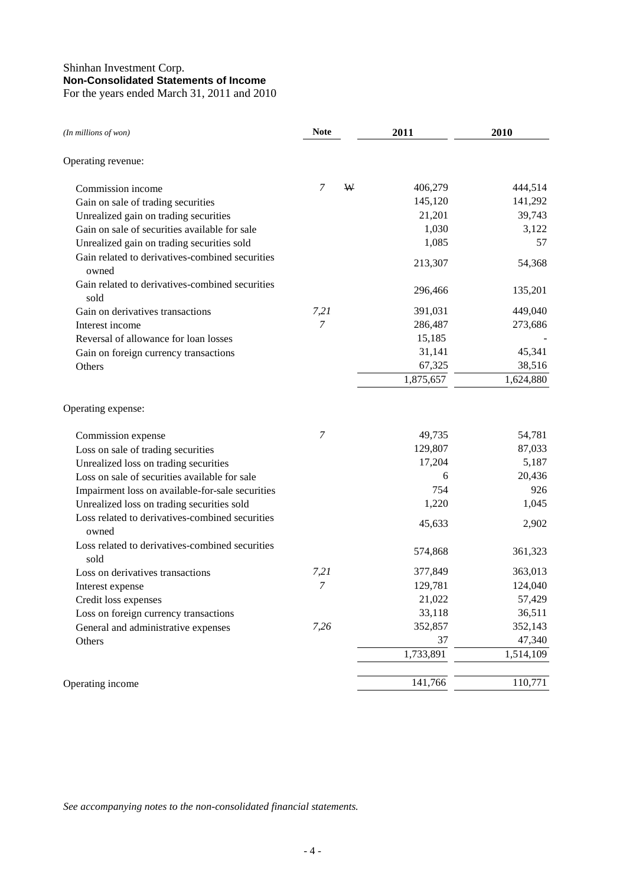Shinhan Investment Corp.
**Non-Consolidated Statements of Income**
For the years ended March 31, 2011 and 2010

| *(In millions of won)* | **Note** | | **2011** | **2010** |
|---|---|---|---|---|
| Operating revenue: | | | | |
| Commission income | *7* | ₩ | 406,279 | 444,514 |
| Gain on sale of trading securities | | | 145,120 | 141,292 |
| Unrealized gain on trading securities | | | 21,201 | 39,743 |
| Gain on sale of securities available for sale | | | 1,030 | 3,122 |
| Unrealized gain on trading securities sold | | | 1,085 | 57 |
| Gain related to derivatives-combined securities owned | | | 213,307 | 54,368 |
| Gain related to derivatives-combined securities sold | | | 296,466 | 135,201 |
| Gain on derivatives transactions | *7,21* | | 391,031 | 449,040 |
| Interest income | *7* | | 286,487 | 273,686 |
| Reversal of allowance for loan losses | | | 15,185 | - |
| Gain on foreign currency transactions | | | 31,141 | 45,341 |
| Others | | | 67,325 | 38,516 |
| | | | 1,875,657 | 1,624,880 |
| Operating expense: | | | | |
| Commission expense | *7* | | 49,735 | 54,781 |
| Loss on sale of trading securities | | | 129,807 | 87,033 |
| Unrealized loss on trading securities | | | 17,204 | 5,187 |
| Loss on sale of securities available for sale | | | 6 | 20,436 |
| Impairment loss on available-for-sale securities | | | 754 | 926 |
| Unrealized loss on trading securities sold | | | 1,220 | 1,045 |
| Loss related to derivatives-combined securities owned | | | 45,633 | 2,902 |
| Loss related to derivatives-combined securities sold | | | 574,868 | 361,323 |
| Loss on derivatives transactions | *7,21* | | 377,849 | 363,013 |
| Interest expense | *7* | | 129,781 | 124,040 |
| Credit loss expenses | | | 21,022 | 57,429 |
| Loss on foreign currency transactions | | | 33,118 | 36,511 |
| General and administrative expenses | *7,26* | | 352,857 | 352,143 |
| Others | | | 37 | 47,340 |
| | | | 1,733,891 | 1,514,109 |
| Operating income | | | 141,766 | 110,771 |

*See accompanying notes to the non-consolidated financial statements.*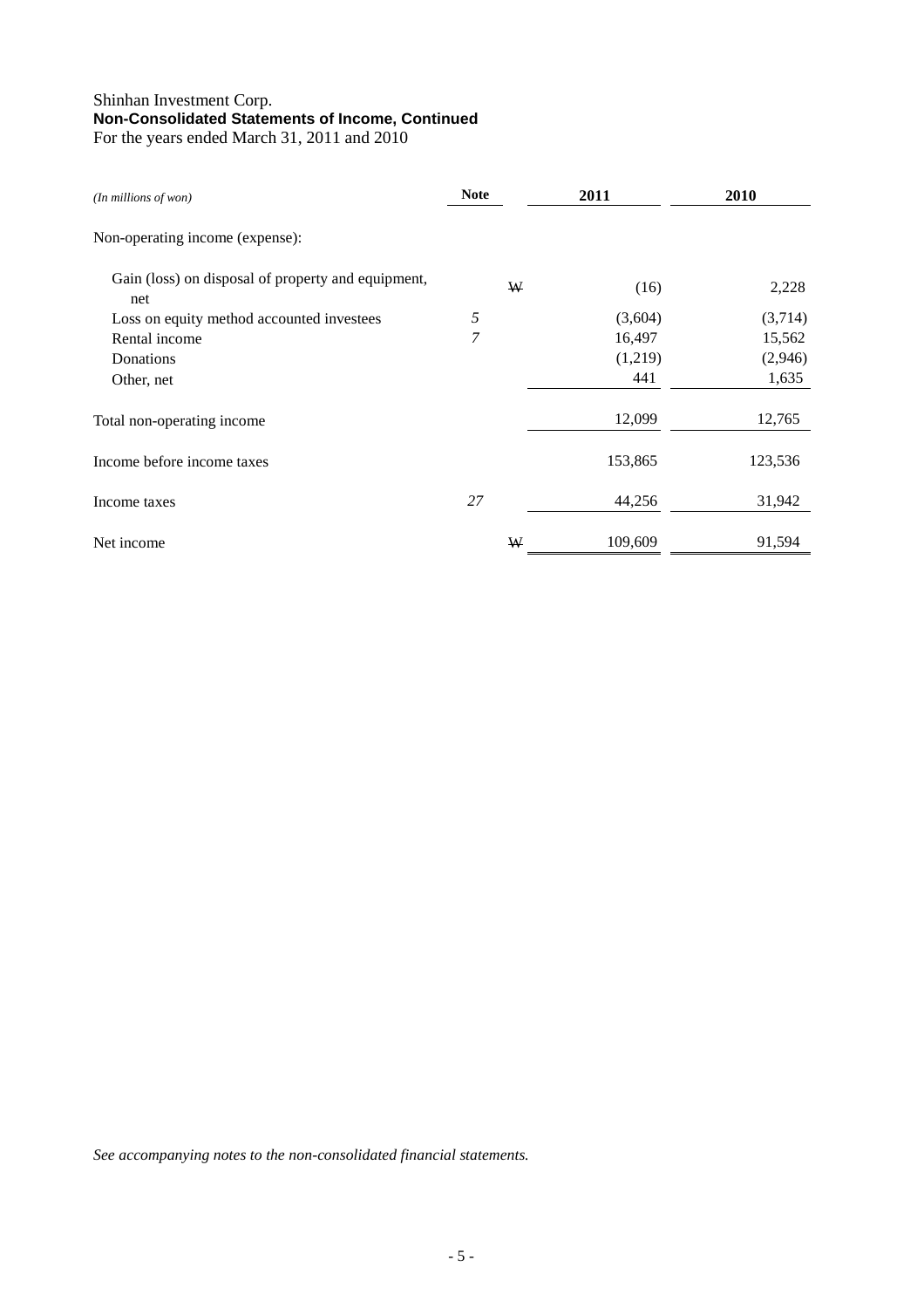Shinhan Investment Corp.
**Non-Consolidated Statements of Income, Continued**
For the years ended March 31, 2011 and 2010

| *(In millions of won)* | **Note** | | **2011** | **2010** |
|---|---|---|---|---|
| Non-operating income (expense): | | | | |
| Gain (loss) on disposal of property and equipment, net | | W | (16) | 2,228 |
| Loss on equity method accounted investees | *5* | | (3,604) | (3,714) |
| Rental income | *7* | | 16,497 | 15,562 |
| Donations | | | (1,219) | (2,946) |
| Other, net | | | 441 | 1,635 |
| Total non-operating income | | | 12,099 | 12,765 |
| Income before income taxes | | | 153,865 | 123,536 |
| Income taxes | *27* | | 44,256 | 31,942 |
| Net income | | W | 109,609 | 91,594 |

*See accompanying notes to the non-consolidated financial statements.*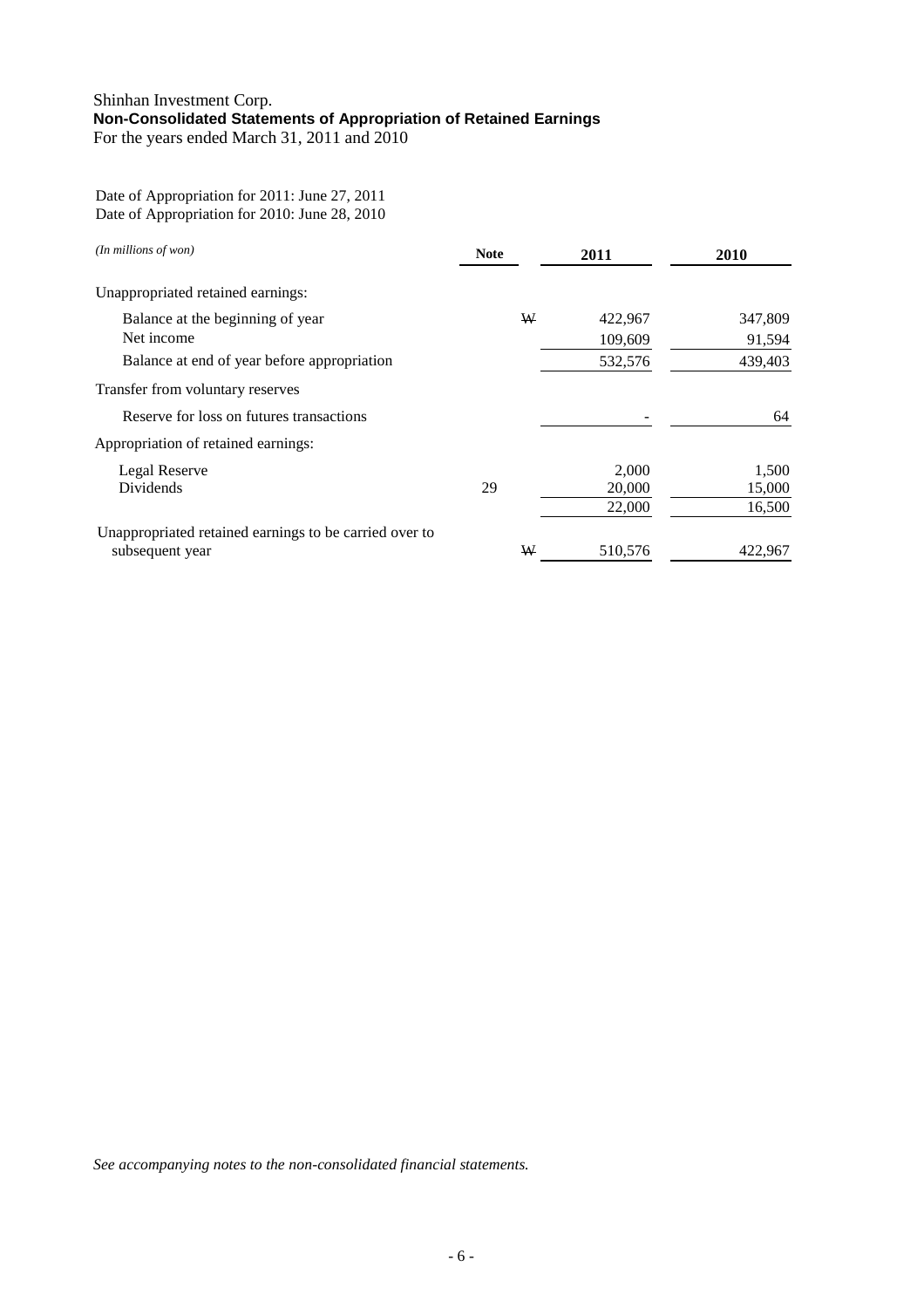Shinhan Investment Corp.
**Non-Consolidated Statements of Appropriation of Retained Earnings**
For the years ended March 31, 2011 and 2010

Date of Appropriation for 2011: June 27, 2011
Date of Appropriation for 2010: June 28, 2010

| *(In millions of won)* | **Note** | | **2011** | **2010** |
|---|---|---|---|---|
| Unappropriated retained earnings: | | | | |
| Balance at the beginning of year | | ₩ | 422,967 | 347,809 |
| Net income | | | 109,609 | 91,594 |
| Balance at end of year before appropriation | | | 532,576 | 439,403 |
| Transfer from voluntary reserves | | | | |
| Reserve for loss on futures transactions | | | - | 64 |
| Appropriation of retained earnings: | | | | |
| Legal Reserve | | | 2,000 | 1,500 |
| Dividends | 29 | | 20,000 | 15,000 |
| | | | 22,000 | 16,500 |
| Unappropriated retained earnings to be carried over to subsequent year | | ₩ | 510,576 | 422,967 |

*See accompanying notes to the non-consolidated financial statements.*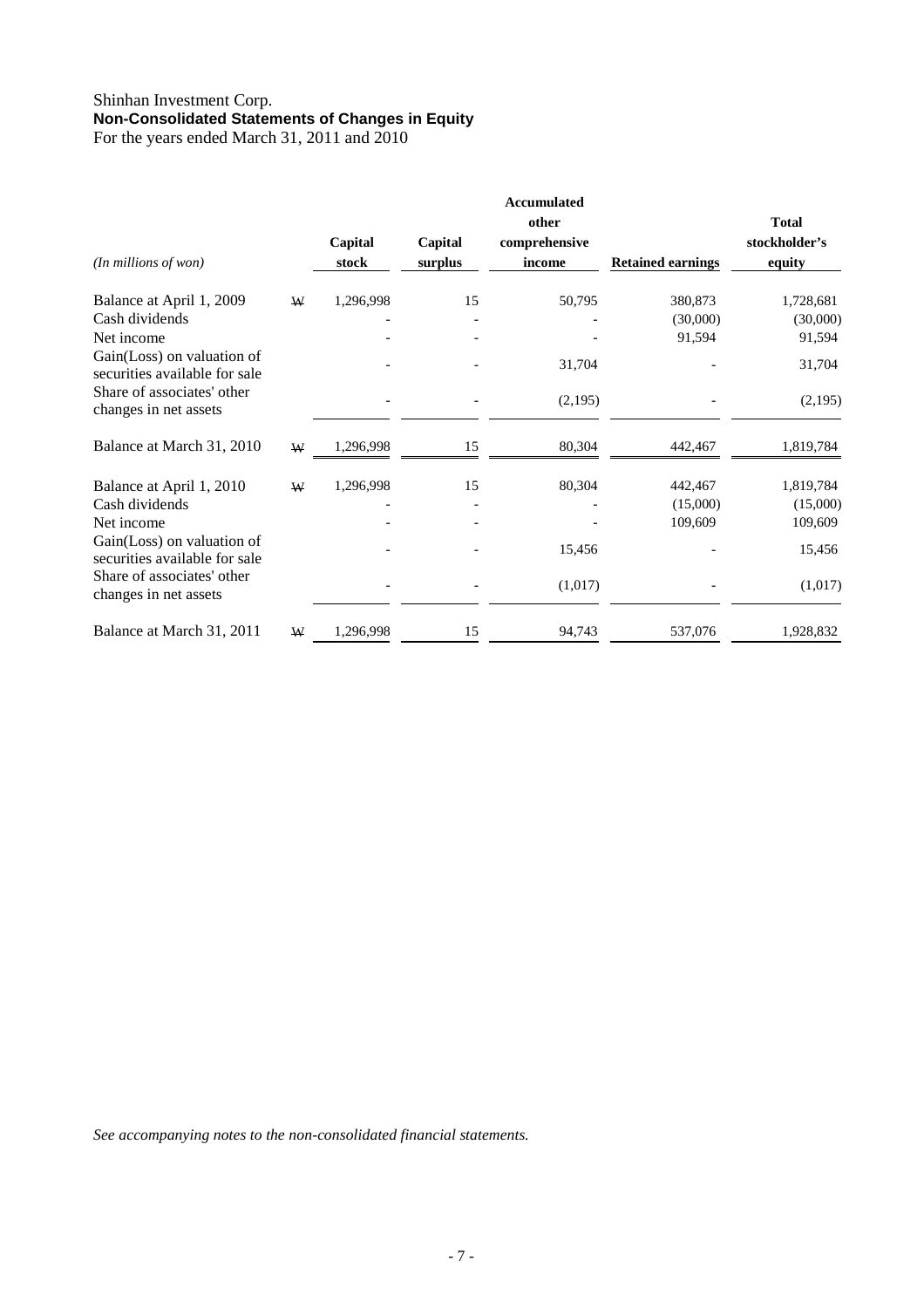Shinhan Investment Corp.
**Non-Consolidated Statements of Changes in Equity**
For the years ended March 31, 2011 and 2010

| *(In millions of won)* | | Capital stock | Capital surplus | Accumulated other comprehensive income | Retained earnings | Total stockholder's equity |
|---|---|---|---|---|---|---|
| Balance at April 1, 2009 | ₩ | 1,296,998 | 15 | 50,795 | 380,873 | 1,728,681 |
| Cash dividends | | - | - | - | (30,000) | (30,000) |
| Net income | | - | - | - | 91,594 | 91,594 |
| Gain(Loss) on valuation of securities available for sale | | - | - | 31,704 | - | 31,704 |
| Share of associates' other changes in net assets | | - | - | (2,195) | - | (2,195) |
| Balance at March 31, 2010 | ₩ | 1,296,998 | 15 | 80,304 | 442,467 | 1,819,784 |
| Balance at April 1, 2010 | ₩ | 1,296,998 | 15 | 80,304 | 442,467 | 1,819,784 |
| Cash dividends | | - | - | - | (15,000) | (15,000) |
| Net income | | - | - | - | 109,609 | 109,609 |
| Gain(Loss) on valuation of securities available for sale | | - | - | 15,456 | - | 15,456 |
| Share of associates' other changes in net assets | | - | - | (1,017) | - | (1,017) |
| Balance at March 31, 2011 | ₩ | 1,296,998 | 15 | 94,743 | 537,076 | 1,928,832 |

*See accompanying notes to the non-consolidated financial statements.*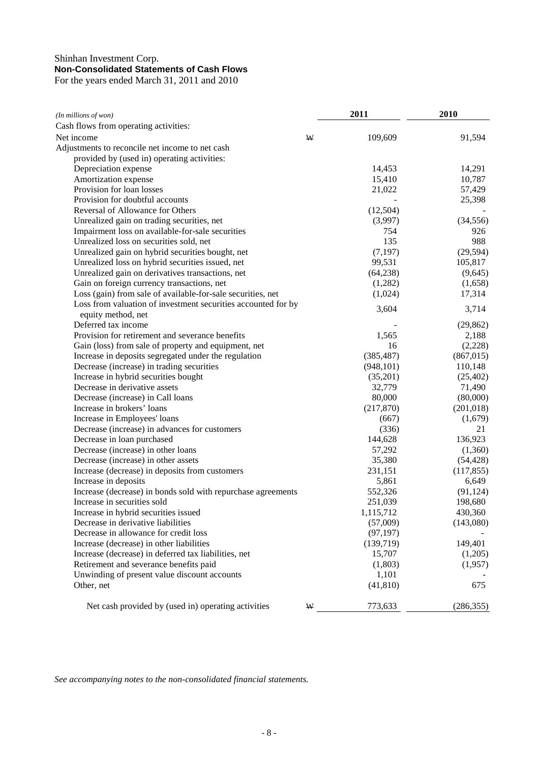Shinhan Investment Corp.
**Non-Consolidated Statements of Cash Flows**
For the years ended March 31, 2011 and 2010

| *(In millions of won)* | | 2011 | 2010 |
|---|---|---|---|
| Cash flows from operating activities: | | | |
| Net income | ₩ | 109,609 | 91,594 |
| Adjustments to reconcile net income to net cash provided by (used in) operating activities: | | | |
| Depreciation expense | | 14,453 | 14,291 |
| Amortization expense | | 15,410 | 10,787 |
| Provision for loan losses | | 21,022 | 57,429 |
| Provision for doubtful accounts | | - | 25,398 |
| Reversal of Allowance for Others | | (12,504) | - |
| Unrealized gain on trading securities, net | | (3,997) | (34,556) |
| Impairment loss on available-for-sale securities | | 754 | 926 |
| Unrealized loss on securities sold, net | | 135 | 988 |
| Unrealized gain on hybrid securities bought, net | | (7,197) | (29,594) |
| Unrealized loss on hybrid securities issued, net | | 99,531 | 105,817 |
| Unrealized gain on derivatives transactions, net | | (64,238) | (9,645) |
| Gain on foreign currency transactions, net | | (1,282) | (1,658) |
| Loss (gain) from sale of available-for-sale securities, net | | (1,024) | 17,314 |
| Loss from valuation of investment securities accounted for by equity method, net | | 3,604 | 3,714 |
| Deferred tax income | | - | (29,862) |
| Provision for retirement and severance benefits | | 1,565 | 2,188 |
| Gain (loss) from sale of property and equipment, net | | 16 | (2,228) |
| Increase in deposits segregated under the regulation | | (385,487) | (867,015) |
| Decrease (increase) in trading securities | | (948,101) | 110,148 |
| Increase in hybrid securities bought | | (35,201) | (25,402) |
| Decrease in derivative assets | | 32,779 | 71,490 |
| Decrease (increase) in Call loans | | 80,000 | (80,000) |
| Increase in brokers' loans | | (217,870) | (201,018) |
| Increase in Employees' loans | | (667) | (1,679) |
| Decrease (increase) in advances for customers | | (336) | 21 |
| Decrease in loan purchased | | 144,628 | 136,923 |
| Decrease (increase) in other loans | | 57,292 | (1,360) |
| Decrease (increase) in other assets | | 35,380 | (54,428) |
| Increase (decrease) in deposits from customers | | 231,151 | (117,855) |
| Increase in deposits | | 5,861 | 6,649 |
| Increase (decrease) in bonds sold with repurchase agreements | | 552,326 | (91,124) |
| Increase in securities sold | | 251,039 | 198,680 |
| Increase in hybrid securities issued | | 1,115,712 | 430,360 |
| Decrease in derivative liabilities | | (57,009) | (143,080) |
| Decrease in allowance for credit loss | | (97,197) | - |
| Increase (decrease) in other liabilities | | (139,719) | 149,401 |
| Increase (decrease) in deferred tax liabilities, net | | 15,707 | (1,205) |
| Retirement and severance benefits paid | | (1,803) | (1,957) |
| Unwinding of present value discount accounts | | 1,101 | - |
| Other, net | | (41,810) | 675 |
| Net cash provided by (used in) operating activities | ₩ | 773,633 | (286,355) |

*See accompanying notes to the non-consolidated financial statements.*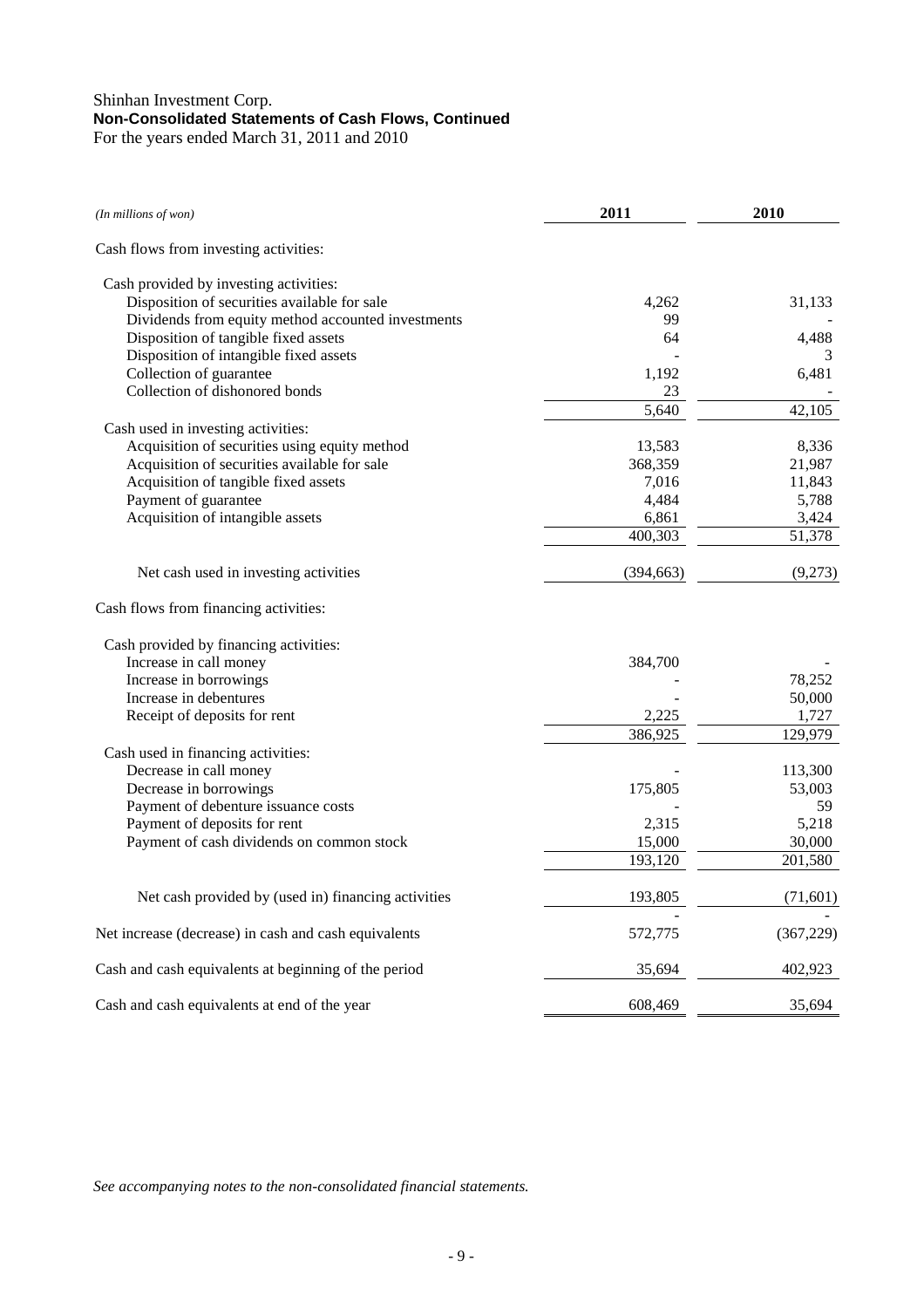Shinhan Investment Corp.
**Non-Consolidated Statements of Cash Flows, Continued**
For the years ended March 31, 2011 and 2010

| *(In millions of won)* | 2011 | 2010 |
|---|---|---|
| Cash flows from investing activities: | | |
| Cash provided by investing activities: | | |
| Disposition of securities available for sale | 4,262 | 31,133 |
| Dividends from equity method accounted investments | 99 | - |
| Disposition of tangible fixed assets | 64 | 4,488 |
| Disposition of intangible fixed assets | - | 3 |
| Collection of guarantee | 1,192 | 6,481 |
| Collection of dishonored bonds | 23 | - |
| | 5,640 | 42,105 |
| Cash used in investing activities: | | |
| Acquisition of securities using equity method | 13,583 | 8,336 |
| Acquisition of securities available for sale | 368,359 | 21,987 |
| Acquisition of tangible fixed assets | 7,016 | 11,843 |
| Payment of guarantee | 4,484 | 5,788 |
| Acquisition of intangible assets | 6,861 | 3,424 |
| | 400,303 | 51,378 |
| Net cash used in investing activities | (394,663) | (9,273) |
| Cash flows from financing activities: | | |
| Cash provided by financing activities: | | |
| Increase in call money | 384,700 | - |
| Increase in borrowings | - | 78,252 |
| Increase in debentures | - | 50,000 |
| Receipt of deposits for rent | 2,225 | 1,727 |
| | 386,925 | 129,979 |
| Cash used in financing activities: | | |
| Decrease in call money | - | 113,300 |
| Decrease in borrowings | 175,805 | 53,003 |
| Payment of debenture issuance costs | - | 59 |
| Payment of deposits for rent | 2,315 | 5,218 |
| Payment of cash dividends on common stock | 15,000 | 30,000 |
| | 193,120 | 201,580 |
| Net cash provided by (used in) financing activities | 193,805 | (71,601) |
| | - | - |
| Net increase (decrease) in cash and cash equivalents | 572,775 | (367,229) |
| Cash and cash equivalents at beginning of the period | 35,694 | 402,923 |
| Cash and cash equivalents at end of the year | 608,469 | 35,694 |

*See accompanying notes to the non-consolidated financial statements.*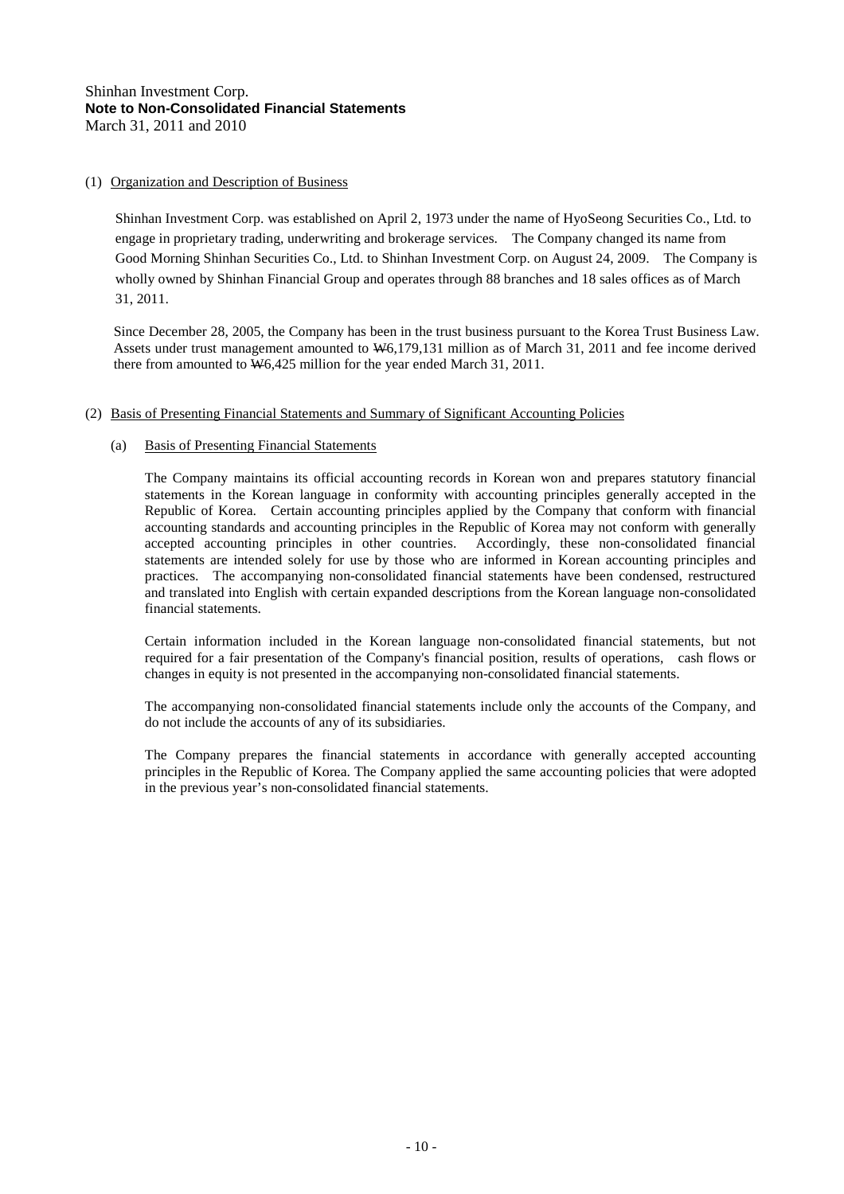Shinhan Investment Corp.
**Note to Non-Consolidated Financial Statements**
March 31, 2011 and 2010

(1) Organization and Description of Business

Shinhan Investment Corp. was established on April 2, 1973 under the name of HyoSeong Securities Co., Ltd. to engage in proprietary trading, underwriting and brokerage services. The Company changed its name from Good Morning Shinhan Securities Co., Ltd. to Shinhan Investment Corp. on August 24, 2009. The Company is wholly owned by Shinhan Financial Group and operates through 88 branches and 18 sales offices as of March 31, 2011.

Since December 28, 2005, the Company has been in the trust business pursuant to the Korea Trust Business Law. Assets under trust management amounted to ₩6,179,131 million as of March 31, 2011 and fee income derived there from amounted to ₩6,425 million for the year ended March 31, 2011.

(2) Basis of Presenting Financial Statements and Summary of Significant Accounting Policies

(a) Basis of Presenting Financial Statements

The Company maintains its official accounting records in Korean won and prepares statutory financial statements in the Korean language in conformity with accounting principles generally accepted in the Republic of Korea. Certain accounting principles applied by the Company that conform with financial accounting standards and accounting principles in the Republic of Korea may not conform with generally accepted accounting principles in other countries. Accordingly, these non-consolidated financial statements are intended solely for use by those who are informed in Korean accounting principles and practices. The accompanying non-consolidated financial statements have been condensed, restructured and translated into English with certain expanded descriptions from the Korean language non-consolidated financial statements.

Certain information included in the Korean language non-consolidated financial statements, but not required for a fair presentation of the Company's financial position, results of operations, cash flows or changes in equity is not presented in the accompanying non-consolidated financial statements.

The accompanying non-consolidated financial statements include only the accounts of the Company, and do not include the accounts of any of its subsidiaries.

The Company prepares the financial statements in accordance with generally accepted accounting principles in the Republic of Korea. The Company applied the same accounting policies that were adopted in the previous year's non-consolidated financial statements.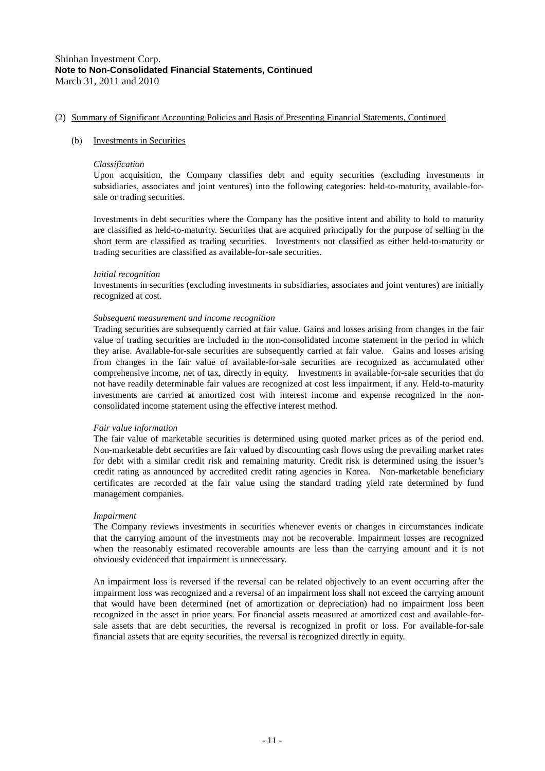(2) Summary of Significant Accounting Policies and Basis of Presenting Financial Statements, Continued

(b) Investments in Securities

*Classification*

Upon acquisition, the Company classifies debt and equity securities (excluding investments in subsidiaries, associates and joint ventures) into the following categories: held-to-maturity, available-for-sale or trading securities.

Investments in debt securities where the Company has the positive intent and ability to hold to maturity are classified as held-to-maturity. Securities that are acquired principally for the purpose of selling in the short term are classified as trading securities. Investments not classified as either held-to-maturity or trading securities are classified as available-for-sale securities.

*Initial recognition*

Investments in securities (excluding investments in subsidiaries, associates and joint ventures) are initially recognized at cost.

*Subsequent measurement and income recognition*

Trading securities are subsequently carried at fair value. Gains and losses arising from changes in the fair value of trading securities are included in the non-consolidated income statement in the period in which they arise. Available-for-sale securities are subsequently carried at fair value. Gains and losses arising from changes in the fair value of available-for-sale securities are recognized as accumulated other comprehensive income, net of tax, directly in equity. Investments in available-for-sale securities that do not have readily determinable fair values are recognized at cost less impairment, if any. Held-to-maturity investments are carried at amortized cost with interest income and expense recognized in the non-consolidated income statement using the effective interest method.

*Fair value information*

The fair value of marketable securities is determined using quoted market prices as of the period end. Non-marketable debt securities are fair valued by discounting cash flows using the prevailing market rates for debt with a similar credit risk and remaining maturity. Credit risk is determined using the issuer's credit rating as announced by accredited credit rating agencies in Korea. Non-marketable beneficiary certificates are recorded at the fair value using the standard trading yield rate determined by fund management companies.

*Impairment*

The Company reviews investments in securities whenever events or changes in circumstances indicate that the carrying amount of the investments may not be recoverable. Impairment losses are recognized when the reasonably estimated recoverable amounts are less than the carrying amount and it is not obviously evidenced that impairment is unnecessary.

An impairment loss is reversed if the reversal can be related objectively to an event occurring after the impairment loss was recognized and a reversal of an impairment loss shall not exceed the carrying amount that would have been determined (net of amortization or depreciation) had no impairment loss been recognized in the asset in prior years. For financial assets measured at amortized cost and available-for-sale assets that are debt securities, the reversal is recognized in profit or loss. For available-for-sale financial assets that are equity securities, the reversal is recognized directly in equity.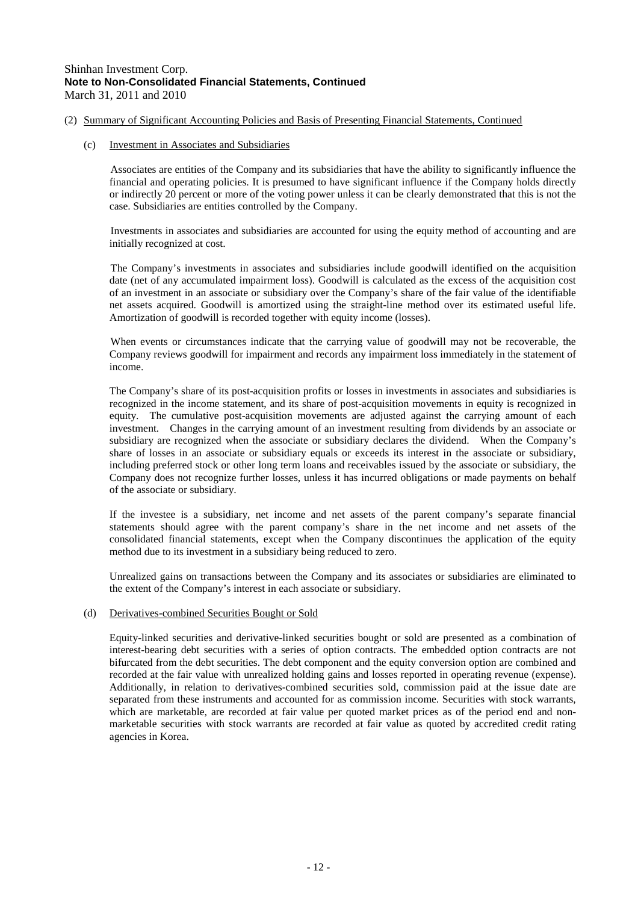(2) Summary of Significant Accounting Policies and Basis of Presenting Financial Statements, Continued

(c) Investment in Associates and Subsidiaries

Associates are entities of the Company and its subsidiaries that have the ability to significantly influence the financial and operating policies. It is presumed to have significant influence if the Company holds directly or indirectly 20 percent or more of the voting power unless it can be clearly demonstrated that this is not the case. Subsidiaries are entities controlled by the Company.

Investments in associates and subsidiaries are accounted for using the equity method of accounting and are initially recognized at cost.

The Company's investments in associates and subsidiaries include goodwill identified on the acquisition date (net of any accumulated impairment loss). Goodwill is calculated as the excess of the acquisition cost of an investment in an associate or subsidiary over the Company's share of the fair value of the identifiable net assets acquired. Goodwill is amortized using the straight-line method over its estimated useful life. Amortization of goodwill is recorded together with equity income (losses).

When events or circumstances indicate that the carrying value of goodwill may not be recoverable, the Company reviews goodwill for impairment and records any impairment loss immediately in the statement of income.

The Company's share of its post-acquisition profits or losses in investments in associates and subsidiaries is recognized in the income statement, and its share of post-acquisition movements in equity is recognized in equity. The cumulative post-acquisition movements are adjusted against the carrying amount of each investment. Changes in the carrying amount of an investment resulting from dividends by an associate or subsidiary are recognized when the associate or subsidiary declares the dividend. When the Company's share of losses in an associate or subsidiary equals or exceeds its interest in the associate or subsidiary, including preferred stock or other long term loans and receivables issued by the associate or subsidiary, the Company does not recognize further losses, unless it has incurred obligations or made payments on behalf of the associate or subsidiary.

If the investee is a subsidiary, net income and net assets of the parent company's separate financial statements should agree with the parent company's share in the net income and net assets of the consolidated financial statements, except when the Company discontinues the application of the equity method due to its investment in a subsidiary being reduced to zero.

Unrealized gains on transactions between the Company and its associates or subsidiaries are eliminated to the extent of the Company's interest in each associate or subsidiary.

(d) Derivatives-combined Securities Bought or Sold

Equity-linked securities and derivative-linked securities bought or sold are presented as a combination of interest-bearing debt securities with a series of option contracts. The embedded option contracts are not bifurcated from the debt securities. The debt component and the equity conversion option are combined and recorded at the fair value with unrealized holding gains and losses reported in operating revenue (expense). Additionally, in relation to derivatives-combined securities sold, commission paid at the issue date are separated from these instruments and accounted for as commission income. Securities with stock warrants, which are marketable, are recorded at fair value per quoted market prices as of the period end and non-marketable securities with stock warrants are recorded at fair value as quoted by accredited credit rating agencies in Korea.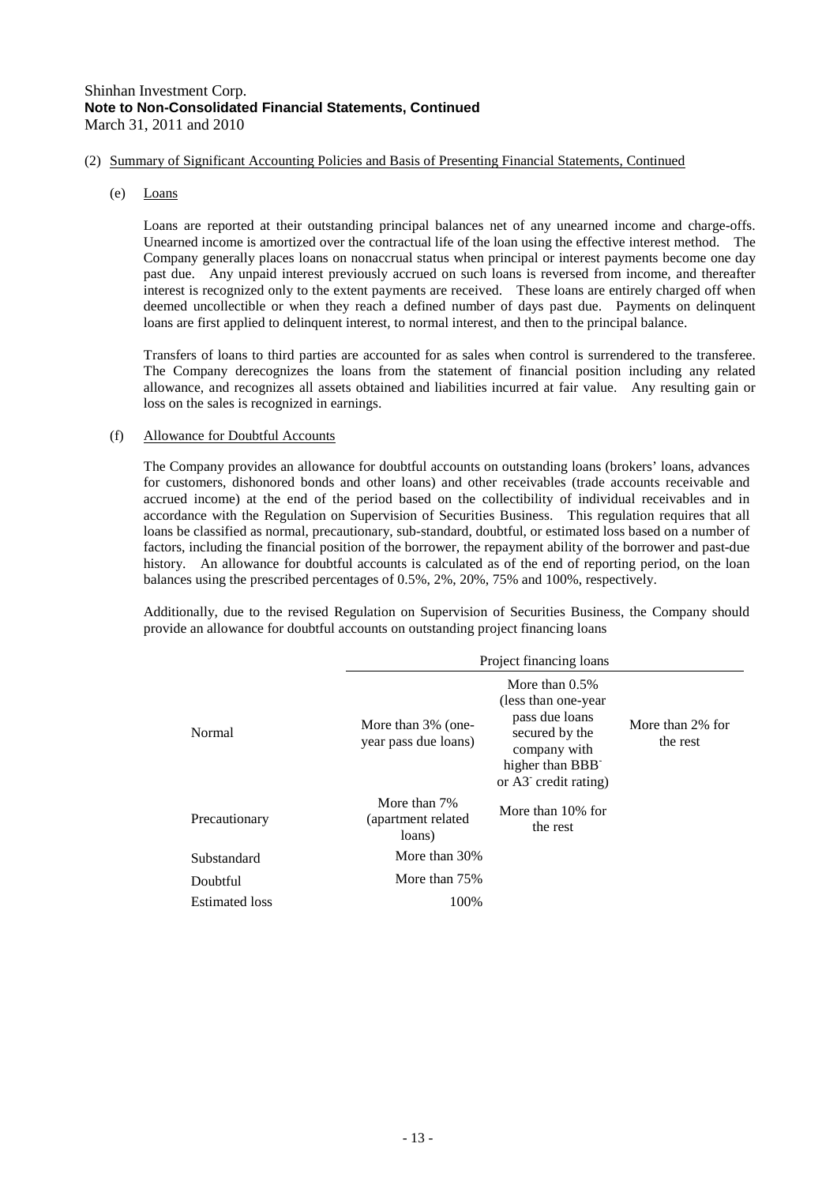Shinhan Investment Corp.
**Note to Non-Consolidated Financial Statements, Continued**
March 31, 2011 and 2010

(2) Summary of Significant Accounting Policies and Basis of Presenting Financial Statements, Continued

(e) Loans

Loans are reported at their outstanding principal balances net of any unearned income and charge-offs. Unearned income is amortized over the contractual life of the loan using the effective interest method. The Company generally places loans on nonaccrual status when principal or interest payments become one day past due. Any unpaid interest previously accrued on such loans is reversed from income, and thereafter interest is recognized only to the extent payments are received. These loans are entirely charged off when deemed uncollectible or when they reach a defined number of days past due. Payments on delinquent loans are first applied to delinquent interest, to normal interest, and then to the principal balance.

Transfers of loans to third parties are accounted for as sales when control is surrendered to the transferee. The Company derecognizes the loans from the statement of financial position including any related allowance, and recognizes all assets obtained and liabilities incurred at fair value. Any resulting gain or loss on the sales is recognized in earnings.

(f) Allowance for Doubtful Accounts

The Company provides an allowance for doubtful accounts on outstanding loans (brokers' loans, advances for customers, dishonored bonds and other loans) and other receivables (trade accounts receivable and accrued income) at the end of the period based on the collectibility of individual receivables and in accordance with the Regulation on Supervision of Securities Business. This regulation requires that all loans be classified as normal, precautionary, sub-standard, doubtful, or estimated loss based on a number of factors, including the financial position of the borrower, the repayment ability of the borrower and past-due history. An allowance for doubtful accounts is calculated as of the end of reporting period, on the loan balances using the prescribed percentages of 0.5%, 2%, 20%, 75% and 100%, respectively.

Additionally, due to the revised Regulation on Supervision of Securities Business, the Company should provide an allowance for doubtful accounts on outstanding project financing loans

| | Project financing loans | | |
|---|---|---|---|
| Normal | More than 3% (one-year pass due loans) | More than 0.5% (less than one-year pass due loans secured by the company with higher than BBB$^-$ or A3$^-$ credit rating) | More than 2% for the rest |
| Precautionary | More than 7% (apartment related loans) | More than 10% for the rest | |
| Substandard | More than 30% | | |
| Doubtful | More than 75% | | |
| Estimated loss | 100% | | |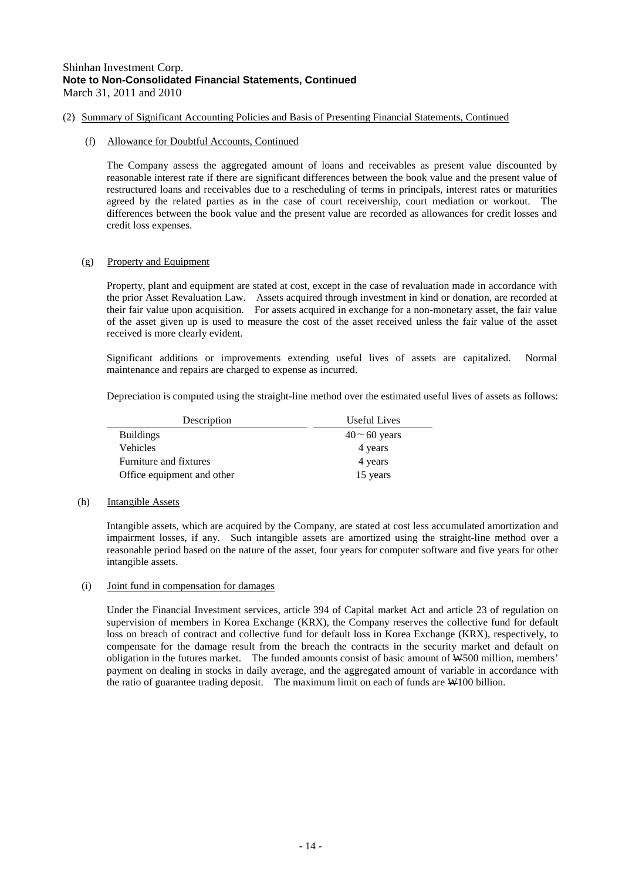(2) Summary of Significant Accounting Policies and Basis of Presenting Financial Statements, Continued

(f) Allowance for Doubtful Accounts, Continued

The Company assess the aggregated amount of loans and receivables as present value discounted by reasonable interest rate if there are significant differences between the book value and the present value of restructured loans and receivables due to a rescheduling of terms in principals, interest rates or maturities agreed by the related parties as in the case of court receivership, court mediation or workout. The differences between the book value and the present value are recorded as allowances for credit losses and credit loss expenses.

(g) Property and Equipment

Property, plant and equipment are stated at cost, except in the case of revaluation made in accordance with the prior Asset Revaluation Law. Assets acquired through investment in kind or donation, are recorded at their fair value upon acquisition. For assets acquired in exchange for a non-monetary asset, the fair value of the asset given up is used to measure the cost of the asset received unless the fair value of the asset received is more clearly evident.

Significant additions or improvements extending useful lives of assets are capitalized. Normal maintenance and repairs are charged to expense as incurred.

Depreciation is computed using the straight-line method over the estimated useful lives of assets as follows:

| Description | Useful Lives |
|---|---|
| Buildings | 40 ~ 60 years |
| Vehicles | 4 years |
| Furniture and fixtures | 4 years |
| Office equipment and other | 15 years |

(h) Intangible Assets

Intangible assets, which are acquired by the Company, are stated at cost less accumulated amortization and impairment losses, if any. Such intangible assets are amortized using the straight-line method over a reasonable period based on the nature of the asset, four years for computer software and five years for other intangible assets.

(i) Joint fund in compensation for damages

Under the Financial Investment services, article 394 of Capital market Act and article 23 of regulation on supervision of members in Korea Exchange (KRX), the Company reserves the collective fund for default loss on breach of contract and collective fund for default loss in Korea Exchange (KRX), respectively, to compensate for the damage result from the breach the contracts in the security market and default on obligation in the futures market. The funded amounts consist of basic amount of ₩500 million, members' payment on dealing in stocks in daily average, and the aggregated amount of variable in accordance with the ratio of guarantee trading deposit. The maximum limit on each of funds are ₩100 billion.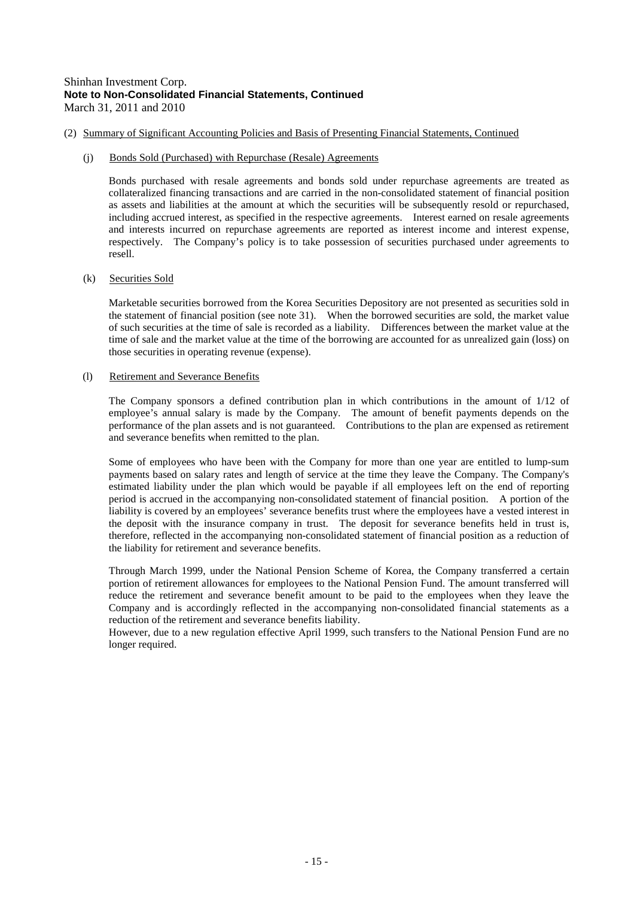Shinhan Investment Corp.
**Note to Non-Consolidated Financial Statements, Continued**
March 31, 2011 and 2010

(2) Summary of Significant Accounting Policies and Basis of Presenting Financial Statements, Continued

(j) Bonds Sold (Purchased) with Repurchase (Resale) Agreements

Bonds purchased with resale agreements and bonds sold under repurchase agreements are treated as collateralized financing transactions and are carried in the non-consolidated statement of financial position as assets and liabilities at the amount at which the securities will be subsequently resold or repurchased, including accrued interest, as specified in the respective agreements. Interest earned on resale agreements and interests incurred on repurchase agreements are reported as interest income and interest expense, respectively. The Company's policy is to take possession of securities purchased under agreements to resell.

(k) Securities Sold

Marketable securities borrowed from the Korea Securities Depository are not presented as securities sold in the statement of financial position (see note 31). When the borrowed securities are sold, the market value of such securities at the time of sale is recorded as a liability. Differences between the market value at the time of sale and the market value at the time of the borrowing are accounted for as unrealized gain (loss) on those securities in operating revenue (expense).

(l) Retirement and Severance Benefits

The Company sponsors a defined contribution plan in which contributions in the amount of 1/12 of employee's annual salary is made by the Company. The amount of benefit payments depends on the performance of the plan assets and is not guaranteed. Contributions to the plan are expensed as retirement and severance benefits when remitted to the plan.

Some of employees who have been with the Company for more than one year are entitled to lump-sum payments based on salary rates and length of service at the time they leave the Company. The Company's estimated liability under the plan which would be payable if all employees left on the end of reporting period is accrued in the accompanying non-consolidated statement of financial position. A portion of the liability is covered by an employees' severance benefits trust where the employees have a vested interest in the deposit with the insurance company in trust. The deposit for severance benefits held in trust is, therefore, reflected in the accompanying non-consolidated statement of financial position as a reduction of the liability for retirement and severance benefits.

Through March 1999, under the National Pension Scheme of Korea, the Company transferred a certain portion of retirement allowances for employees to the National Pension Fund. The amount transferred will reduce the retirement and severance benefit amount to be paid to the employees when they leave the Company and is accordingly reflected in the accompanying non-consolidated financial statements as a reduction of the retirement and severance benefits liability.
However, due to a new regulation effective April 1999, such transfers to the National Pension Fund are no longer required.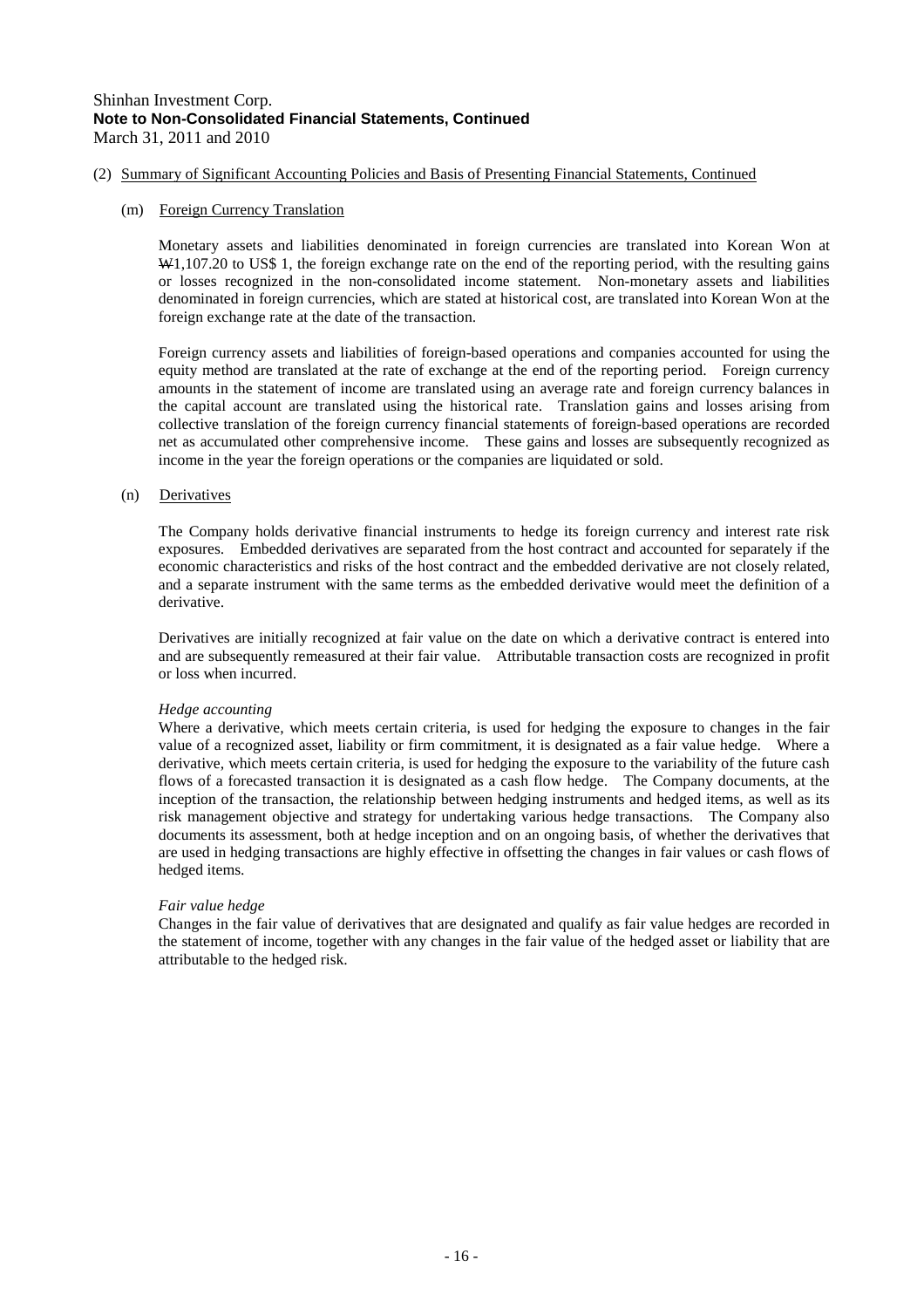Shinhan Investment Corp.
**Note to Non-Consolidated Financial Statements, Continued**
March 31, 2011 and 2010

(2) Summary of Significant Accounting Policies and Basis of Presenting Financial Statements, Continued

(m) Foreign Currency Translation

Monetary assets and liabilities denominated in foreign currencies are translated into Korean Won at ₩1,107.20 to US$ 1, the foreign exchange rate on the end of the reporting period, with the resulting gains or losses recognized in the non-consolidated income statement. Non-monetary assets and liabilities denominated in foreign currencies, which are stated at historical cost, are translated into Korean Won at the foreign exchange rate at the date of the transaction.

Foreign currency assets and liabilities of foreign-based operations and companies accounted for using the equity method are translated at the rate of exchange at the end of the reporting period. Foreign currency amounts in the statement of income are translated using an average rate and foreign currency balances in the capital account are translated using the historical rate. Translation gains and losses arising from collective translation of the foreign currency financial statements of foreign-based operations are recorded net as accumulated other comprehensive income. These gains and losses are subsequently recognized as income in the year the foreign operations or the companies are liquidated or sold.

(n) Derivatives

The Company holds derivative financial instruments to hedge its foreign currency and interest rate risk exposures. Embedded derivatives are separated from the host contract and accounted for separately if the economic characteristics and risks of the host contract and the embedded derivative are not closely related, and a separate instrument with the same terms as the embedded derivative would meet the definition of a derivative.

Derivatives are initially recognized at fair value on the date on which a derivative contract is entered into and are subsequently remeasured at their fair value. Attributable transaction costs are recognized in profit or loss when incurred.

*Hedge accounting*
Where a derivative, which meets certain criteria, is used for hedging the exposure to changes in the fair value of a recognized asset, liability or firm commitment, it is designated as a fair value hedge. Where a derivative, which meets certain criteria, is used for hedging the exposure to the variability of the future cash flows of a forecasted transaction it is designated as a cash flow hedge. The Company documents, at the inception of the transaction, the relationship between hedging instruments and hedged items, as well as its risk management objective and strategy for undertaking various hedge transactions. The Company also documents its assessment, both at hedge inception and on an ongoing basis, of whether the derivatives that are used in hedging transactions are highly effective in offsetting the changes in fair values or cash flows of hedged items.

*Fair value hedge*
Changes in the fair value of derivatives that are designated and qualify as fair value hedges are recorded in the statement of income, together with any changes in the fair value of the hedged asset or liability that are attributable to the hedged risk.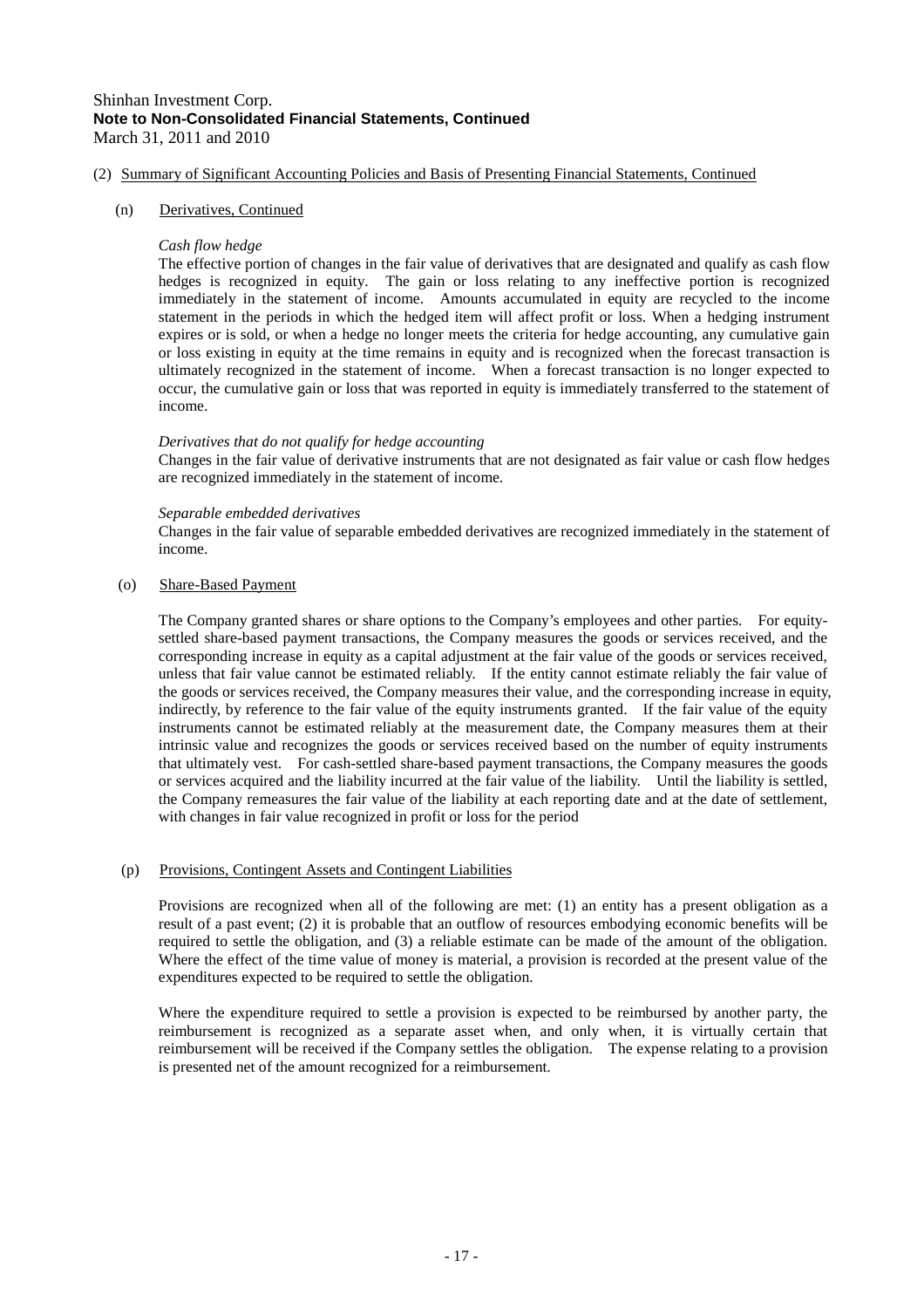(2) Summary of Significant Accounting Policies and Basis of Presenting Financial Statements, Continued

(n) Derivatives, Continued

*Cash flow hedge*

The effective portion of changes in the fair value of derivatives that are designated and qualify as cash flow hedges is recognized in equity. The gain or loss relating to any ineffective portion is recognized immediately in the statement of income. Amounts accumulated in equity are recycled to the income statement in the periods in which the hedged item will affect profit or loss. When a hedging instrument expires or is sold, or when a hedge no longer meets the criteria for hedge accounting, any cumulative gain or loss existing in equity at the time remains in equity and is recognized when the forecast transaction is ultimately recognized in the statement of income. When a forecast transaction is no longer expected to occur, the cumulative gain or loss that was reported in equity is immediately transferred to the statement of income.

*Derivatives that do not qualify for hedge accounting*

Changes in the fair value of derivative instruments that are not designated as fair value or cash flow hedges are recognized immediately in the statement of income.

*Separable embedded derivatives*

Changes in the fair value of separable embedded derivatives are recognized immediately in the statement of income.

(o) Share-Based Payment

The Company granted shares or share options to the Company's employees and other parties. For equity-settled share-based payment transactions, the Company measures the goods or services received, and the corresponding increase in equity as a capital adjustment at the fair value of the goods or services received, unless that fair value cannot be estimated reliably. If the entity cannot estimate reliably the fair value of the goods or services received, the Company measures their value, and the corresponding increase in equity, indirectly, by reference to the fair value of the equity instruments granted. If the fair value of the equity instruments cannot be estimated reliably at the measurement date, the Company measures them at their intrinsic value and recognizes the goods or services received based on the number of equity instruments that ultimately vest. For cash-settled share-based payment transactions, the Company measures the goods or services acquired and the liability incurred at the fair value of the liability. Until the liability is settled, the Company remeasures the fair value of the liability at each reporting date and at the date of settlement, with changes in fair value recognized in profit or loss for the period

(p) Provisions, Contingent Assets and Contingent Liabilities

Provisions are recognized when all of the following are met: (1) an entity has a present obligation as a result of a past event; (2) it is probable that an outflow of resources embodying economic benefits will be required to settle the obligation, and (3) a reliable estimate can be made of the amount of the obligation. Where the effect of the time value of money is material, a provision is recorded at the present value of the expenditures expected to be required to settle the obligation.

Where the expenditure required to settle a provision is expected to be reimbursed by another party, the reimbursement is recognized as a separate asset when, and only when, it is virtually certain that reimbursement will be received if the Company settles the obligation. The expense relating to a provision is presented net of the amount recognized for a reimbursement.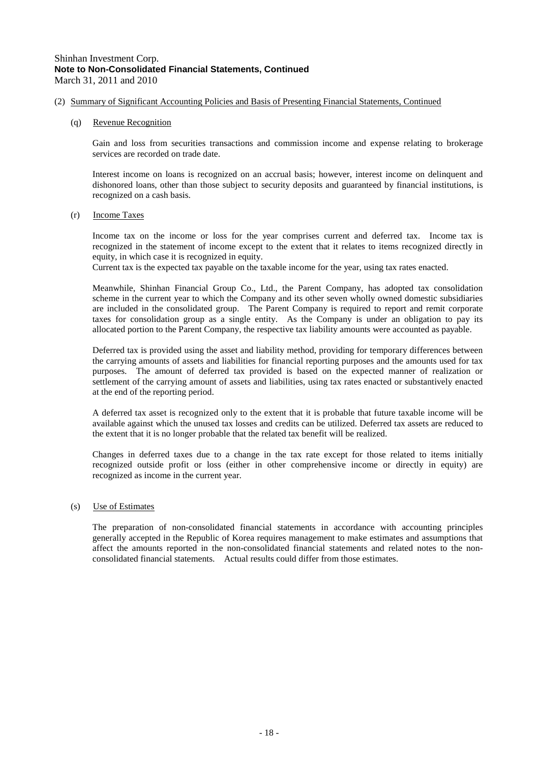Shinhan Investment Corp.
**Note to Non-Consolidated Financial Statements, Continued**
March 31, 2011 and 2010

(2) Summary of Significant Accounting Policies and Basis of Presenting Financial Statements, Continued

(q) Revenue Recognition

Gain and loss from securities transactions and commission income and expense relating to brokerage services are recorded on trade date.

Interest income on loans is recognized on an accrual basis; however, interest income on delinquent and dishonored loans, other than those subject to security deposits and guaranteed by financial institutions, is recognized on a cash basis.

(r) Income Taxes

Income tax on the income or loss for the year comprises current and deferred tax. Income tax is recognized in the statement of income except to the extent that it relates to items recognized directly in equity, in which case it is recognized in equity.
Current tax is the expected tax payable on the taxable income for the year, using tax rates enacted.

Meanwhile, Shinhan Financial Group Co., Ltd., the Parent Company, has adopted tax consolidation scheme in the current year to which the Company and its other seven wholly owned domestic subsidiaries are included in the consolidated group. The Parent Company is required to report and remit corporate taxes for consolidation group as a single entity. As the Company is under an obligation to pay its allocated portion to the Parent Company, the respective tax liability amounts were accounted as payable.

Deferred tax is provided using the asset and liability method, providing for temporary differences between the carrying amounts of assets and liabilities for financial reporting purposes and the amounts used for tax purposes. The amount of deferred tax provided is based on the expected manner of realization or settlement of the carrying amount of assets and liabilities, using tax rates enacted or substantively enacted at the end of the reporting period.

A deferred tax asset is recognized only to the extent that it is probable that future taxable income will be available against which the unused tax losses and credits can be utilized. Deferred tax assets are reduced to the extent that it is no longer probable that the related tax benefit will be realized.

Changes in deferred taxes due to a change in the tax rate except for those related to items initially recognized outside profit or loss (either in other comprehensive income or directly in equity) are recognized as income in the current year.

(s) Use of Estimates

The preparation of non-consolidated financial statements in accordance with accounting principles generally accepted in the Republic of Korea requires management to make estimates and assumptions that affect the amounts reported in the non-consolidated financial statements and related notes to the non-consolidated financial statements. Actual results could differ from those estimates.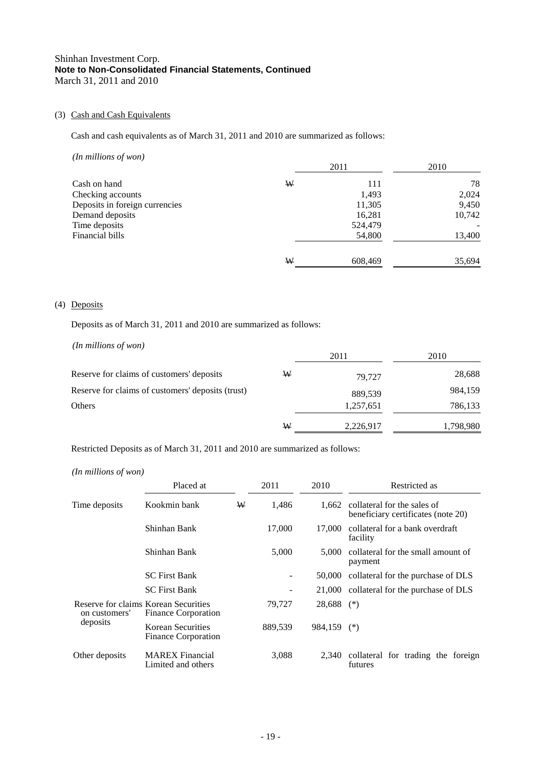### (3) Cash and Cash Equivalents

Cash and cash equivalents as of March 31, 2011 and 2010 are summarized as follows:

*(In millions of won)*

| | | 2011 | 2010 |
|---|---|---|---|
| Cash on hand | ₩ | 111 | 78 |
| Checking accounts | | 1,493 | 2,024 |
| Deposits in foreign currencies | | 11,305 | 9,450 |
| Demand deposits | | 16,281 | 10,742 |
| Time deposits | | 524,479 | - |
| Financial bills | | 54,800 | 13,400 |
| | ₩ | 608,469 | 35,694 |

### (4) Deposits

Deposits as of March 31, 2011 and 2010 are summarized as follows:

*(In millions of won)*

| | | 2011 | 2010 |
|---|---|---|---|
| Reserve for claims of customers' deposits | ₩ | 79,727 | 28,688 |
| Reserve for claims of customers' deposits (trust) | | 889,539 | 984,159 |
| Others | | 1,257,651 | 786,133 |
| | ₩ | 2,226,917 | 1,798,980 |

Restricted Deposits as of March 31, 2011 and 2010 are summarized as follows:

*(In millions of won)*

| | Placed at | | 2011 | 2010 | Restricted as |
|---|---|---|---|---|---|
| Time deposits | Kookmin bank | ₩ | 1,486 | 1,662 | collateral for the sales of beneficiary certificates (note 20) |
| | Shinhan Bank | | 17,000 | 17,000 | collateral for a bank overdraft facility |
| | Shinhan Bank | | 5,000 | 5,000 | collateral for the small amount of payment |
| | SC First Bank | | - | 50,000 | collateral for the purchase of DLS |
| | SC First Bank | | - | 21,000 | collateral for the purchase of DLS |
| Reserve for claims on customers' deposits | Korean Securities Finance Corporation | | 79,727 | 28,688 | (*) |
| | Korean Securities Finance Corporation | | 889,539 | 984,159 | (*) |
| Other deposits | MAREX Financial Limited and others | | 3,088 | 2,340 | collateral for trading the foreign futures |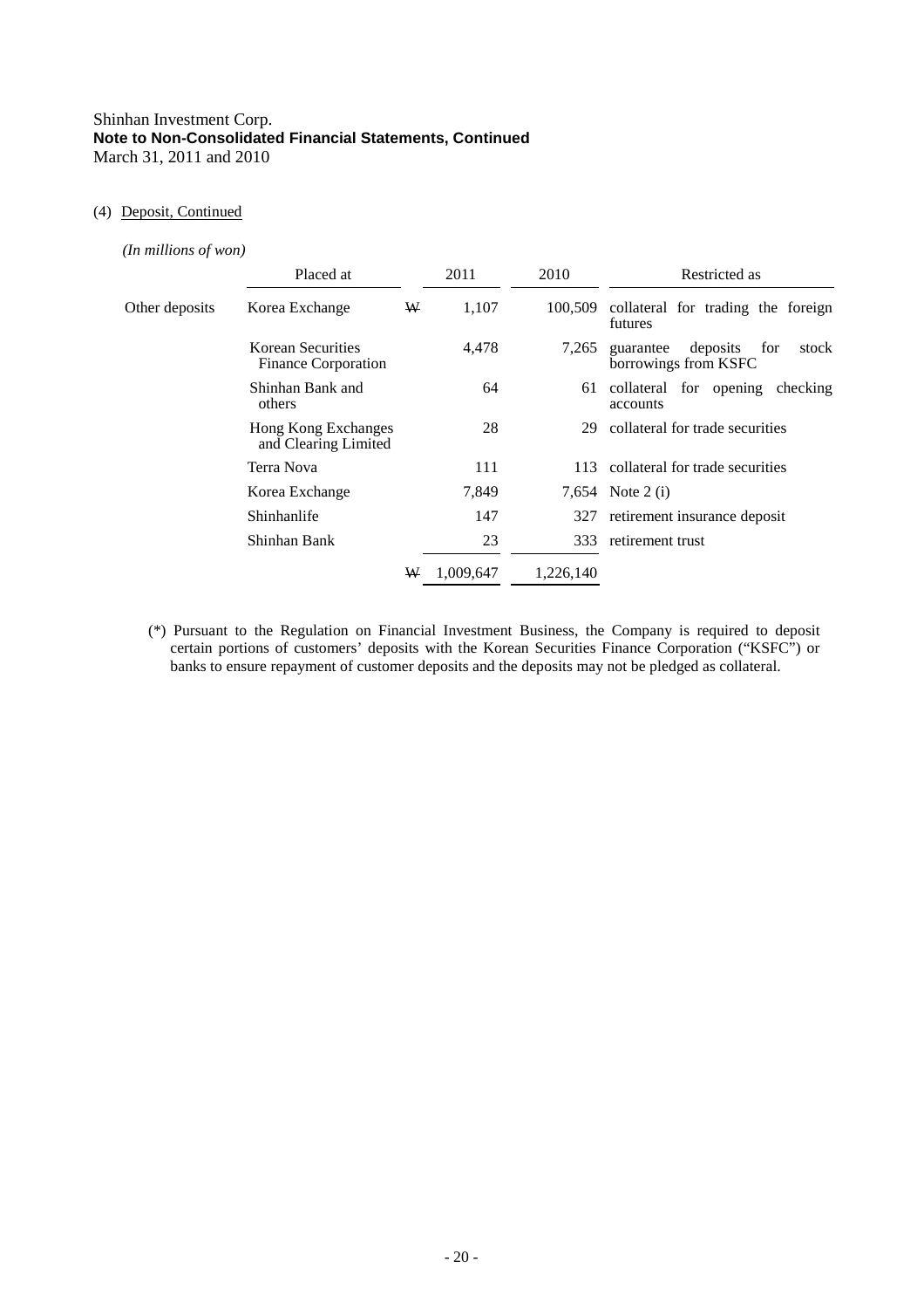Shinhan Investment Corp.
**Note to Non-Consolidated Financial Statements, Continued**
March 31, 2011 and 2010

(4) Deposit, Continued

*(In millions of won)*

| | Placed at | | 2011 | 2010 | Restricted as |
|---|---|---|---|---|---|
| Other deposits | Korea Exchange | ₩ | 1,107 | 100,509 | collateral for trading the foreign futures |
| | Korean Securities Finance Corporation | | 4,478 | 7,265 | guarantee deposits for stock borrowings from KSFC |
| | Shinhan Bank and others | | 64 | 61 | collateral for opening checking accounts |
| | Hong Kong Exchanges and Clearing Limited | | 28 | 29 | collateral for trade securities |
| | Terra Nova | | 111 | 113 | collateral for trade securities |
| | Korea Exchange | | 7,849 | 7,654 | Note 2 (i) |
| | Shinhanlife | | 147 | 327 | retirement insurance deposit |
| | Shinhan Bank | | 23 | 333 | retirement trust |
| | | ₩ | 1,009,647 | 1,226,140 | |

(*) Pursuant to the Regulation on Financial Investment Business, the Company is required to deposit certain portions of customers' deposits with the Korean Securities Finance Corporation ("KSFC") or banks to ensure repayment of customer deposits and the deposits may not be pledged as collateral.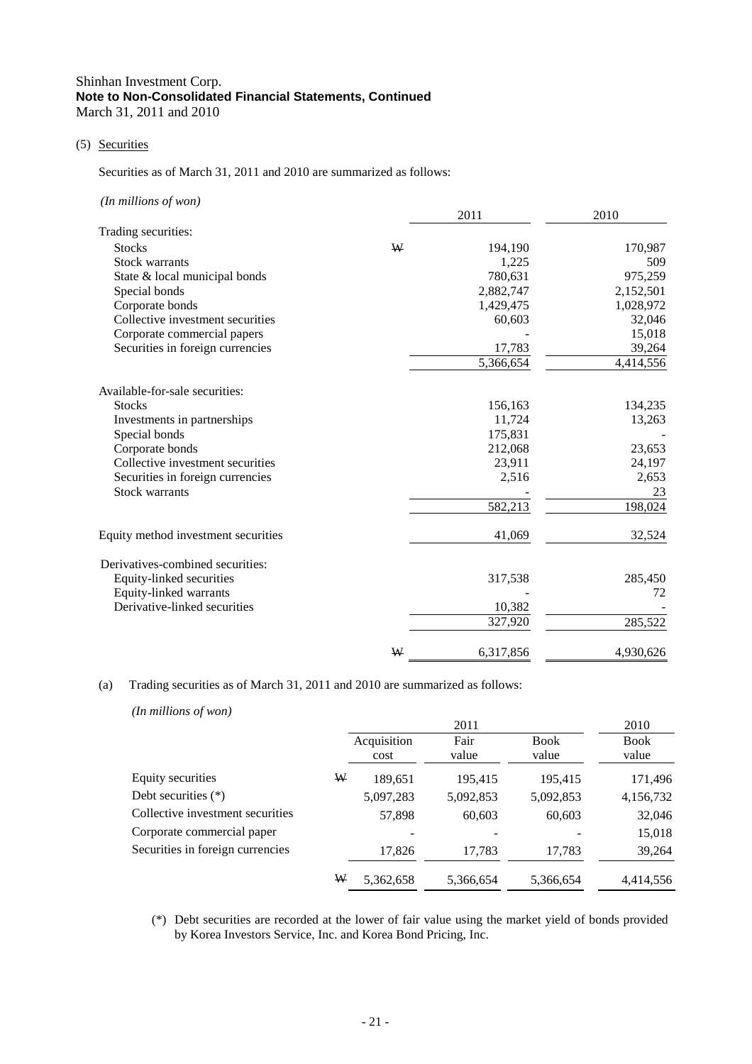Shinhan Investment Corp.
**Note to Non-Consolidated Financial Statements, Continued**
March 31, 2011 and 2010

(5) Securities

Securities as of March 31, 2011 and 2010 are summarized as follows:

*(In millions of won)*

| | | 2011 | 2010 |
|---|---|---|---|
| Trading securities: | | | |
| Stocks | ₩ | 194,190 | 170,987 |
| Stock warrants | | 1,225 | 509 |
| State & local municipal bonds | | 780,631 | 975,259 |
| Special bonds | | 2,882,747 | 2,152,501 |
| Corporate bonds | | 1,429,475 | 1,028,972 |
| Collective investment securities | | 60,603 | 32,046 |
| Corporate commercial papers | | - | 15,018 |
| Securities in foreign currencies | | 17,783 | 39,264 |
| | | 5,366,654 | 4,414,556 |
| Available-for-sale securities: | | | |
| Stocks | | 156,163 | 134,235 |
| Investments in partnerships | | 11,724 | 13,263 |
| Special bonds | | 175,831 | - |
| Corporate bonds | | 212,068 | 23,653 |
| Collective investment securities | | 23,911 | 24,197 |
| Securities in foreign currencies | | 2,516 | 2,653 |
| Stock warrants | | - | 23 |
| | | 582,213 | 198,024 |
| Equity method investment securities | | 41,069 | 32,524 |
| Derivatives-combined securities: | | | |
| Equity-linked securities | | 317,538 | 285,450 |
| Equity-linked warrants | | - | 72 |
| Derivative-linked securities | | 10,382 | - |
| | | 327,920 | 285,522 |
| | ₩ | 6,317,856 | 4,930,626 |

(a) Trading securities as of March 31, 2011 and 2010 are summarized as follows:

*(In millions of won)*

| | | 2011 | | | 2010 |
|---|---|---|---|---|---|
| | | Acquisition cost | Fair value | Book value | Book value |
| Equity securities | ₩ | 189,651 | 195,415 | 195,415 | 171,496 |
| Debt securities (*) | | 5,097,283 | 5,092,853 | 5,092,853 | 4,156,732 |
| Collective investment securities | | 57,898 | 60,603 | 60,603 | 32,046 |
| Corporate commercial paper | | - | - | - | 15,018 |
| Securities in foreign currencies | | 17,826 | 17,783 | 17,783 | 39,264 |
| | ₩ | 5,362,658 | 5,366,654 | 5,366,654 | 4,414,556 |

(*) Debt securities are recorded at the lower of fair value using the market yield of bonds provided by Korea Investors Service, Inc. and Korea Bond Pricing, Inc.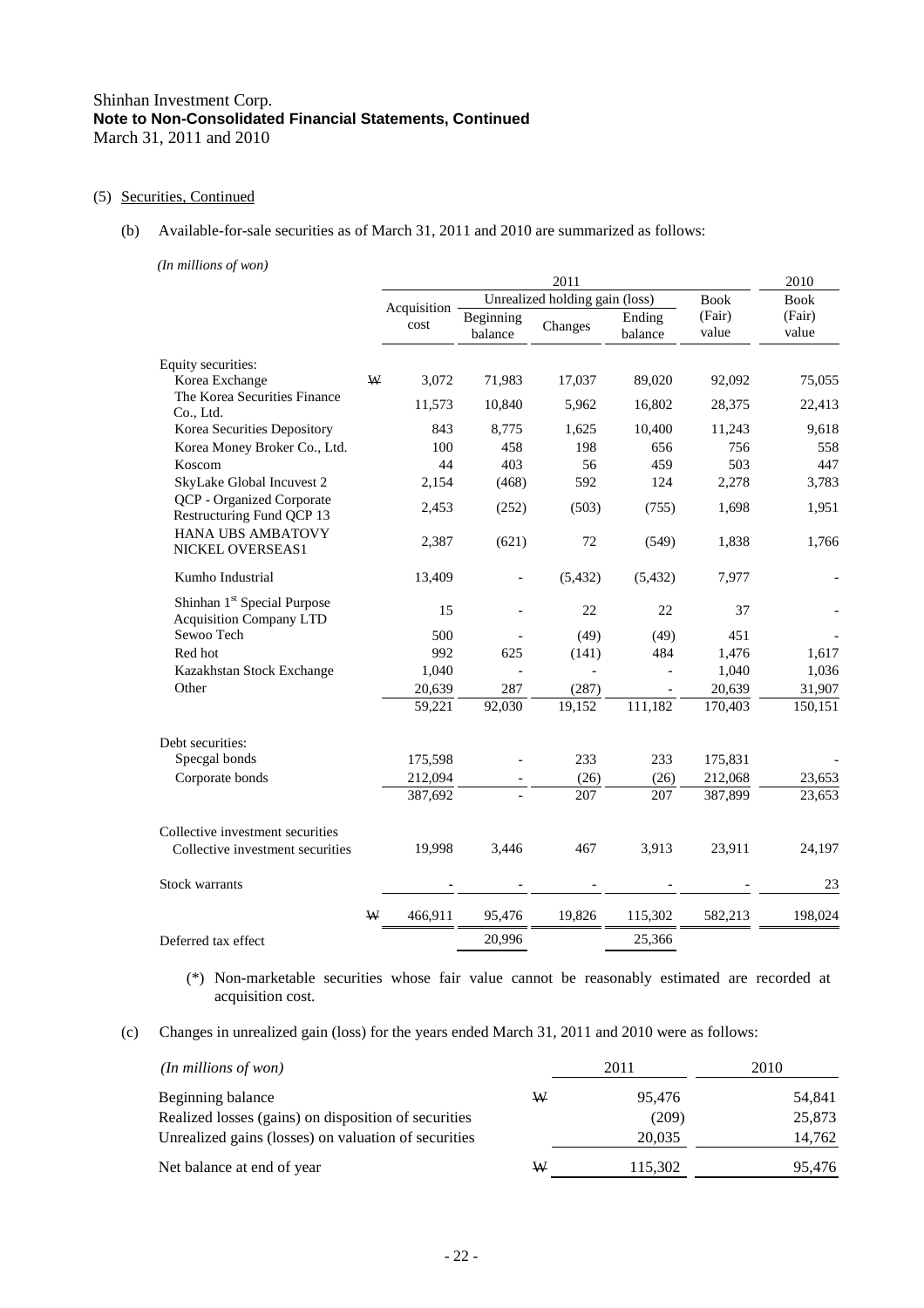Shinhan Investment Corp.
**Note to Non-Consolidated Financial Statements, Continued**
March 31, 2011 and 2010

(5) Securities, Continued

(b) Available-for-sale securities as of March 31, 2011 and 2010 are summarized as follows:

*(In millions of won)*

| | | 2011 | | | | | 2010 |
|---|---|---|---|---|---|---|---|
| | | | Unrealized holding gain (loss) | | | | |
| | | Acquisition cost | Beginning balance | Changes | Ending balance | Book (Fair) value | Book (Fair) value |
| Equity securities: | | | | | | | |
| Korea Exchange | ₩ | 3,072 | 71,983 | 17,037 | 89,020 | 92,092 | 75,055 |
| The Korea Securities Finance Co., Ltd. | | 11,573 | 10,840 | 5,962 | 16,802 | 28,375 | 22,413 |
| Korea Securities Depository | | 843 | 8,775 | 1,625 | 10,400 | 11,243 | 9,618 |
| Korea Money Broker Co., Ltd. | | 100 | 458 | 198 | 656 | 756 | 558 |
| Koscom | | 44 | 403 | 56 | 459 | 503 | 447 |
| SkyLake Global Incuvest 2 | | 2,154 | (468) | 592 | 124 | 2,278 | 3,783 |
| QCP - Organized Corporate Restructuring Fund QCP 13 | | 2,453 | (252) | (503) | (755) | 1,698 | 1,951 |
| HANA UBS AMBATOVY NICKEL OVERSEAS1 | | 2,387 | (621) | 72 | (549) | 1,838 | 1,766 |
| Kumho Industrial | | 13,409 | - | (5,432) | (5,432) | 7,977 | - |
| Shinhan 1st Special Purpose Acquisition Company LTD | | 15 | - | 22 | 22 | 37 | - |
| Sewoo Tech | | 500 | - | (49) | (49) | 451 | - |
| Red hot | | 992 | 625 | (141) | 484 | 1,476 | 1,617 |
| Kazakhstan Stock Exchange | | 1,040 | - | - | - | 1,040 | 1,036 |
| Other | | 20,639 | 287 | (287) | - | 20,639 | 31,907 |
| | | 59,221 | 92,030 | 19,152 | 111,182 | 170,403 | 150,151 |
| Debt securities: | | | | | | | |
| Specgal bonds | | 175,598 | - | 233 | 233 | 175,831 | - |
| Corporate bonds | | 212,094 | - | (26) | (26) | 212,068 | 23,653 |
| | | 387,692 | - | 207 | 207 | 387,899 | 23,653 |
| Collective investment securities | | | | | | | |
| Collective investment securities | | 19,998 | 3,446 | 467 | 3,913 | 23,911 | 24,197 |
| Stock warrants | | - | - | - | - | - | 23 |
| | ₩ | 466,911 | 95,476 | 19,826 | 115,302 | 582,213 | 198,024 |
| Deferred tax effect | | | 20,996 | | 25,366 | | |

(*) Non-marketable securities whose fair value cannot be reasonably estimated are recorded at acquisition cost.

(c) Changes in unrealized gain (loss) for the years ended March 31, 2011 and 2010 were as follows:

| *(In millions of won)* | | 2011 | 2010 |
|---|---|---|---|
| Beginning balance | ₩ | 95,476 | 54,841 |
| Realized losses (gains) on disposition of securities | | (209) | 25,873 |
| Unrealized gains (losses) on valuation of securities | | 20,035 | 14,762 |
| Net balance at end of year | ₩ | 115,302 | 95,476 |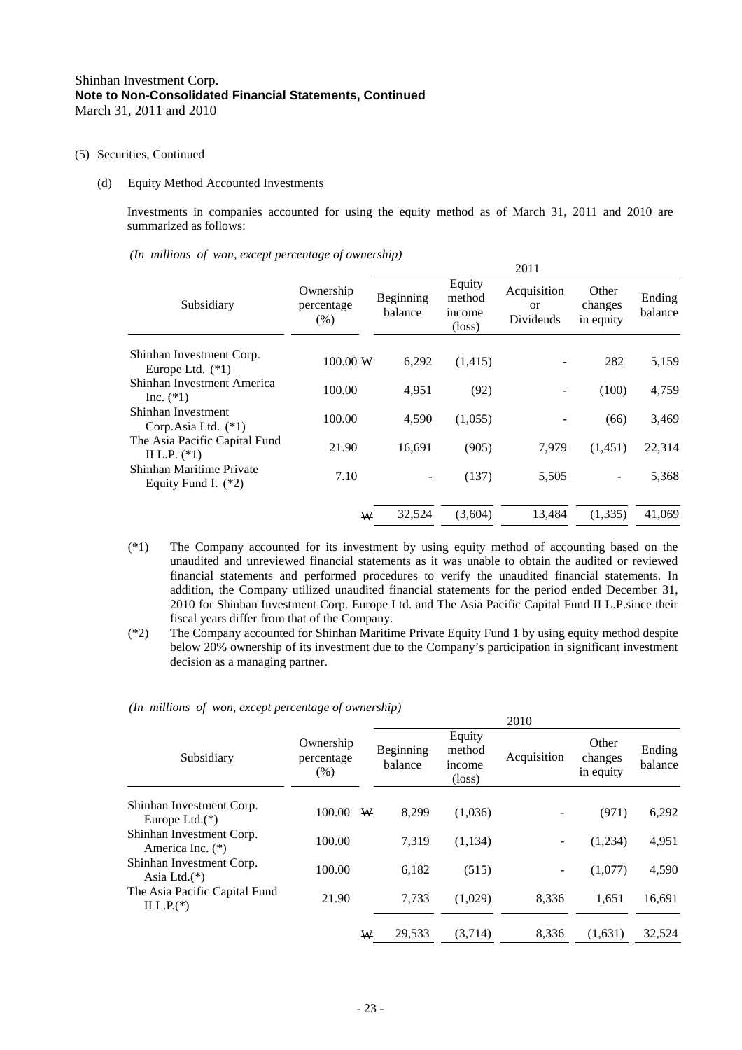# Shinhan Investment Corp.
**Note to Non-Consolidated Financial Statements, Continued**
March 31, 2011 and 2010

(5) Securities, Continued

(d) Equity Method Accounted Investments

Investments in companies accounted for using the equity method as of March 31, 2011 and 2010 are summarized as follows:

*(In millions of won, except percentage of ownership)*

| | | 2011 | | | | |
|---|---|---|---|---|---|---|
| Subsidiary | Ownership percentage (%) | Beginning balance | Equity method income (loss) | Acquisition or Dividends | Other changes in equity | Ending balance |
| Shinhan Investment Corp. Europe Ltd. (*1) | 100.00 | ₩ 6,292 | (1,415) | - | 282 | 5,159 |
| Shinhan Investment America Inc. (*1) | 100.00 | 4,951 | (92) | - | (100) | 4,759 |
| Shinhan Investment Corp.Asia Ltd. (*1) | 100.00 | 4,590 | (1,055) | - | (66) | 3,469 |
| The Asia Pacific Capital Fund II L.P. (*1) | 21.90 | 16,691 | (905) | 7,979 | (1,451) | 22,314 |
| Shinhan Maritime Private Equity Fund I. (*2) | 7.10 | - | (137) | 5,505 | - | 5,368 |
| | | ₩ 32,524 | (3,604) | 13,484 | (1,335) | 41,069 |

(*1) The Company accounted for its investment by using equity method of accounting based on the unaudited and unreviewed financial statements as it was unable to obtain the audited or reviewed financial statements and performed procedures to verify the unaudited financial statements. In addition, the Company utilized unaudited financial statements for the period ended December 31, 2010 for Shinhan Investment Corp. Europe Ltd. and The Asia Pacific Capital Fund II L.P.since their fiscal years differ from that of the Company.

(*2) The Company accounted for Shinhan Maritime Private Equity Fund 1 by using equity method despite below 20% ownership of its investment due to the Company's participation in significant investment decision as a managing partner.

*(In millions of won, except percentage of ownership)*

| | | 2010 | | | | |
|---|---|---|---|---|---|---|
| Subsidiary | Ownership percentage (%) | Beginning balance | Equity method income (loss) | Acquisition | Other changes in equity | Ending balance |
| Shinhan Investment Corp. Europe Ltd.(*) | 100.00 | ₩ 8,299 | (1,036) | - | (971) | 6,292 |
| Shinhan Investment Corp. America Inc. (*) | 100.00 | 7,319 | (1,134) | - | (1,234) | 4,951 |
| Shinhan Investment Corp. Asia Ltd.(*) | 100.00 | 6,182 | (515) | - | (1,077) | 4,590 |
| The Asia Pacific Capital Fund II L.P.(*) | 21.90 | 7,733 | (1,029) | 8,336 | 1,651 | 16,691 |
| | | ₩ 29,533 | (3,714) | 8,336 | (1,631) | 32,524 |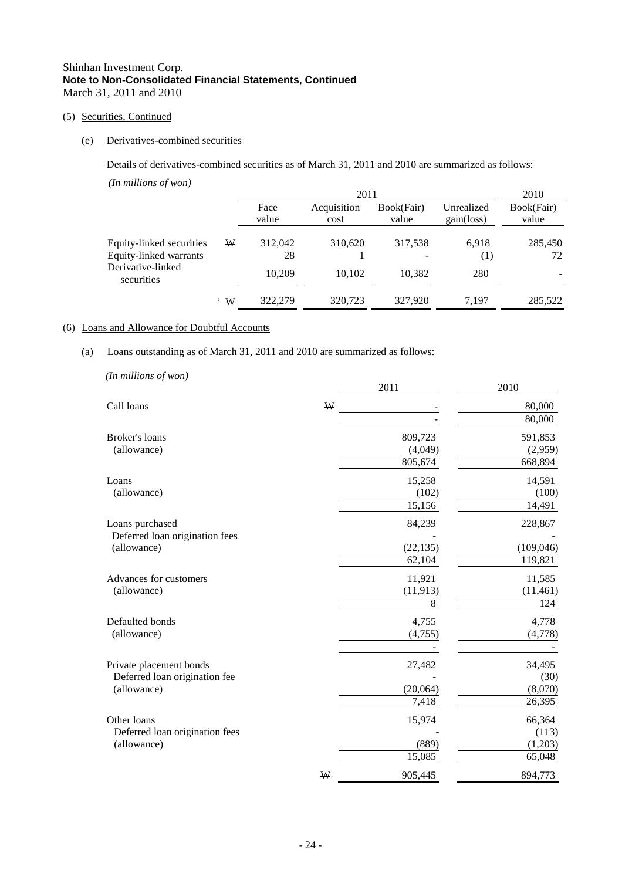Shinhan Investment Corp.
**Note to Non-Consolidated Financial Statements, Continued**
March 31, 2011 and 2010

(5) Securities, Continued

(e) Derivatives-combined securities

Details of derivatives-combined securities as of March 31, 2011 and 2010 are summarized as follows:

*(In millions of won)*

| | | 2011 | | | | 2010 |
|---|---|---|---|---|---|---|
| | | Face value | Acquisition cost | Book(Fair) value | Unrealized gain(loss) | Book(Fair) value |
| Equity-linked securities | W | 312,042 | 310,620 | 317,538 | 6,918 | 285,450 |
| Equity-linked warrants | | 28 | 1 | - | (1) | 72 |
| Derivative-linked securities | | 10,209 | 10,102 | 10,382 | 280 | - |
| | W | 322,279 | 320,723 | 327,920 | 7,197 | 285,522 |

(6) Loans and Allowance for Doubtful Accounts

(a) Loans outstanding as of March 31, 2011 and 2010 are summarized as follows:

*(In millions of won)*

| | | 2011 | 2010 |
|---|---|---|---|
| Call loans | W | - | 80,000 |
| | | - | 80,000 |
| Broker's loans | | 809,723 | 591,853 |
| (allowance) | | (4,049) | (2,959) |
| | | 805,674 | 668,894 |
| Loans | | 15,258 | 14,591 |
| (allowance) | | (102) | (100) |
| | | 15,156 | 14,491 |
| Loans purchased | | 84,239 | 228,867 |
| Deferred loan origination fees | | - | - |
| (allowance) | | (22,135) | (109,046) |
| | | 62,104 | 119,821 |
| Advances for customers | | 11,921 | 11,585 |
| (allowance) | | (11,913) | (11,461) |
| | | 8 | 124 |
| Defaulted bonds | | 4,755 | 4,778 |
| (allowance) | | (4,755) | (4,778) |
| | | - | - |
| Private placement bonds | | 27,482 | 34,495 |
| Deferred loan origination fee | | - | (30) |
| (allowance) | | (20,064) | (8,070) |
| | | 7,418 | 26,395 |
| Other loans | | 15,974 | 66,364 |
| Deferred loan origination fees | | - | (113) |
| (allowance) | | (889) | (1,203) |
| | | 15,085 | 65,048 |
| | W | 905,445 | 894,773 |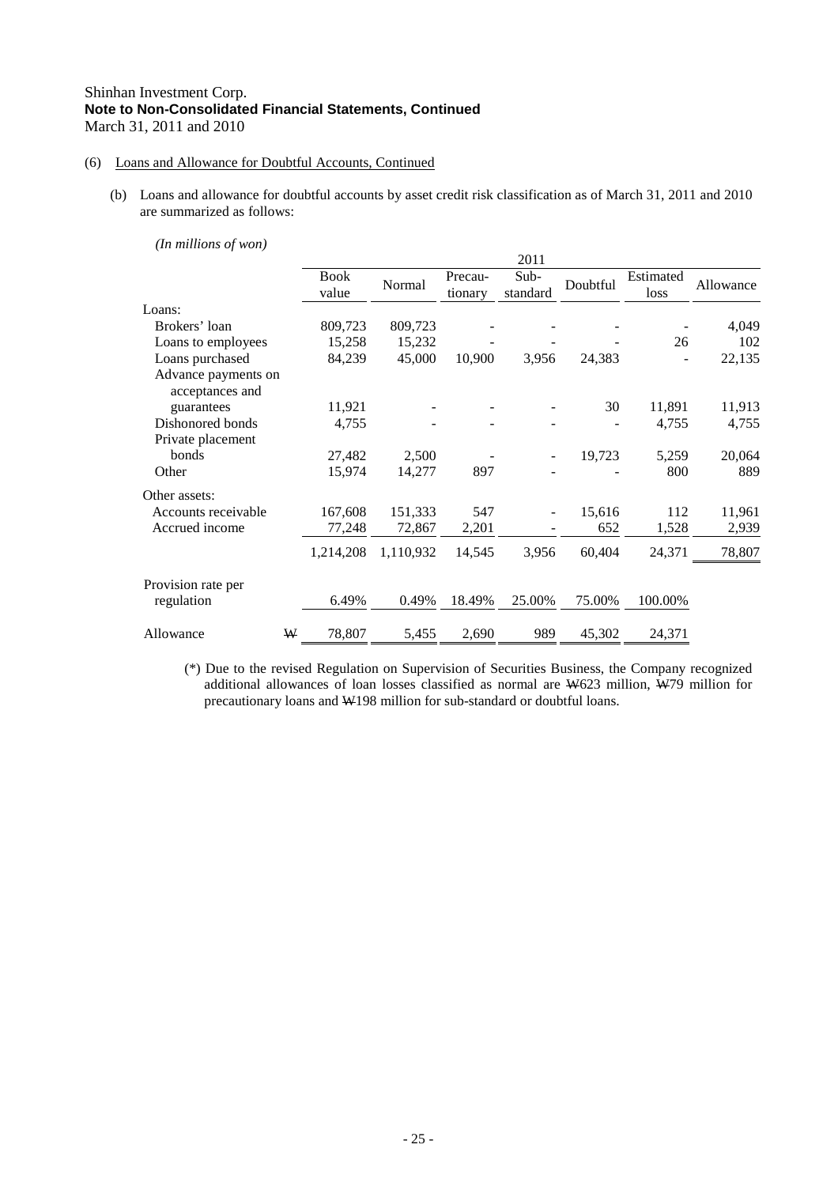Shinhan Investment Corp.
**Note to Non-Consolidated Financial Statements, Continued**
March 31, 2011 and 2010

(6) Loans and Allowance for Doubtful Accounts, Continued

(b) Loans and allowance for doubtful accounts by asset credit risk classification as of March 31, 2011 and 2010 are summarized as follows:

*(In millions of won)*

| | 2011 | | | | | | |
|---|---|---|---|---|---|---|---|
| | Book value | Normal | Precau-tionary | Sub-standard | Doubtful | Estimated loss | Allowance |
| Loans: | | | | | | | |
| Brokers' loan | 809,723 | 809,723 | - | - | - | - | 4,049 |
| Loans to employees | 15,258 | 15,232 | - | - | - | 26 | 102 |
| Loans purchased | 84,239 | 45,000 | 10,900 | 3,956 | 24,383 | - | 22,135 |
| Advance payments on acceptances and guarantees | 11,921 | - | - | - | 30 | 11,891 | 11,913 |
| Dishonored bonds | 4,755 | - | - | - | - | 4,755 | 4,755 |
| Private placement bonds | 27,482 | 2,500 | - | - | 19,723 | 5,259 | 20,064 |
| Other | 15,974 | 14,277 | 897 | - | - | 800 | 889 |
| Other assets: | | | | | | | |
| Accounts receivable | 167,608 | 151,333 | 547 | - | 15,616 | 112 | 11,961 |
| Accrued income | 77,248 | 72,867 | 2,201 | - | 652 | 1,528 | 2,939 |
| | 1,214,208 | 1,110,932 | 14,545 | 3,956 | 60,404 | 24,371 | 78,807 |
| Provision rate per regulation | 6.49% | 0.49% | 18.49% | 25.00% | 75.00% | 100.00% | |
| Allowance ₩ | 78,807 | 5,455 | 2,690 | 989 | 45,302 | 24,371 | |

(*) Due to the revised Regulation on Supervision of Securities Business, the Company recognized additional allowances of loan losses classified as normal are ₩623 million, ₩79 million for precautionary loans and ₩198 million for sub-standard or doubtful loans.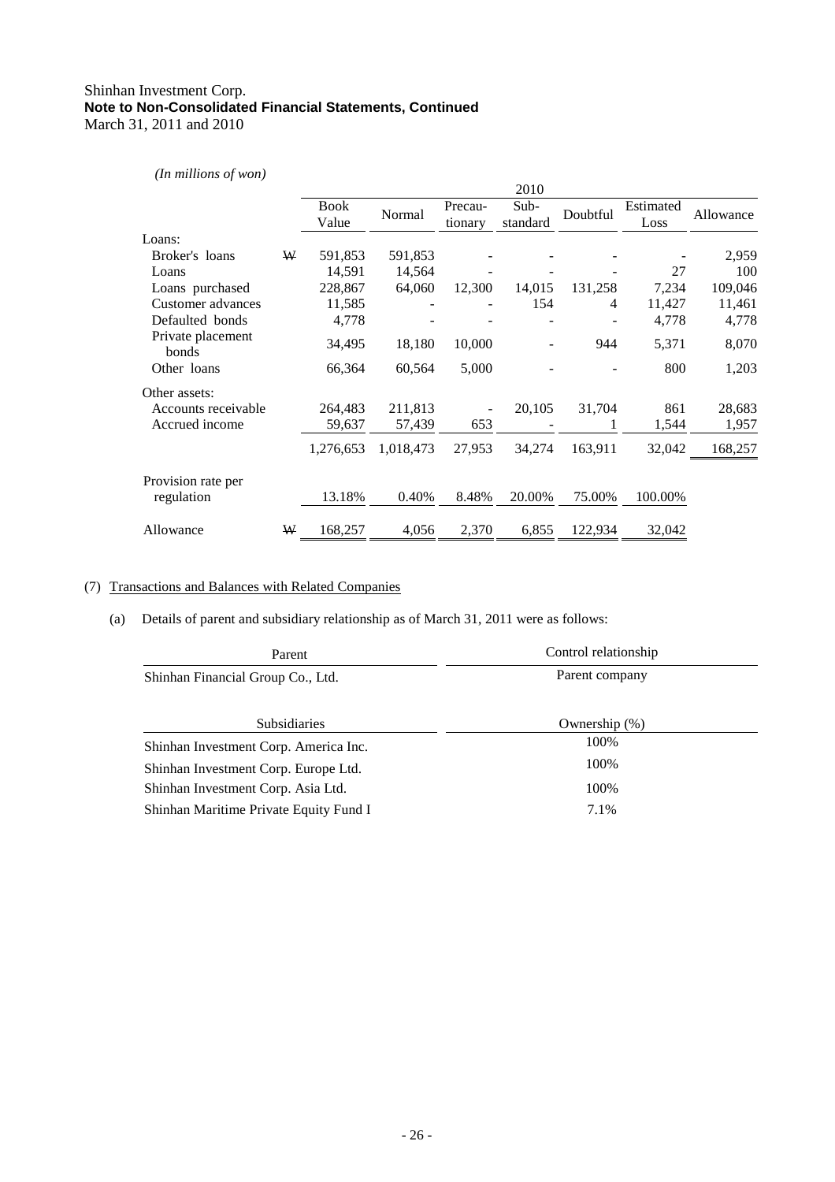Shinhan Investment Corp.
**Note to Non-Consolidated Financial Statements, Continued**
March 31, 2011 and 2010

*(In millions of won)*

| | | 2010 | | | | | | |
|---|---|---|---|---|---|---|---|---|
| | | Book Value | Normal | Precau-tionary | Sub-standard | Doubtful | Estimated Loss | Allowance |
| Loans: | | | | | | | | |
| Broker's loans | ₩ | 591,853 | 591,853 | - | - | - | - | 2,959 |
| Loans | | 14,591 | 14,564 | - | - | - | 27 | 100 |
| Loans purchased | | 228,867 | 64,060 | 12,300 | 14,015 | 131,258 | 7,234 | 109,046 |
| Customer advances | | 11,585 | - | - | 154 | 4 | 11,427 | 11,461 |
| Defaulted bonds | | 4,778 | - | - | - | - | 4,778 | 4,778 |
| Private placement bonds | | 34,495 | 18,180 | 10,000 | - | 944 | 5,371 | 8,070 |
| Other loans | | 66,364 | 60,564 | 5,000 | - | - | 800 | 1,203 |
| Other assets: | | | | | | | | |
| Accounts receivable | | 264,483 | 211,813 | - | 20,105 | 31,704 | 861 | 28,683 |
| Accrued income | | 59,637 | 57,439 | 653 | - | 1 | 1,544 | 1,957 |
| | | 1,276,653 | 1,018,473 | 27,953 | 34,274 | 163,911 | 32,042 | 168,257 |
| Provision rate per regulation | | 13.18% | 0.40% | 8.48% | 20.00% | 75.00% | 100.00% | |
| Allowance | ₩ | 168,257 | 4,056 | 2,370 | 6,855 | 122,934 | 32,042 | |

(7) Transactions and Balances with Related Companies

(a) Details of parent and subsidiary relationship as of March 31, 2011 were as follows:

| Parent | Control relationship |
|---|---|
| Shinhan Financial Group Co., Ltd. | Parent company |

| Subsidiaries | Ownership (%) |
|---|---|
| Shinhan Investment Corp. America Inc. | 100% |
| Shinhan Investment Corp. Europe Ltd. | 100% |
| Shinhan Investment Corp. Asia Ltd. | 100% |
| Shinhan Maritime Private Equity Fund I | 7.1% |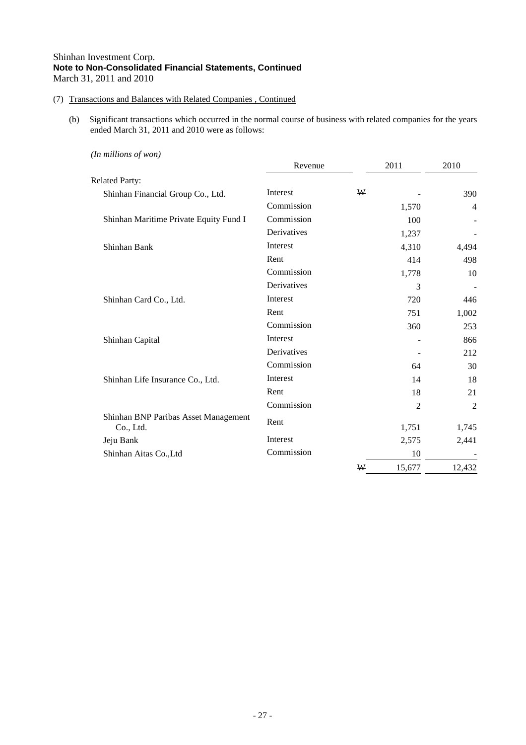Shinhan Investment Corp.
**Note to Non-Consolidated Financial Statements, Continued**
March 31, 2011 and 2010

(7) Transactions and Balances with Related Companies , Continued

(b) Significant transactions which occurred in the normal course of business with related companies for the years ended March 31, 2011 and 2010 were as follows:

*(In millions of won)*

| | Revenue | 2011 | 2010 |
|---|---|---|---|
| Related Party: | | | |
| Shinhan Financial Group Co., Ltd. | Interest | ₩ - | 390 |
| | Commission | 1,570 | 4 |
| Shinhan Maritime Private Equity Fund I | Commission | 100 | - |
| | Derivatives | 1,237 | - |
| Shinhan Bank | Interest | 4,310 | 4,494 |
| | Rent | 414 | 498 |
| | Commission | 1,778 | 10 |
| | Derivatives | 3 | - |
| Shinhan Card Co., Ltd. | Interest | 720 | 446 |
| | Rent | 751 | 1,002 |
| | Commission | 360 | 253 |
| Shinhan Capital | Interest | - | 866 |
| | Derivatives | - | 212 |
| | Commission | 64 | 30 |
| Shinhan Life Insurance Co., Ltd. | Interest | 14 | 18 |
| | Rent | 18 | 21 |
| | Commission | 2 | 2 |
| Shinhan BNP Paribas Asset Management Co., Ltd. | Rent | 1,751 | 1,745 |
| Jeju Bank | Interest | 2,575 | 2,441 |
| Shinhan Aitas Co.,Ltd | Commission | 10 | - |
| | | ₩ 15,677 | 12,432 |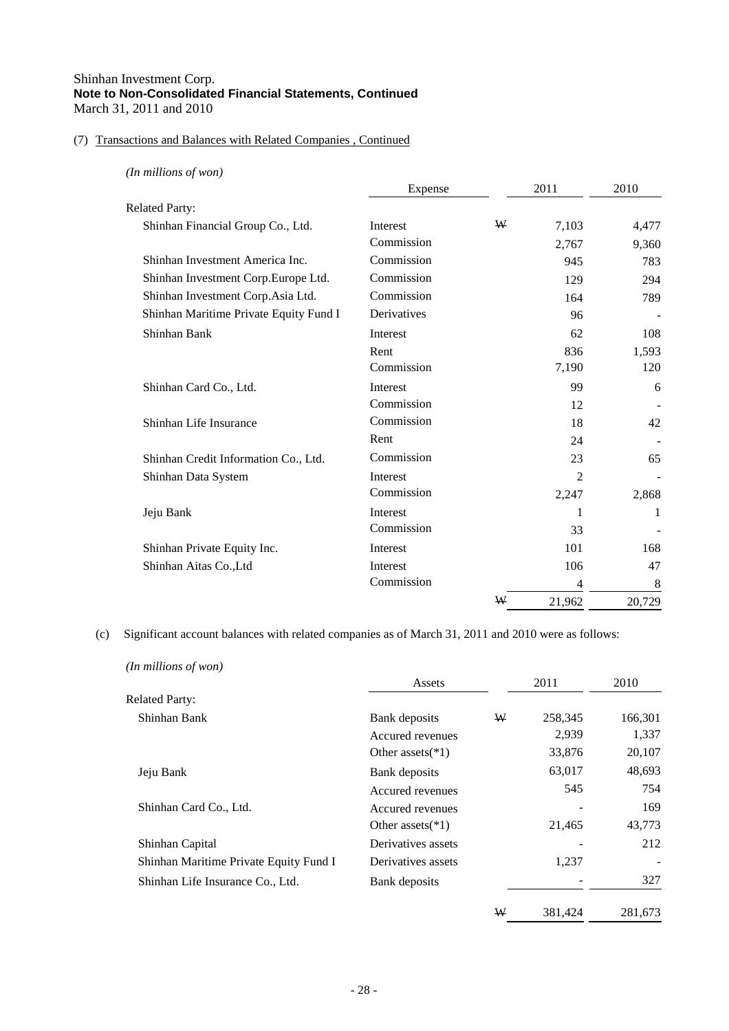Shinhan Investment Corp.
**Note to Non-Consolidated Financial Statements, Continued**
March 31, 2011 and 2010

(7) Transactions and Balances with Related Companies , Continued

*(In millions of won)*

| | Expense | | 2011 | 2010 |
|---|---|---|---|---|
| Related Party: | | | | |
| Shinhan Financial Group Co., Ltd. | Interest | ₩ | 7,103 | 4,477 |
| | Commission | | 2,767 | 9,360 |
| Shinhan Investment America Inc. | Commission | | 945 | 783 |
| Shinhan Investment Corp.Europe Ltd. | Commission | | 129 | 294 |
| Shinhan Investment Corp.Asia Ltd. | Commission | | 164 | 789 |
| Shinhan Maritime Private Equity Fund I | Derivatives | | 96 | - |
| Shinhan Bank | Interest | | 62 | 108 |
| | Rent | | 836 | 1,593 |
| | Commission | | 7,190 | 120 |
| Shinhan Card Co., Ltd. | Interest | | 99 | 6 |
| | Commission | | 12 | - |
| Shinhan Life Insurance | Commission | | 18 | 42 |
| | Rent | | 24 | - |
| Shinhan Credit Information Co., Ltd. | Commission | | 23 | 65 |
| Shinhan Data System | Interest | | 2 | - |
| | Commission | | 2,247 | 2,868 |
| Jeju Bank | Interest | | 1 | 1 |
| | Commission | | 33 | - |
| Shinhan Private Equity Inc. | Interest | | 101 | 168 |
| Shinhan Aitas Co.,Ltd | Interest | | 106 | 47 |
| | Commission | | 4 | 8 |
| | | ₩ | 21,962 | 20,729 |

(c) Significant account balances with related companies as of March 31, 2011 and 2010 were as follows:

*(In millions of won)*

| | Assets | | 2011 | 2010 |
|---|---|---|---|---|
| Related Party: | | | | |
| Shinhan Bank | Bank deposits | ₩ | 258,345 | 166,301 |
| | Accured revenues | | 2,939 | 1,337 |
| | Other assets(*1) | | 33,876 | 20,107 |
| Jeju Bank | Bank deposits | | 63,017 | 48,693 |
| | Accured revenues | | 545 | 754 |
| Shinhan Card Co., Ltd. | Accured revenues | | - | 169 |
| | Other assets(*1) | | 21,465 | 43,773 |
| Shinhan Capital | Derivatives assets | | - | 212 |
| Shinhan Maritime Private Equity Fund I | Derivatives assets | | 1,237 | - |
| Shinhan Life Insurance Co., Ltd. | Bank deposits | | - | 327 |
| | | ₩ | 381,424 | 281,673 |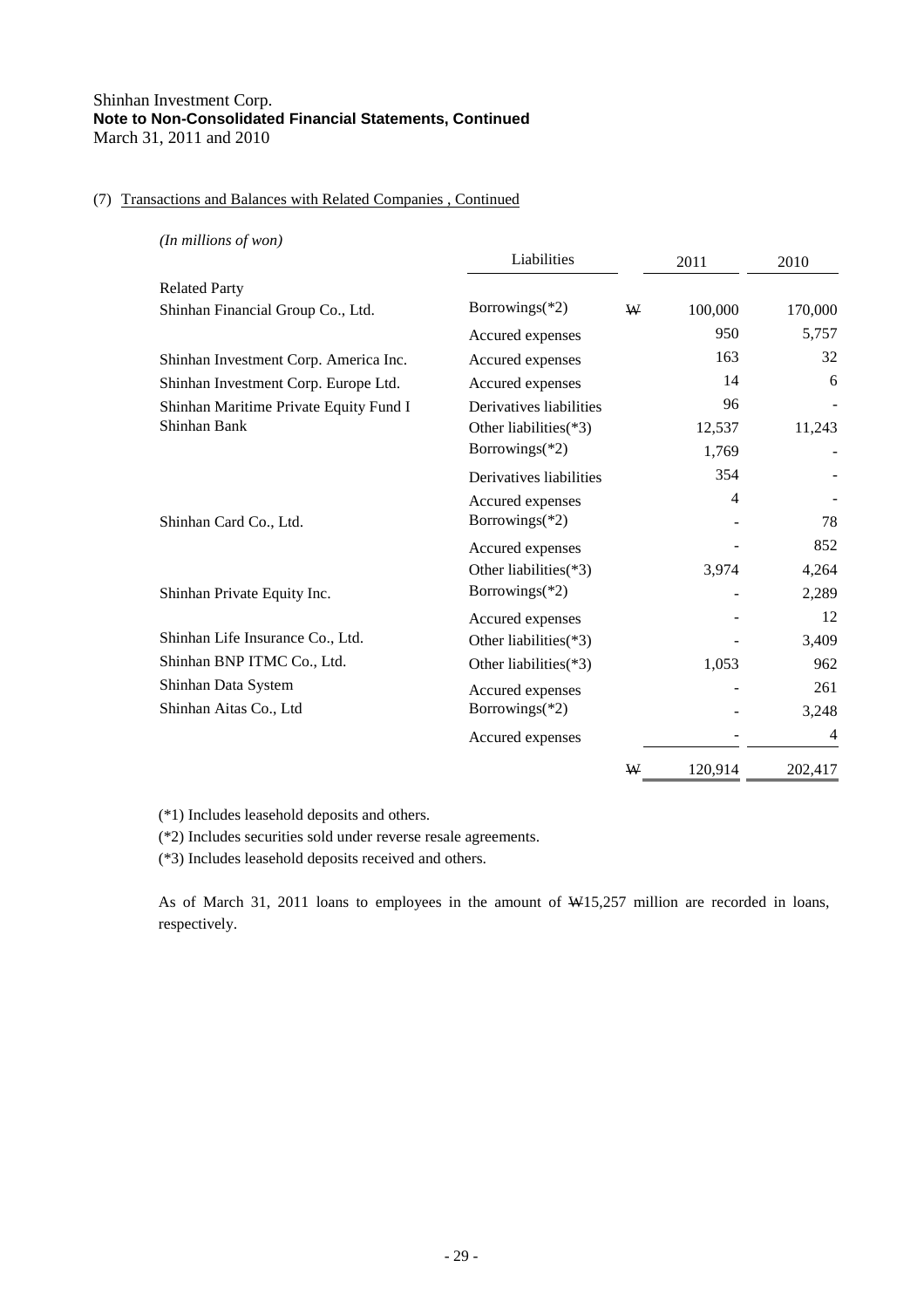Shinhan Investment Corp.
**Note to Non-Consolidated Financial Statements, Continued**
March 31, 2011 and 2010

(7) Transactions and Balances with Related Companies , Continued

*(In millions of won)*

| | Liabilities | | 2011 | 2010 |
|---|---|---|---|---|
| Related Party | | | | |
| Shinhan Financial Group Co., Ltd. | Borrowings(*2) | ₩ | 100,000 | 170,000 |
| | Accured expenses | | 950 | 5,757 |
| Shinhan Investment Corp. America Inc. | Accured expenses | | 163 | 32 |
| Shinhan Investment Corp. Europe Ltd. | Accured expenses | | 14 | 6 |
| Shinhan Maritime Private Equity Fund I | Derivatives liabilities | | 96 | - |
| Shinhan Bank | Other liabilities(*3) | | 12,537 | 11,243 |
| | Borrowings(*2) | | 1,769 | - |
| | Derivatives liabilities | | 354 | - |
| | Accured expenses | | 4 | - |
| Shinhan Card Co., Ltd. | Borrowings(*2) | | - | 78 |
| | Accured expenses | | - | 852 |
| | Other liabilities(*3) | | 3,974 | 4,264 |
| Shinhan Private Equity Inc. | Borrowings(*2) | | - | 2,289 |
| | Accured expenses | | - | 12 |
| Shinhan Life Insurance Co., Ltd. | Other liabilities(*3) | | - | 3,409 |
| Shinhan BNP ITMC Co., Ltd. | Other liabilities(*3) | | 1,053 | 962 |
| Shinhan Data System | Accured expenses | | - | 261 |
| Shinhan Aitas Co., Ltd | Borrowings(*2) | | - | 3,248 |
| | Accured expenses | | - | 4 |
| | | ₩ | 120,914 | 202,417 |

(*1) Includes leasehold deposits and others.

(*2) Includes securities sold under reverse resale agreements.

(*3) Includes leasehold deposits received and others.

As of March 31, 2011 loans to employees in the amount of ₩15,257 million are recorded in loans, respectively.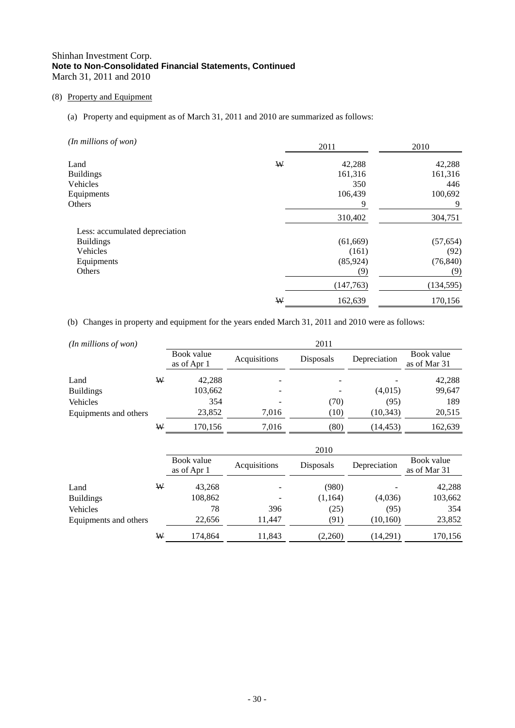Shinhan Investment Corp.
**Note to Non-Consolidated Financial Statements, Continued**
March 31, 2011 and 2010

(8) Property and Equipment

(a) Property and equipment as of March 31, 2011 and 2010 are summarized as follows:

| *(In millions of won)* | | 2011 | 2010 |
|---|---|---|---|
| Land | ₩ | 42,288 | 42,288 |
| Buildings | | 161,316 | 161,316 |
| Vehicles | | 350 | 446 |
| Equipments | | 106,439 | 100,692 |
| Others | | 9 | 9 |
| | | 310,402 | 304,751 |
| Less: accumulated depreciation | | | |
| Buildings | | (61,669) | (57,654) |
| Vehicles | | (161) | (92) |
| Equipments | | (85,924) | (76,840) |
| Others | | (9) | (9) |
| | | (147,763) | (134,595) |
| | ₩ | 162,639 | 170,156 |

(b) Changes in property and equipment for the years ended March 31, 2011 and 2010 were as follows:

| *(In millions of won)* | | 2011 | | | | |
|---|---|---|---|---|---|---|
| | | Book value as of Apr 1 | Acquisitions | Disposals | Depreciation | Book value as of Mar 31 |
| Land | ₩ | 42,288 | - | - | - | 42,288 |
| Buildings | | 103,662 | - | - | (4,015) | 99,647 |
| Vehicles | | 354 | - | (70) | (95) | 189 |
| Equipments and others | | 23,852 | 7,016 | (10) | (10,343) | 20,515 |
| | ₩ | 170,156 | 7,016 | (80) | (14,453) | 162,639 |

| | | 2010 | | | | |
|---|---|---|---|---|---|---|
| | | Book value as of Apr 1 | Acquisitions | Disposals | Depreciation | Book value as of Mar 31 |
| Land | ₩ | 43,268 | - | (980) | - | 42,288 |
| Buildings | | 108,862 | - | (1,164) | (4,036) | 103,662 |
| Vehicles | | 78 | 396 | (25) | (95) | 354 |
| Equipments and others | | 22,656 | 11,447 | (91) | (10,160) | 23,852 |
| | ₩ | 174,864 | 11,843 | (2,260) | (14,291) | 170,156 |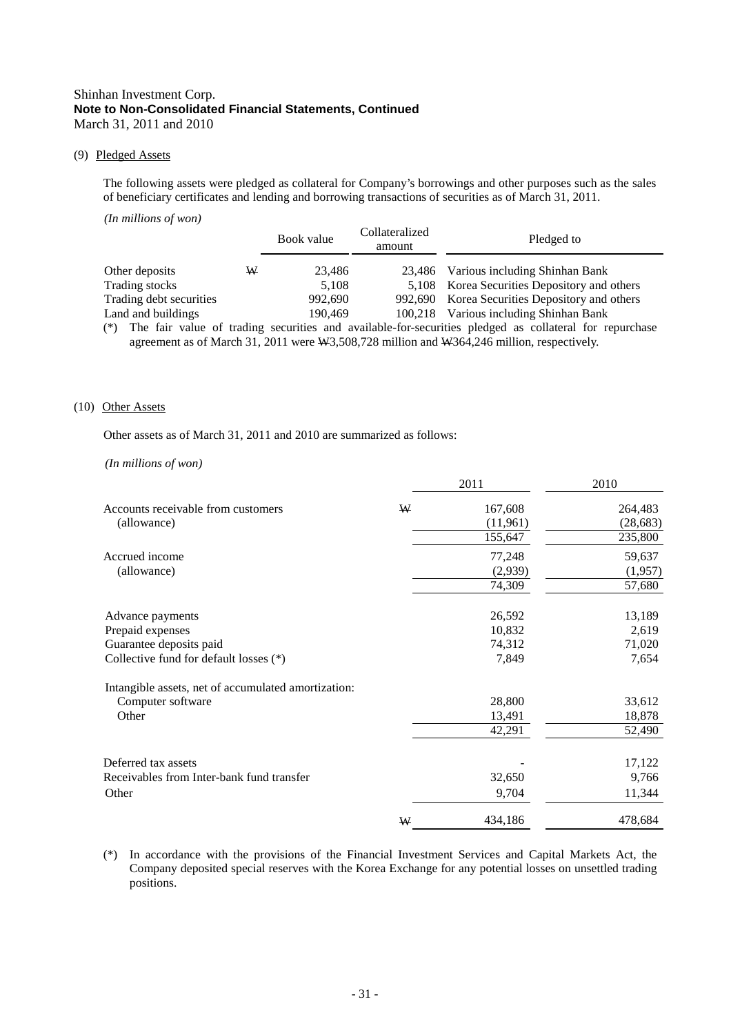Shinhan Investment Corp.
**Note to Non-Consolidated Financial Statements, Continued**
March 31, 2011 and 2010

(9) Pledged Assets

The following assets were pledged as collateral for Company's borrowings and other purposes such as the sales of beneficiary certificates and lending and borrowing transactions of securities as of March 31, 2011.

*(In millions of won)*

| | | Book value | Collateralized amount | Pledged to |
|---|---|---|---|---|
| Other deposits | ₩ | 23,486 | 23,486 | Various including Shinhan Bank |
| Trading stocks | | 5,108 | 5,108 | Korea Securities Depository and others |
| Trading debt securities | | 992,690 | 992,690 | Korea Securities Depository and others |
| Land and buildings | | 190,469 | 100,218 | Various including Shinhan Bank |

(*) The fair value of trading securities and available-for-securities pledged as collateral for repurchase agreement as of March 31, 2011 were ₩3,508,728 million and ₩364,246 million, respectively.

(10) Other Assets

Other assets as of March 31, 2011 and 2010 are summarized as follows:

*(In millions of won)*

| | | 2011 | 2010 |
|---|---|---|---|
| Accounts receivable from customers | ₩ | 167,608 | 264,483 |
| (allowance) | | (11,961) | (28,683) |
| | | 155,647 | 235,800 |
| Accrued income | | 77,248 | 59,637 |
| (allowance) | | (2,939) | (1,957) |
| | | 74,309 | 57,680 |
| Advance payments | | 26,592 | 13,189 |
| Prepaid expenses | | 10,832 | 2,619 |
| Guarantee deposits paid | | 74,312 | 71,020 |
| Collective fund for default losses (*) | | 7,849 | 7,654 |
| Intangible assets, net of accumulated amortization: | | | |
| Computer software | | 28,800 | 33,612 |
| Other | | 13,491 | 18,878 |
| | | 42,291 | 52,490 |
| Deferred tax assets | | - | 17,122 |
| Receivables from Inter-bank fund transfer | | 32,650 | 9,766 |
| Other | | 9,704 | 11,344 |
| | ₩ | 434,186 | 478,684 |

(*) In accordance with the provisions of the Financial Investment Services and Capital Markets Act, the Company deposited special reserves with the Korea Exchange for any potential losses on unsettled trading positions.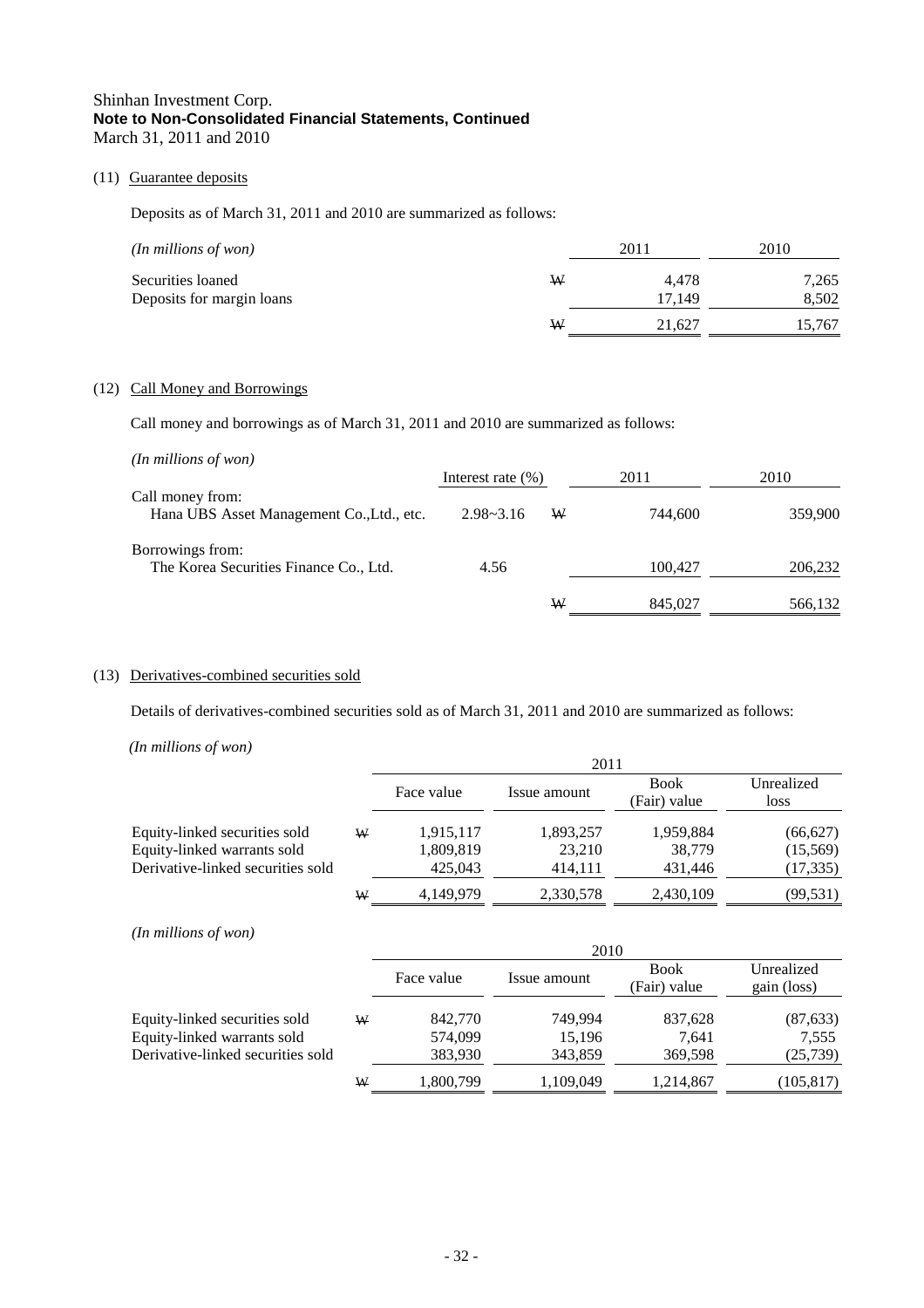Shinhan Investment Corp.
**Note to Non-Consolidated Financial Statements, Continued**
March 31, 2011 and 2010

(11) Guarantee deposits

Deposits as of March 31, 2011 and 2010 are summarized as follows:

| *(In millions of won)* | | 2011 | 2010 |
|---|---|---|---|
| Securities loaned | ₩ | 4,478 | 7,265 |
| Deposits for margin loans | | 17,149 | 8,502 |
| | ₩ | 21,627 | 15,767 |

(12) Call Money and Borrowings

Call money and borrowings as of March 31, 2011 and 2010 are summarized as follows:

| *(In millions of won)* | Interest rate (%) | | 2011 | 2010 |
|---|---|---|---|---|
| Call money from: | | | | |
| Hana UBS Asset Management Co.,Ltd., etc. | 2.98~3.16 | ₩ | 744,600 | 359,900 |
| Borrowings from: | | | | |
| The Korea Securities Finance Co., Ltd. | 4.56 | | 100,427 | 206,232 |
| | | ₩ | 845,027 | 566,132 |

(13) Derivatives-combined securities sold

Details of derivatives-combined securities sold as of March 31, 2011 and 2010 are summarized as follows:

*(In millions of won)*

| | | 2011 | | | |
|---|---|---|---|---|---|
| | | Face value | Issue amount | Book (Fair) value | Unrealized loss |
| Equity-linked securities sold | ₩ | 1,915,117 | 1,893,257 | 1,959,884 | (66,627) |
| Equity-linked warrants sold | | 1,809,819 | 23,210 | 38,779 | (15,569) |
| Derivative-linked securities sold | | 425,043 | 414,111 | 431,446 | (17,335) |
| | ₩ | 4,149,979 | 2,330,578 | 2,430,109 | (99,531) |

*(In millions of won)*

| | | 2010 | | | |
|---|---|---|---|---|---|
| | | Face value | Issue amount | Book (Fair) value | Unrealized gain (loss) |
| Equity-linked securities sold | ₩ | 842,770 | 749,994 | 837,628 | (87,633) |
| Equity-linked warrants sold | | 574,099 | 15,196 | 7,641 | 7,555 |
| Derivative-linked securities sold | | 383,930 | 343,859 | 369,598 | (25,739) |
| | ₩ | 1,800,799 | 1,109,049 | 1,214,867 | (105,817) |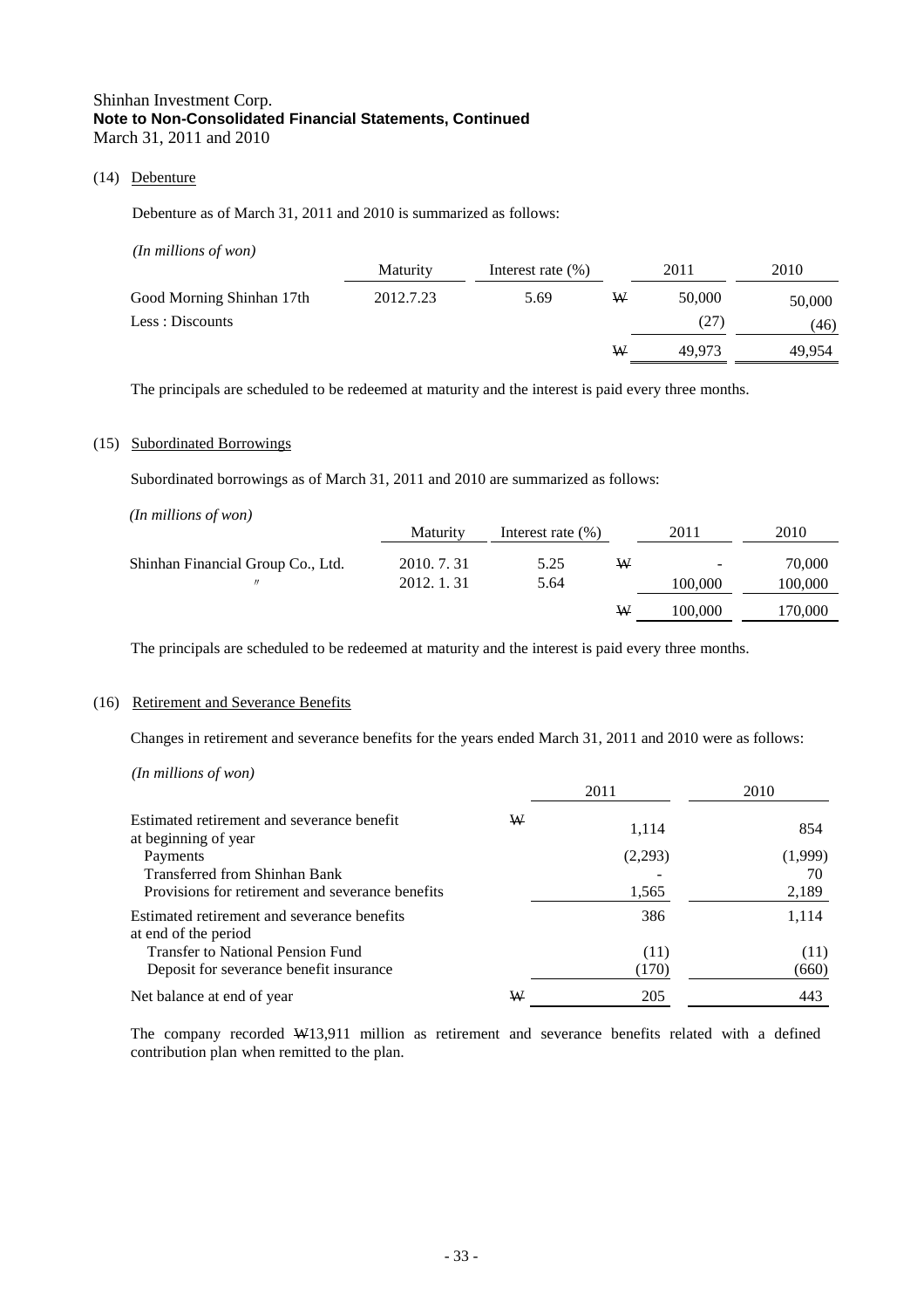Shinhan Investment Corp.
**Note to Non-Consolidated Financial Statements, Continued**
March 31, 2011 and 2010

(14) Debenture

Debenture as of March 31, 2011 and 2010 is summarized as follows:

*(In millions of won)*

| | Maturity | Interest rate (%) | | 2011 | 2010 |
|---|---|---|---|---|---|
| Good Morning Shinhan 17th | 2012.7.23 | 5.69 | ₩ | 50,000 | 50,000 |
| Less : Discounts | | | | (27) | (46) |
| | | | ₩ | 49,973 | 49,954 |

The principals are scheduled to be redeemed at maturity and the interest is paid every three months.

(15) Subordinated Borrowings

Subordinated borrowings as of March 31, 2011 and 2010 are summarized as follows:

*(In millions of won)*

| | Maturity | Interest rate (%) | | 2011 | 2010 |
|---|---|---|---|---|---|
| Shinhan Financial Group Co., Ltd. | 2010. 7. 31 | 5.25 | ₩ | - | 70,000 |
| 〃 | 2012. 1. 31 | 5.64 | | 100,000 | 100,000 |
| | | | ₩ | 100,000 | 170,000 |

The principals are scheduled to be redeemed at maturity and the interest is paid every three months.

(16) Retirement and Severance Benefits

Changes in retirement and severance benefits for the years ended March 31, 2011 and 2010 were as follows:

*(In millions of won)*

| | | 2011 | 2010 |
|---|---|---|---|
| Estimated retirement and severance benefit at beginning of year | ₩ | 1,114 | 854 |
| Payments | | (2,293) | (1,999) |
| Transferred from Shinhan Bank | | - | 70 |
| Provisions for retirement and severance benefits | | 1,565 | 2,189 |
| Estimated retirement and severance benefits at end of the period | | 386 | 1,114 |
| Transfer to National Pension Fund | | (11) | (11) |
| Deposit for severance benefit insurance | | (170) | (660) |
| Net balance at end of year | ₩ | 205 | 443 |

The company recorded ₩13,911 million as retirement and severance benefits related with a defined contribution plan when remitted to the plan.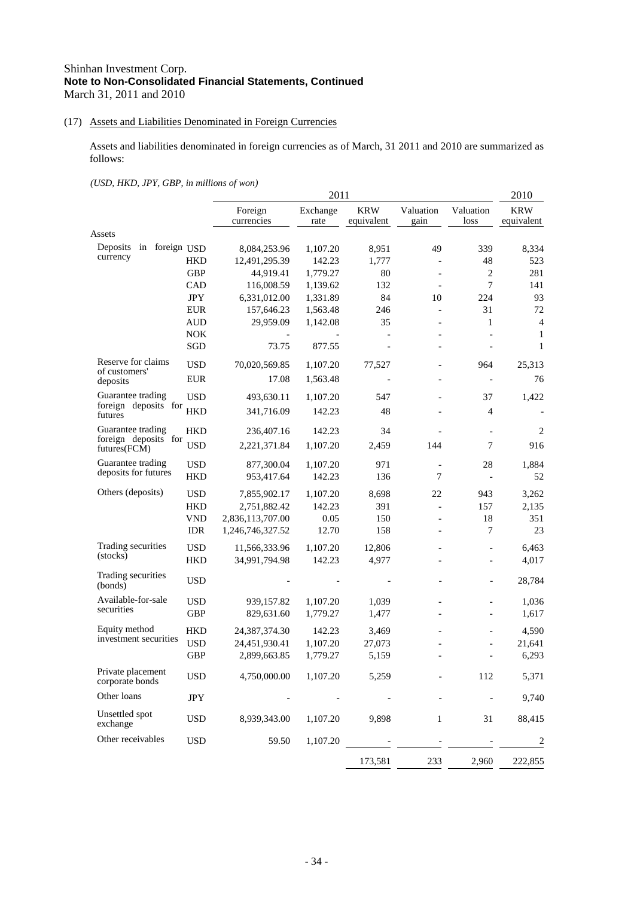Shinhan Investment Corp.
**Note to Non-Consolidated Financial Statements, Continued**
March 31, 2011 and 2010

(17) Assets and Liabilities Denominated in Foreign Currencies

Assets and liabilities denominated in foreign currencies as of March, 31 2011 and 2010 are summarized as follows:

*(USD, HKD, JPY, GBP, in millions of won)*

| | | 2011 | | | | | 2010 |
|---|---|---|---|---|---|---|---|
| | | Foreign currencies | Exchange rate | KRW equivalent | Valuation gain | Valuation loss | KRW equivalent |
| Assets | | | | | | | |
| Deposits in foreign currency | USD | 8,084,253.96 | 1,107.20 | 8,951 | 49 | 339 | 8,334 |
| | HKD | 12,491,295.39 | 142.23 | 1,777 | - | 48 | 523 |
| | GBP | 44,919.41 | 1,779.27 | 80 | - | 2 | 281 |
| | CAD | 116,008.59 | 1,139.62 | 132 | - | 7 | 141 |
| | JPY | 6,331,012.00 | 1,331.89 | 84 | 10 | 224 | 93 |
| | EUR | 157,646.23 | 1,563.48 | 246 | - | 31 | 72 |
| | AUD | 29,959.09 | 1,142.08 | 35 | - | 1 | 4 |
| | NOK | - | - | - | - | - | 1 |
| | SGD | 73.75 | 877.55 | - | - | - | 1 |
| Reserve for claims of customers' deposits | USD | 70,020,569.85 | 1,107.20 | 77,527 | - | 964 | 25,313 |
| | EUR | 17.08 | 1,563.48 | - | - | - | 76 |
| Guarantee trading foreign deposits for futures | USD | 493,630.11 | 1,107.20 | 547 | - | 37 | 1,422 |
| | HKD | 341,716.09 | 142.23 | 48 | - | 4 | - |
| Guarantee trading foreign deposits for futures(FCM) | HKD | 236,407.16 | 142.23 | 34 | - | - | 2 |
| | USD | 2,221,371.84 | 1,107.20 | 2,459 | 144 | 7 | 916 |
| Guarantee trading deposits for futures | USD | 877,300.04 | 1,107.20 | 971 | - | 28 | 1,884 |
| | HKD | 953,417.64 | 142.23 | 136 | 7 | - | 52 |
| Others (deposits) | USD | 7,855,902.17 | 1,107.20 | 8,698 | 22 | 943 | 3,262 |
| | HKD | 2,751,882.42 | 142.23 | 391 | - | 157 | 2,135 |
| | VND | 2,836,113,707.00 | 0.05 | 150 | - | 18 | 351 |
| | IDR | 1,246,746,327.52 | 12.70 | 158 | - | 7 | 23 |
| Trading securities (stocks) | USD | 11,566,333.96 | 1,107.20 | 12,806 | - | - | 6,463 |
| | HKD | 34,991,794.98 | 142.23 | 4,977 | - | - | 4,017 |
| Trading securities (bonds) | USD | - | - | - | - | - | 28,784 |
| Available-for-sale securities | USD | 939,157.82 | 1,107.20 | 1,039 | - | - | 1,036 |
| | GBP | 829,631.60 | 1,779.27 | 1,477 | - | - | 1,617 |
| Equity method investment securities | HKD | 24,387,374.30 | 142.23 | 3,469 | - | - | 4,590 |
| | USD | 24,451,930.41 | 1,107.20 | 27,073 | - | - | 21,641 |
| | GBP | 2,899,663.85 | 1,779.27 | 5,159 | - | - | 6,293 |
| Private placement corporate bonds | USD | 4,750,000.00 | 1,107.20 | 5,259 | - | 112 | 5,371 |
| Other loans | JPY | - | - | - | - | - | 9,740 |
| Unsettled spot exchange | USD | 8,939,343.00 | 1,107.20 | 9,898 | 1 | 31 | 88,415 |
| Other receivables | USD | 59.50 | 1,107.20 | - | - | - | 2 |
| | | | | 173,581 | 233 | 2,960 | 222,855 |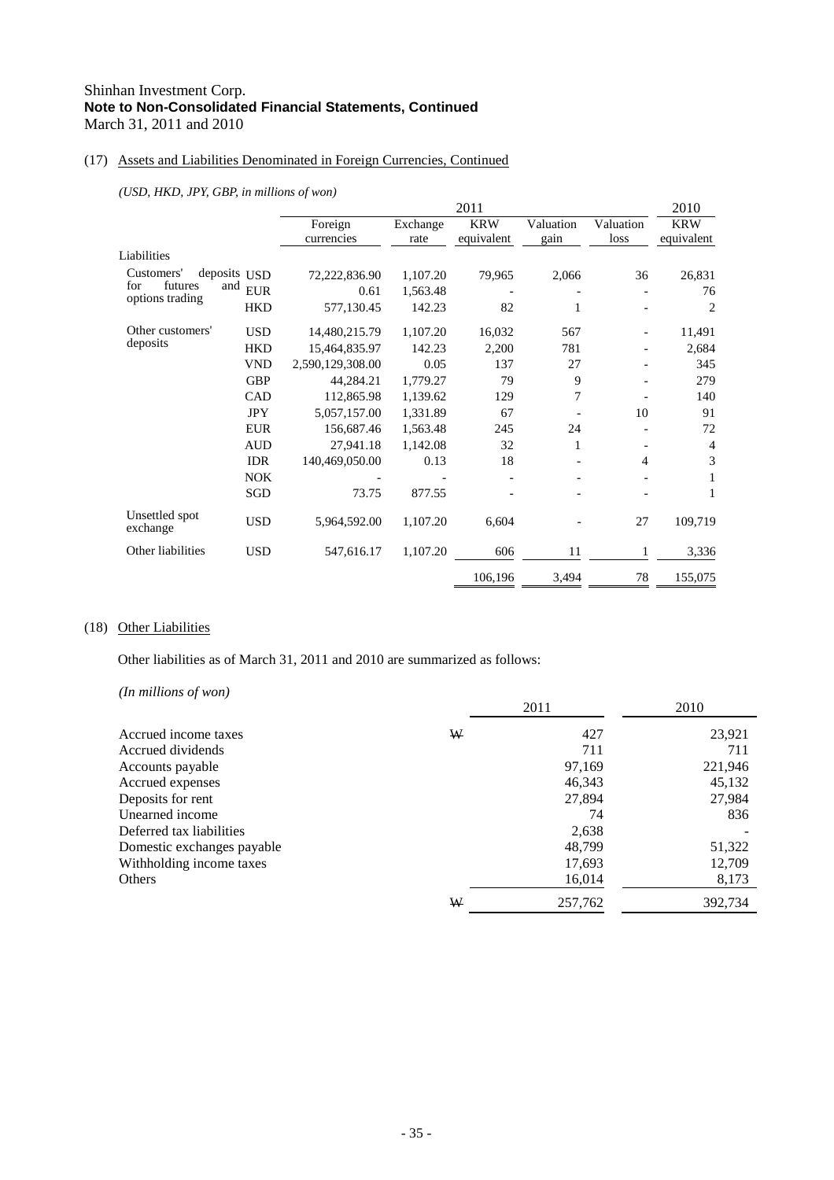Shinhan Investment Corp.
**Note to Non-Consolidated Financial Statements, Continued**
March 31, 2011 and 2010

## (17) Assets and Liabilities Denominated in Foreign Currencies, Continued

*(USD, HKD, JPY, GBP, in millions of won)*

| | | 2011 | | | | | 2010 |
|---|---|---|---|---|---|---|---|
| | | Foreign currencies | Exchange rate | KRW equivalent | Valuation gain | Valuation loss | KRW equivalent |
| Liabilities | | | | | | | |
| Customers' deposits for futures and options trading | USD | 72,222,836.90 | 1,107.20 | 79,965 | 2,066 | 36 | 26,831 |
| | EUR | 0.61 | 1,563.48 | - | - | - | 76 |
| | HKD | 577,130.45 | 142.23 | 82 | 1 | - | 2 |
| Other customers' deposits | USD | 14,480,215.79 | 1,107.20 | 16,032 | 567 | - | 11,491 |
| | HKD | 15,464,835.97 | 142.23 | 2,200 | 781 | - | 2,684 |
| | VND | 2,590,129,308.00 | 0.05 | 137 | 27 | - | 345 |
| | GBP | 44,284.21 | 1,779.27 | 79 | 9 | - | 279 |
| | CAD | 112,865.98 | 1,139.62 | 129 | 7 | - | 140 |
| | JPY | 5,057,157.00 | 1,331.89 | 67 | - | 10 | 91 |
| | EUR | 156,687.46 | 1,563.48 | 245 | 24 | - | 72 |
| | AUD | 27,941.18 | 1,142.08 | 32 | 1 | - | 4 |
| | IDR | 140,469,050.00 | 0.13 | 18 | - | 4 | 3 |
| | NOK | - | - | - | - | - | 1 |
| | SGD | 73.75 | 877.55 | - | - | - | 1 |
| Unsettled spot exchange | USD | 5,964,592.00 | 1,107.20 | 6,604 | - | 27 | 109,719 |
| Other liabilities | USD | 547,616.17 | 1,107.20 | 606 | 11 | 1 | 3,336 |
| | | | | 106,196 | 3,494 | 78 | 155,075 |

## (18) Other Liabilities

Other liabilities as of March 31, 2011 and 2010 are summarized as follows:

*(In millions of won)*

| | | 2011 | 2010 |
|---|---|---|---|
| Accrued income taxes | ₩ | 427 | 23,921 |
| Accrued dividends | | 711 | 711 |
| Accounts payable | | 97,169 | 221,946 |
| Accrued expenses | | 46,343 | 45,132 |
| Deposits for rent | | 27,894 | 27,984 |
| Unearned income | | 74 | 836 |
| Deferred tax liabilities | | 2,638 | - |
| Domestic exchanges payable | | 48,799 | 51,322 |
| Withholding income taxes | | 17,693 | 12,709 |
| Others | | 16,014 | 8,173 |
| | ₩ | 257,762 | 392,734 |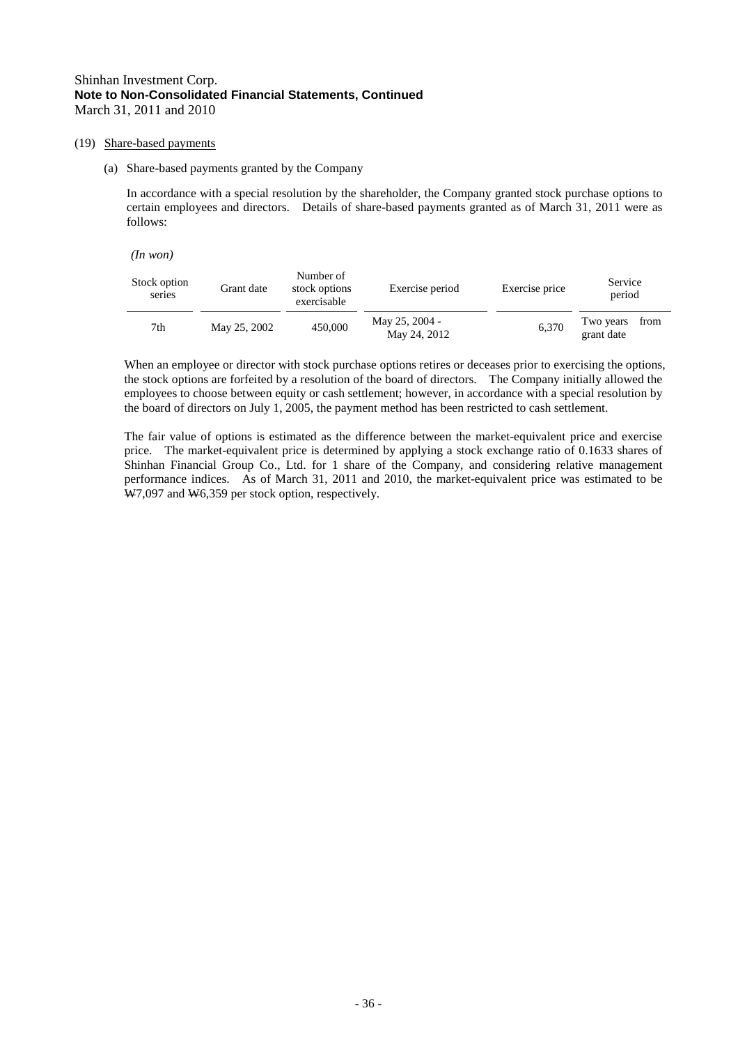Shinhan Investment Corp.
**Note to Non-Consolidated Financial Statements, Continued**
March 31, 2011 and 2010

(19) Share-based payments

(a) Share-based payments granted by the Company

In accordance with a special resolution by the shareholder, the Company granted stock purchase options to certain employees and directors. Details of share-based payments granted as of March 31, 2011 were as follows:

*(In won)*

| Stock option series | Grant date | Number of stock options exercisable | Exercise period | Exercise price | Service period |
|---|---|---|---|---|---|
| 7th | May 25, 2002 | 450,000 | May 25, 2004 - May 24, 2012 | 6,370 | Two years from grant date |

When an employee or director with stock purchase options retires or deceases prior to exercising the options, the stock options are forfeited by a resolution of the board of directors. The Company initially allowed the employees to choose between equity or cash settlement; however, in accordance with a special resolution by the board of directors on July 1, 2005, the payment method has been restricted to cash settlement.

The fair value of options is estimated as the difference between the market-equivalent price and exercise price. The market-equivalent price is determined by applying a stock exchange ratio of 0.1633 shares of Shinhan Financial Group Co., Ltd. for 1 share of the Company, and considering relative management performance indices. As of March 31, 2011 and 2010, the market-equivalent price was estimated to be ₩7,097 and ₩6,359 per stock option, respectively.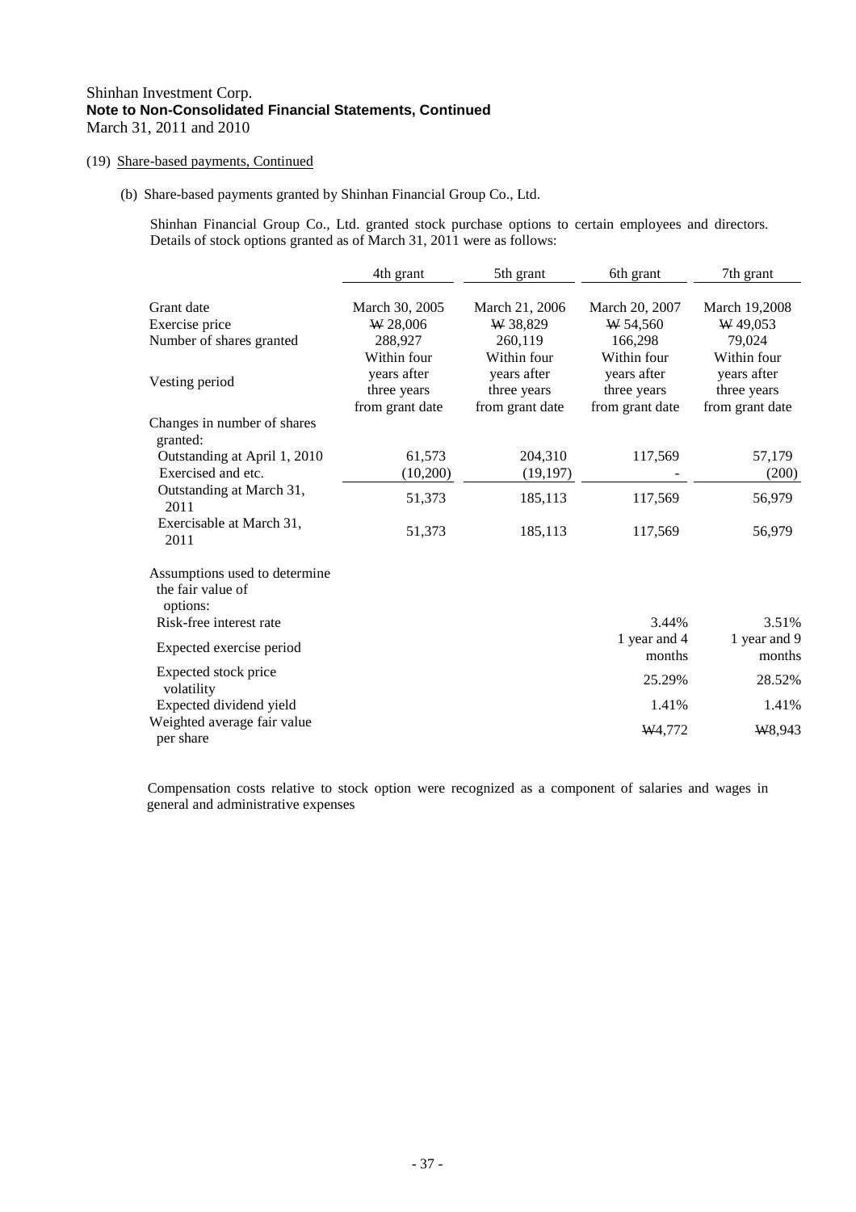Shinhan Investment Corp.
**Note to Non-Consolidated Financial Statements, Continued**
March 31, 2011 and 2010

(19) Share-based payments, Continued

(b) Share-based payments granted by Shinhan Financial Group Co., Ltd.

Shinhan Financial Group Co., Ltd. granted stock purchase options to certain employees and directors. Details of stock options granted as of March 31, 2011 were as follows:

| | 4th grant | 5th grant | 6th grant | 7th grant |
|---|---|---|---|---|
| Grant date | March 30, 2005 | March 21, 2006 | March 20, 2007 | March 19,2008 |
| Exercise price | ₩ 28,006 | ₩ 38,829 | ₩ 54,560 | ₩ 49,053 |
| Number of shares granted | 288,927 | 260,119 | 166,298 | 79,024 |
| Vesting period | Within four years after three years from grant date | Within four years after three years from grant date | Within four years after three years from grant date | Within four years after three years from grant date |
| Changes in number of shares granted: | | | | |
| Outstanding at April 1, 2010 | 61,573 | 204,310 | 117,569 | 57,179 |
| Exercised and etc. | (10,200) | (19,197) | - | (200) |
| Outstanding at March 31, 2011 | 51,373 | 185,113 | 117,569 | 56,979 |
| Exercisable at March 31, 2011 | 51,373 | 185,113 | 117,569 | 56,979 |
| Assumptions used to determine the fair value of options: | | | | |
| Risk-free interest rate | | | 3.44% | 3.51% |
| Expected exercise period | | | 1 year and 4 months | 1 year and 9 months |
| Expected stock price volatility | | | 25.29% | 28.52% |
| Expected dividend yield | | | 1.41% | 1.41% |
| Weighted average fair value per share | | | ₩4,772 | ₩8,943 |

Compensation costs relative to stock option were recognized as a component of salaries and wages in general and administrative expenses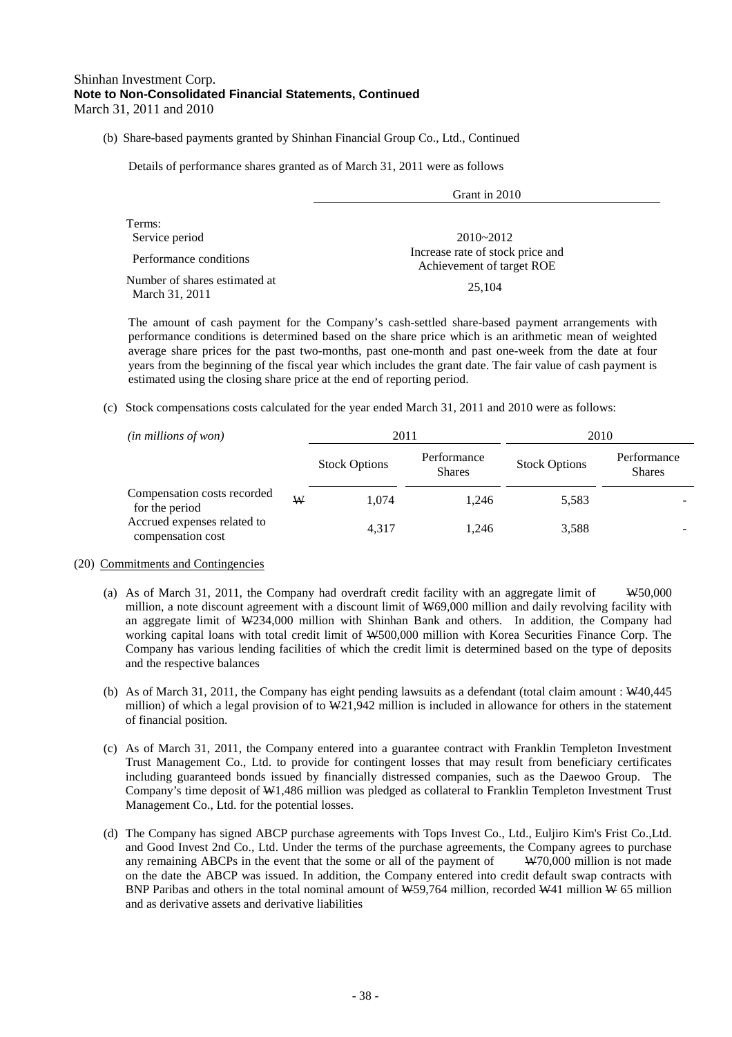Shinhan Investment Corp.
**Note to Non-Consolidated Financial Statements, Continued**
March 31, 2011 and 2010

(b) Share-based payments granted by Shinhan Financial Group Co., Ltd., Continued

Details of performance shares granted as of March 31, 2011 were as follows

| | Grant in 2010 |
|---|---|
| Terms: | |
| Service period | 2010~2012 |
| Performance conditions | Increase rate of stock price and Achievement of target ROE |
| Number of shares estimated at March 31, 2011 | 25,104 |

The amount of cash payment for the Company's cash-settled share-based payment arrangements with performance conditions is determined based on the share price which is an arithmetic mean of weighted average share prices for the past two-months, past one-month and past one-week from the date at four years from the beginning of the fiscal year which includes the grant date. The fair value of cash payment is estimated using the closing share price at the end of reporting period.

(c) Stock compensations costs calculated for the year ended March 31, 2011 and 2010 were as follows:

| *(in millions of won)* | | 2011 | | 2010 | |
|---|---|---|---|---|---|
| | | Stock Options | Performance Shares | Stock Options | Performance Shares |
| Compensation costs recorded for the period | ₩ | 1,074 | 1,246 | 5,583 | - |
| Accrued expenses related to compensation cost | | 4,317 | 1,246 | 3,588 | - |

(20) Commitments and Contingencies

(a) As of March 31, 2011, the Company had overdraft credit facility with an aggregate limit of ₩50,000 million, a note discount agreement with a discount limit of ₩69,000 million and daily revolving facility with an aggregate limit of ₩234,000 million with Shinhan Bank and others. In addition, the Company had working capital loans with total credit limit of ₩500,000 million with Korea Securities Finance Corp. The Company has various lending facilities of which the credit limit is determined based on the type of deposits and the respective balances

(b) As of March 31, 2011, the Company has eight pending lawsuits as a defendant (total claim amount : ₩40,445 million) of which a legal provision of to ₩21,942 million is included in allowance for others in the statement of financial position.

(c) As of March 31, 2011, the Company entered into a guarantee contract with Franklin Templeton Investment Trust Management Co., Ltd. to provide for contingent losses that may result from beneficiary certificates including guaranteed bonds issued by financially distressed companies, such as the Daewoo Group. The Company's time deposit of ₩1,486 million was pledged as collateral to Franklin Templeton Investment Trust Management Co., Ltd. for the potential losses.

(d) The Company has signed ABCP purchase agreements with Tops Invest Co., Ltd., Euljiro Kim's Frist Co.,Ltd. and Good Invest 2nd Co., Ltd. Under the terms of the purchase agreements, the Company agrees to purchase any remaining ABCPs in the event that the some or all of the payment of ₩70,000 million is not made on the date the ABCP was issued. In addition, the Company entered into credit default swap contracts with BNP Paribas and others in the total nominal amount of ₩59,764 million, recorded ₩41 million ₩ 65 million and as derivative assets and derivative liabilities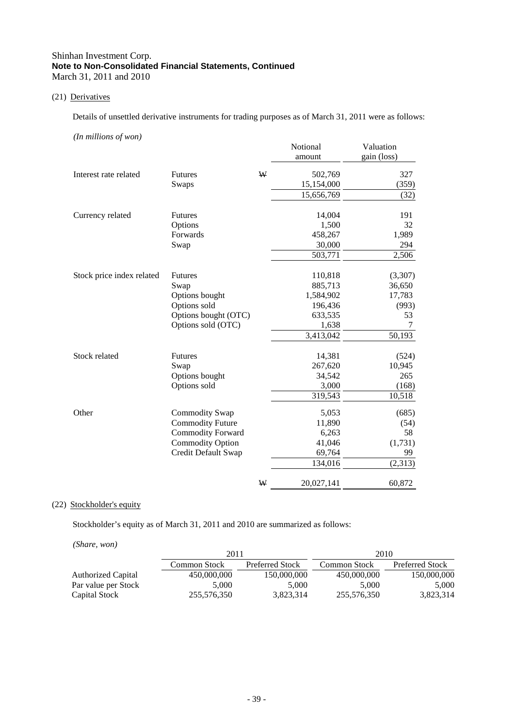Shinhan Investment Corp.
**Note to Non-Consolidated Financial Statements, Continued**
March 31, 2011 and 2010

(21) Derivatives

Details of unsettled derivative instruments for trading purposes as of March 31, 2011 were as follows:

*(In millions of won)*

| | | | Notional amount | Valuation gain (loss) |
|---|---|---|---|---|
| Interest rate related | Futures | ₩ | 502,769 | 327 |
| | Swaps | | 15,154,000 | (359) |
| | | | 15,656,769 | (32) |
| Currency related | Futures | | 14,004 | 191 |
| | Options | | 1,500 | 32 |
| | Forwards | | 458,267 | 1,989 |
| | Swap | | 30,000 | 294 |
| | | | 503,771 | 2,506 |
| Stock price index related | Futures | | 110,818 | (3,307) |
| | Swap | | 885,713 | 36,650 |
| | Options bought | | 1,584,902 | 17,783 |
| | Options sold | | 196,436 | (993) |
| | Options bought (OTC) | | 633,535 | 53 |
| | Options sold (OTC) | | 1,638 | 7 |
| | | | 3,413,042 | 50,193 |
| Stock related | Futures | | 14,381 | (524) |
| | Swap | | 267,620 | 10,945 |
| | Options bought | | 34,542 | 265 |
| | Options sold | | 3,000 | (168) |
| | | | 319,543 | 10,518 |
| Other | Commodity Swap | | 5,053 | (685) |
| | Commodity Future | | 11,890 | (54) |
| | Commodity Forward | | 6,263 | 58 |
| | Commodity Option | | 41,046 | (1,731) |
| | Credit Default Swap | | 69,764 | 99 |
| | | | 134,016 | (2,313) |
| | | ₩ | 20,027,141 | 60,872 |

(22) Stockholder's equity

Stockholder’s equity as of March 31, 2011 and 2010 are summarized as follows:

*(Share, won)*

| | 2011 | | 2010 | |
|---|---|---|---|---|
| | Common Stock | Preferred Stock | Common Stock | Preferred Stock |
| Authorized Capital | 450,000,000 | 150,000,000 | 450,000,000 | 150,000,000 |
| Par value per Stock | 5,000 | 5,000 | 5,000 | 5,000 |
| Capital Stock | 255,576,350 | 3,823,314 | 255,576,350 | 3,823,314 |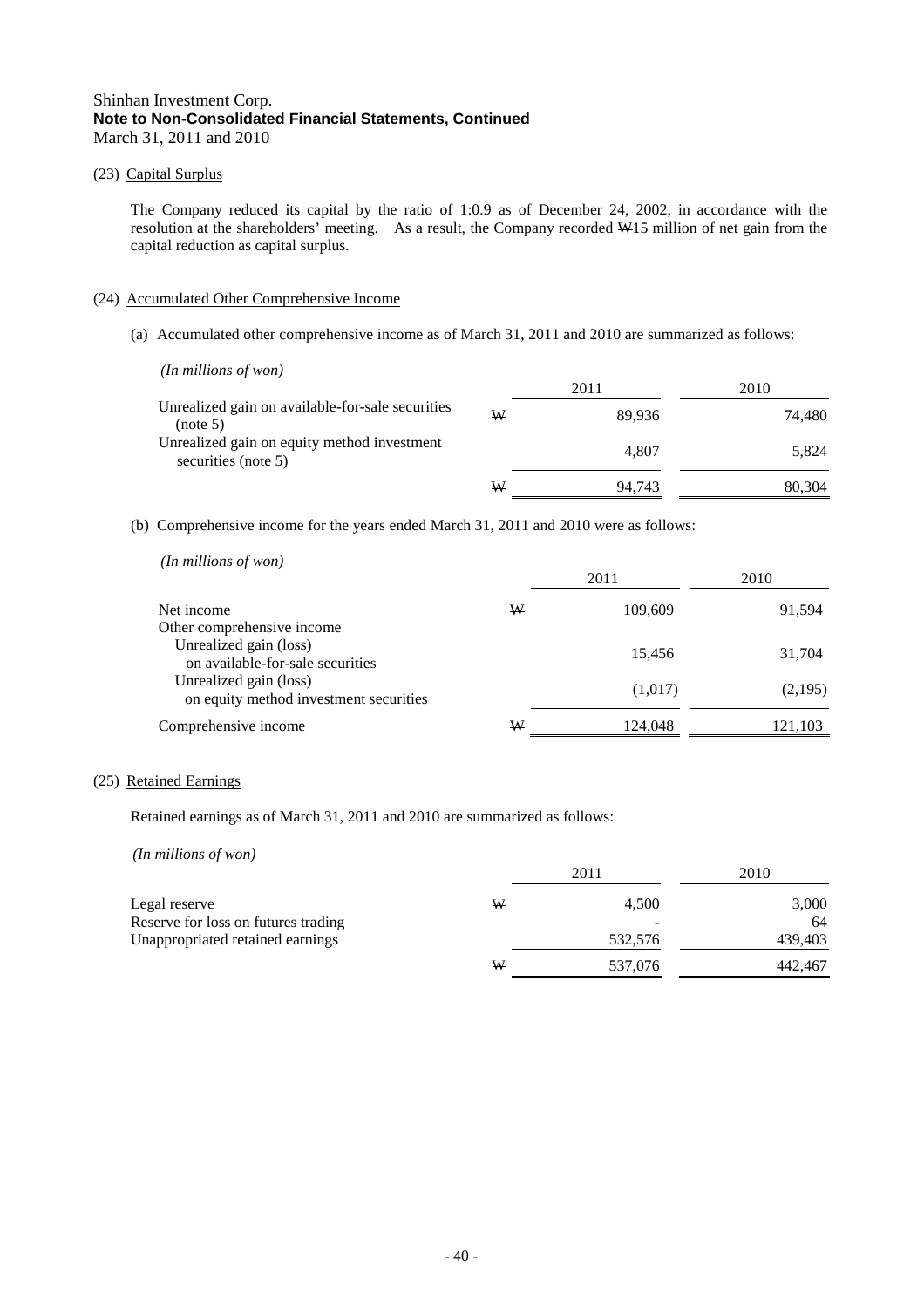Shinhan Investment Corp.
**Note to Non-Consolidated Financial Statements, Continued**
March 31, 2011 and 2010

(23) Capital Surplus

The Company reduced its capital by the ratio of 1:0.9 as of December 24, 2002, in accordance with the resolution at the shareholders' meeting. As a result, the Company recorded ₩15 million of net gain from the capital reduction as capital surplus.

(24) Accumulated Other Comprehensive Income

(a) Accumulated other comprehensive income as of March 31, 2011 and 2010 are summarized as follows:

*(In millions of won)*

| | | 2011 | 2010 |
|---|---|---|---|
| Unrealized gain on available-for-sale securities (note 5) | ₩ | 89,936 | 74,480 |
| Unrealized gain on equity method investment securities (note 5) | | 4,807 | 5,824 |
| | ₩ | 94,743 | 80,304 |

(b) Comprehensive income for the years ended March 31, 2011 and 2010 were as follows:

*(In millions of won)*

| | | 2011 | 2010 |
|---|---|---|---|
| Net income | ₩ | 109,609 | 91,594 |
| Other comprehensive income | | | |
| Unrealized gain (loss) on available-for-sale securities | | 15,456 | 31,704 |
| Unrealized gain (loss) on equity method investment securities | | (1,017) | (2,195) |
| Comprehensive income | ₩ | 124,048 | 121,103 |

(25) Retained Earnings

Retained earnings as of March 31, 2011 and 2010 are summarized as follows:

*(In millions of won)*

| | | 2011 | 2010 |
|---|---|---|---|
| Legal reserve | ₩ | 4,500 | 3,000 |
| Reserve for loss on futures trading | | - | 64 |
| Unappropriated retained earnings | | 532,576 | 439,403 |
| | ₩ | 537,076 | 442,467 |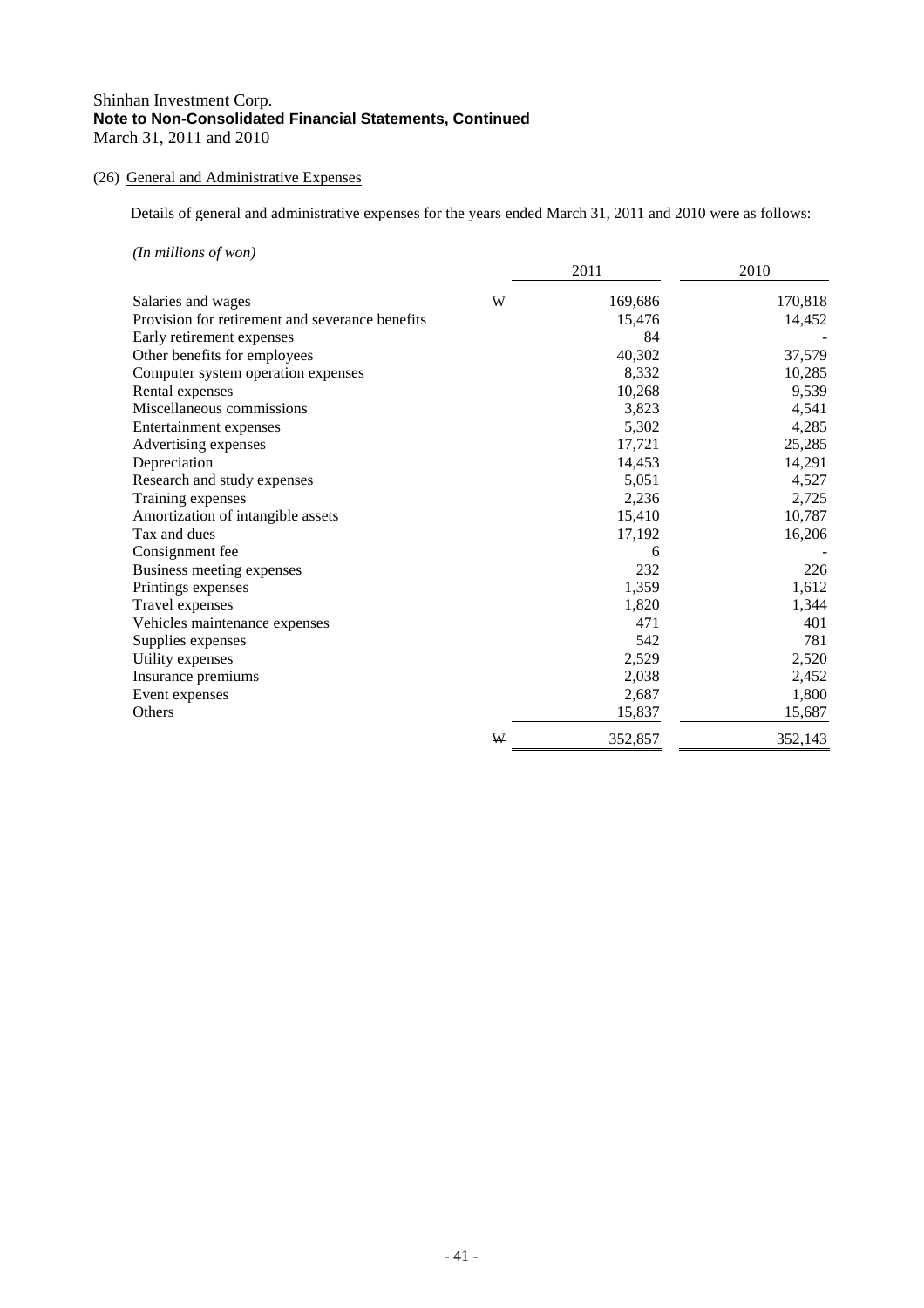Shinhan Investment Corp.
**Note to Non-Consolidated Financial Statements, Continued**
March 31, 2011 and 2010

(26) General and Administrative Expenses

Details of general and administrative expenses for the years ended March 31, 2011 and 2010 were as follows:

*(In millions of won)*

| | | 2011 | 2010 |
|---|---|---|---|
| Salaries and wages | ₩ | 169,686 | 170,818 |
| Provision for retirement and severance benefits | | 15,476 | 14,452 |
| Early retirement expenses | | 84 | - |
| Other benefits for employees | | 40,302 | 37,579 |
| Computer system operation expenses | | 8,332 | 10,285 |
| Rental expenses | | 10,268 | 9,539 |
| Miscellaneous commissions | | 3,823 | 4,541 |
| Entertainment expenses | | 5,302 | 4,285 |
| Advertising expenses | | 17,721 | 25,285 |
| Depreciation | | 14,453 | 14,291 |
| Research and study expenses | | 5,051 | 4,527 |
| Training expenses | | 2,236 | 2,725 |
| Amortization of intangible assets | | 15,410 | 10,787 |
| Tax and dues | | 17,192 | 16,206 |
| Consignment fee | | 6 | - |
| Business meeting expenses | | 232 | 226 |
| Printings expenses | | 1,359 | 1,612 |
| Travel expenses | | 1,820 | 1,344 |
| Vehicles maintenance expenses | | 471 | 401 |
| Supplies expenses | | 542 | 781 |
| Utility expenses | | 2,529 | 2,520 |
| Insurance premiums | | 2,038 | 2,452 |
| Event expenses | | 2,687 | 1,800 |
| Others | | 15,837 | 15,687 |
| | ₩ | 352,857 | 352,143 |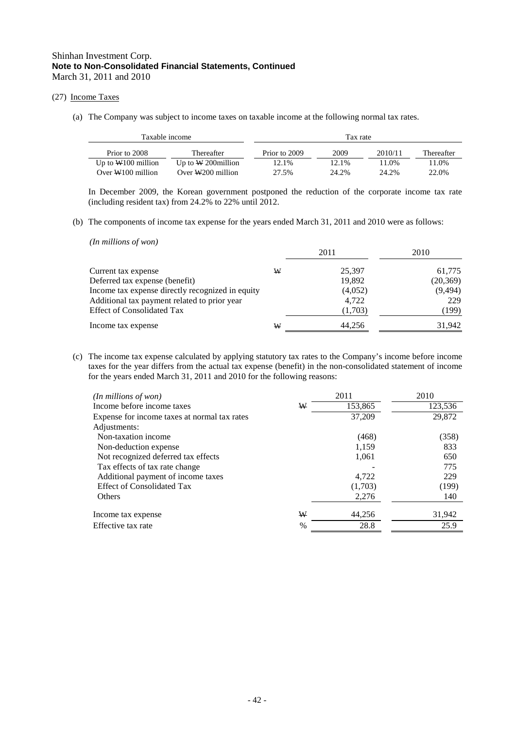Shinhan Investment Corp.
**Note to Non-Consolidated Financial Statements, Continued**
March 31, 2011 and 2010

(27) Income Taxes

(a) The Company was subject to income taxes on taxable income at the following normal tax rates.

| Taxable income | | Tax rate | | | |
|---|---|---|---|---|---|
| Prior to 2008 | Thereafter | Prior to 2009 | 2009 | 2010/11 | Thereafter |
| Up to ₩100 million | Up to ₩ 200million | 12.1% | 12.1% | 11.0% | 11.0% |
| Over ₩100 million | Over ₩200 million | 27.5% | 24.2% | 24.2% | 22.0% |

In December 2009, the Korean government postponed the reduction of the corporate income tax rate (including resident tax) from 24.2% to 22% until 2012.

(b) The components of income tax expense for the years ended March 31, 2011 and 2010 were as follows:

*(In millions of won)*

| | | 2011 | 2010 |
|---|---|---|---|
| Current tax expense | ₩ | 25,397 | 61,775 |
| Deferred tax expense (benefit) | | 19,892 | (20,369) |
| Income tax expense directly recognized in equity | | (4,052) | (9,494) |
| Additional tax payment related to prior year | | 4,722 | 229 |
| Effect of Consolidated Tax | | (1,703) | (199) |
| Income tax expense | ₩ | 44,256 | 31,942 |

(c) The income tax expense calculated by applying statutory tax rates to the Company's income before income taxes for the year differs from the actual tax expense (benefit) in the non-consolidated statement of income for the years ended March 31, 2011 and 2010 for the following reasons:

| *(In millions of won)* | | 2011 | 2010 |
|---|---|---|---|
| Income before income taxes | ₩ | 153,865 | 123,536 |
| Expense for income taxes at normal tax rates | | 37,209 | 29,872 |
| Adjustments: | | | |
| Non-taxation income | | (468) | (358) |
| Non-deduction expense | | 1,159 | 833 |
| Not recognized deferred tax effects | | 1,061 | 650 |
| Tax effects of tax rate change | | - | 775 |
| Additional payment of income taxes | | 4,722 | 229 |
| Effect of Consolidated Tax | | (1,703) | (199) |
| Others | | 2,276 | 140 |
| Income tax expense | ₩ | 44,256 | 31,942 |
| Effective tax rate | % | 28.8 | 25.9 |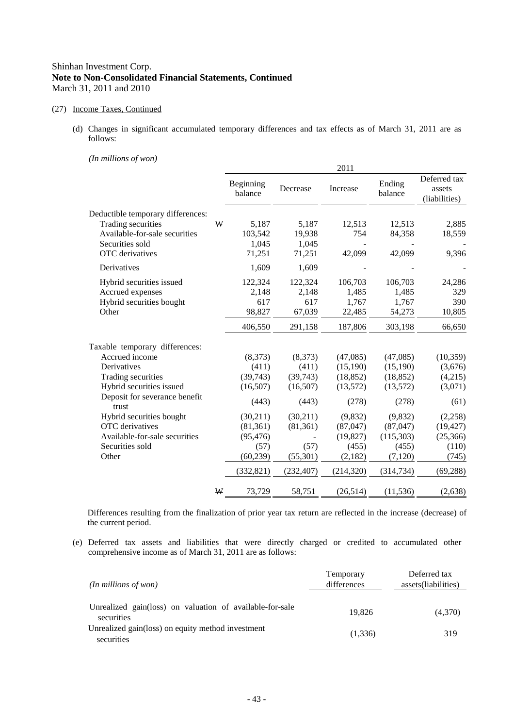Shinhan Investment Corp.
**Note to Non-Consolidated Financial Statements, Continued**
March 31, 2011 and 2010

(27) Income Taxes, Continued

(d) Changes in significant accumulated temporary differences and tax effects as of March 31, 2011 are as follows:

*(In millions of won)*

| | | 2011 | | | | |
|---|---|---|---|---|---|---|
| | | Beginning balance | Decrease | Increase | Ending balance | Deferred tax assets (liabilities) |
| Deductible temporary differences: | | | | | | |
| Trading securities | ₩ | 5,187 | 5,187 | 12,513 | 12,513 | 2,885 |
| Available-for-sale securities | | 103,542 | 19,938 | 754 | 84,358 | 18,559 |
| Securities sold | | 1,045 | 1,045 | - | - | - |
| OTC derivatives | | 71,251 | 71,251 | 42,099 | 42,099 | 9,396 |
| Derivatives | | 1,609 | 1,609 | - | - | - |
| Hybrid securities issued | | 122,324 | 122,324 | 106,703 | 106,703 | 24,286 |
| Accrued expenses | | 2,148 | 2,148 | 1,485 | 1,485 | 329 |
| Hybrid securities bought | | 617 | 617 | 1,767 | 1,767 | 390 |
| Other | | 98,827 | 67,039 | 22,485 | 54,273 | 10,805 |
| | | 406,550 | 291,158 | 187,806 | 303,198 | 66,650 |
| Taxable temporary differences: | | | | | | |
| Accrued income | | (8,373) | (8,373) | (47,085) | (47,085) | (10,359) |
| Derivatives | | (411) | (411) | (15,190) | (15,190) | (3,676) |
| Trading securities | | (39,743) | (39,743) | (18,852) | (18,852) | (4,215) |
| Hybrid securities issued | | (16,507) | (16,507) | (13,572) | (13,572) | (3,071) |
| Deposit for severance benefit trust | | (443) | (443) | (278) | (278) | (61) |
| Hybrid securities bought | | (30,211) | (30,211) | (9,832) | (9,832) | (2,258) |
| OTC derivatives | | (81,361) | (81,361) | (87,047) | (87,047) | (19,427) |
| Available-for-sale securities | | (95,476) | - | (19,827) | (115,303) | (25,366) |
| Securities sold | | (57) | (57) | (455) | (455) | (110) |
| Other | | (60,239) | (55,301) | (2,182) | (7,120) | (745) |
| | | (332,821) | (232,407) | (214,320) | (314,734) | (69,288) |
| | ₩ | 73,729 | 58,751 | (26,514) | (11,536) | (2,638) |

Differences resulting from the finalization of prior year tax return are reflected in the increase (decrease) of the current period.

(e) Deferred tax assets and liabilities that were directly charged or credited to accumulated other comprehensive income as of March 31, 2011 are as follows:

| *(In millions of won)* | Temporary differences | Deferred tax assets(liabilities) |
|---|---|---|
| Unrealized gain(loss) on valuation of available-for-sale securities | 19,826 | (4,370) |
| Unrealized gain(loss) on equity method investment securities | (1,336) | 319 |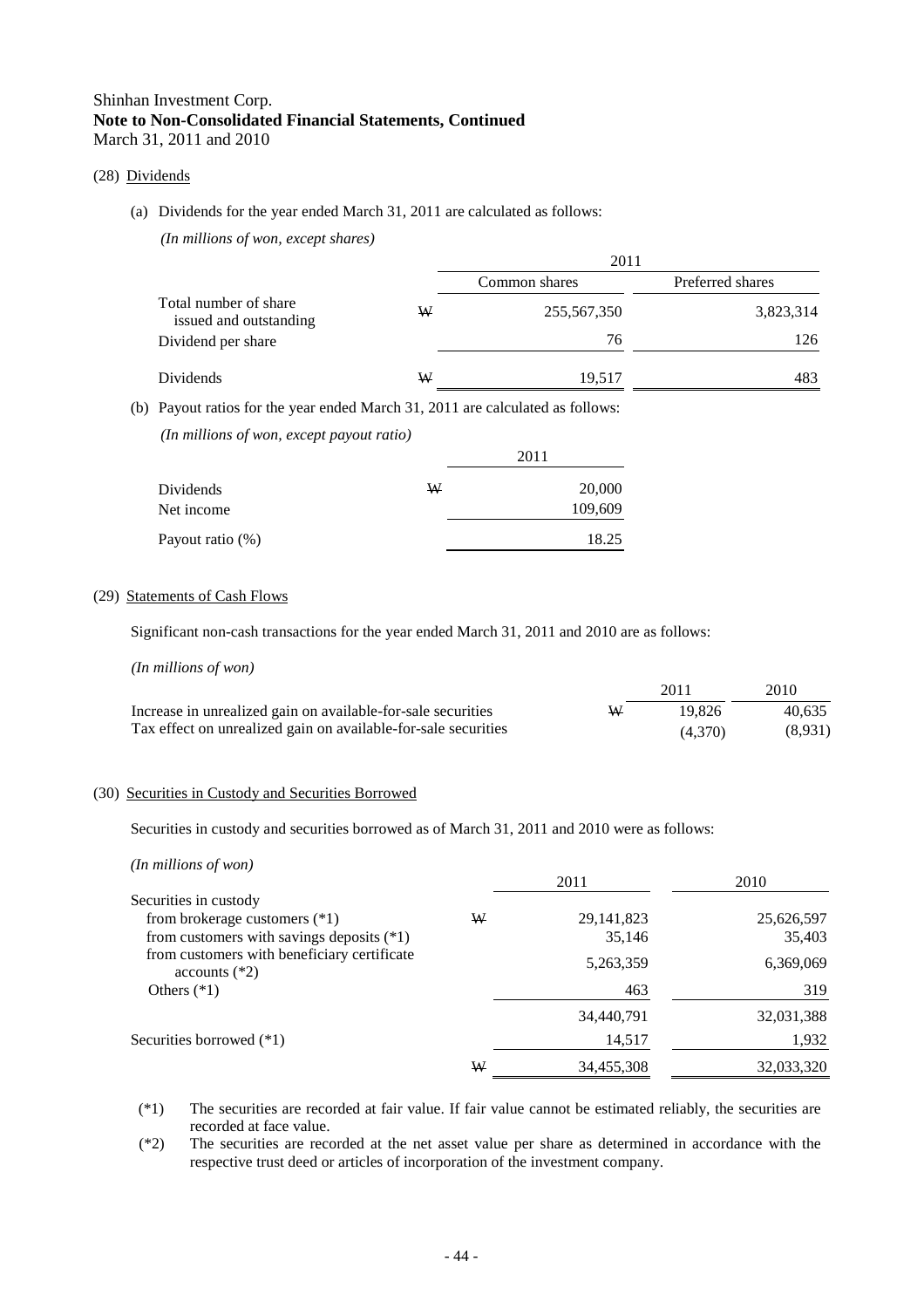Shinhan Investment Corp.
**Note to Non-Consolidated Financial Statements, Continued**
March 31, 2011 and 2010

(28) Dividends

(a) Dividends for the year ended March 31, 2011 are calculated as follows:

*(In millions of won, except shares)*

| | | 2011 | |
|---|---|---|---|
| | | Common shares | Preferred shares |
| Total number of share issued and outstanding | ₩ | 255,567,350 | 3,823,314 |
| Dividend per share | | 76 | 126 |
| Dividends | ₩ | 19,517 | 483 |

(b) Payout ratios for the year ended March 31, 2011 are calculated as follows:

*(In millions of won, except payout ratio)*

| | | 2011 |
|---|---|---|
| Dividends | ₩ | 20,000 |
| Net income | | 109,609 |
| Payout ratio (%) | | 18.25 |

(29) Statements of Cash Flows

Significant non-cash transactions for the year ended March 31, 2011 and 2010 are as follows:

*(In millions of won)*

| | | 2011 | 2010 |
|---|---|---|---|
| Increase in unrealized gain on available-for-sale securities | ₩ | 19,826 | 40,635 |
| Tax effect on unrealized gain on available-for-sale securities | | (4,370) | (8,931) |

(30) Securities in Custody and Securities Borrowed

Securities in custody and securities borrowed as of March 31, 2011 and 2010 were as follows:

*(In millions of won)*

| | | 2011 | 2010 |
|---|---|---|---|
| Securities in custody | | | |
| from brokerage customers (*1) | ₩ | 29,141,823 | 25,626,597 |
| from customers with savings deposits (*1) | | 35,146 | 35,403 |
| from customers with beneficiary certificate accounts (*2) | | 5,263,359 | 6,369,069 |
| Others (*1) | | 463 | 319 |
| | | 34,440,791 | 32,031,388 |
| Securities borrowed (*1) | | 14,517 | 1,932 |
| | ₩ | 34,455,308 | 32,033,320 |

(*1) The securities are recorded at fair value. If fair value cannot be estimated reliably, the securities are recorded at face value.

(*2) The securities are recorded at the net asset value per share as determined in accordance with the respective trust deed or articles of incorporation of the investment company.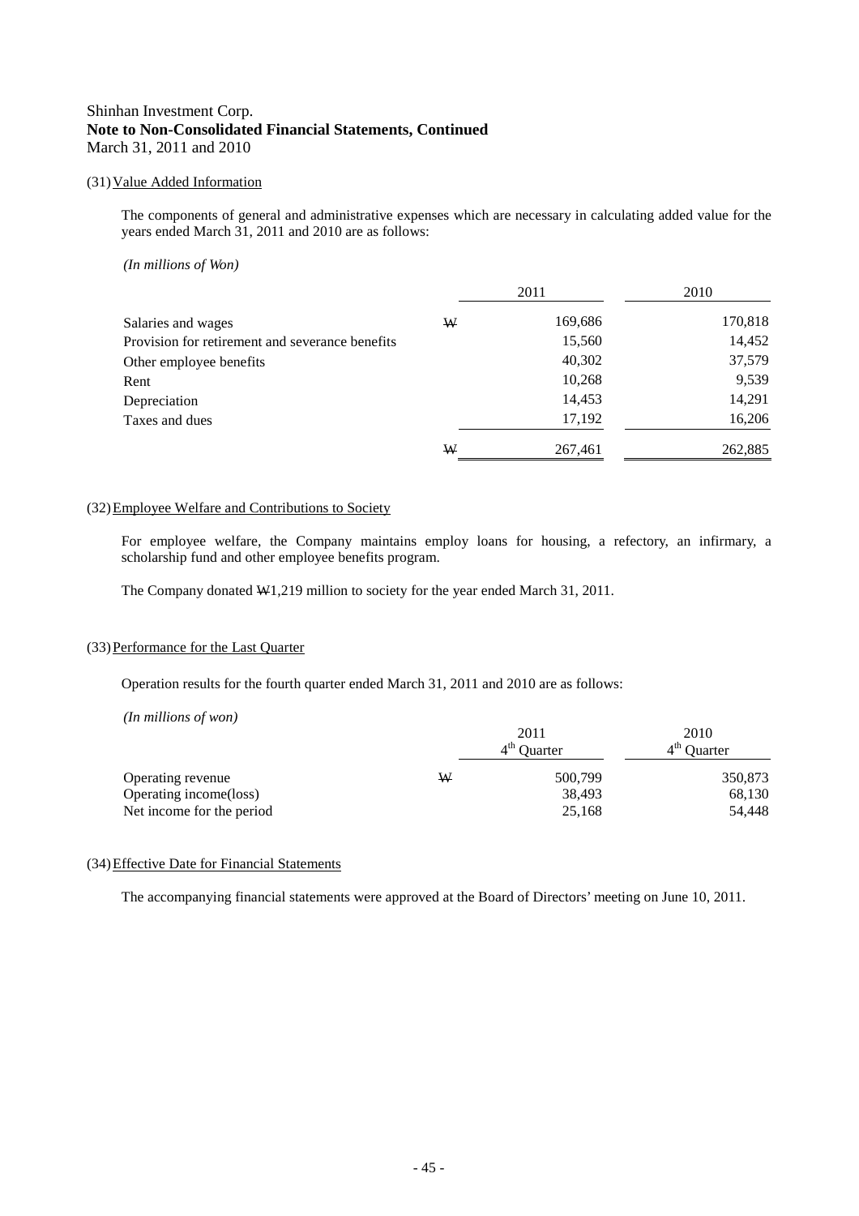Shinhan Investment Corp.
**Note to Non-Consolidated Financial Statements, Continued**
March 31, 2011 and 2010

(31) Value Added Information

The components of general and administrative expenses which are necessary in calculating added value for the years ended March 31, 2011 and 2010 are as follows:

*(In millions of Won)*

| | | 2011 | 2010 |
|---|---|---|---|
| Salaries and wages | ₩ | 169,686 | 170,818 |
| Provision for retirement and severance benefits | | 15,560 | 14,452 |
| Other employee benefits | | 40,302 | 37,579 |
| Rent | | 10,268 | 9,539 |
| Depreciation | | 14,453 | 14,291 |
| Taxes and dues | | 17,192 | 16,206 |
| | ₩ | 267,461 | 262,885 |

(32) Employee Welfare and Contributions to Society

For employee welfare, the Company maintains employ loans for housing, a refectory, an infirmary, a scholarship fund and other employee benefits program.

The Company donated ₩1,219 million to society for the year ended March 31, 2011.

(33) Performance for the Last Quarter

Operation results for the fourth quarter ended March 31, 2011 and 2010 are as follows:

*(In millions of won)*

| | | 2011 4th Quarter | 2010 4th Quarter |
|---|---|---|---|
| Operating revenue | ₩ | 500,799 | 350,873 |
| Operating income(loss) | | 38,493 | 68,130 |
| Net income for the period | | 25,168 | 54,448 |

(34) Effective Date for Financial Statements

The accompanying financial statements were approved at the Board of Directors' meeting on June 10, 2011.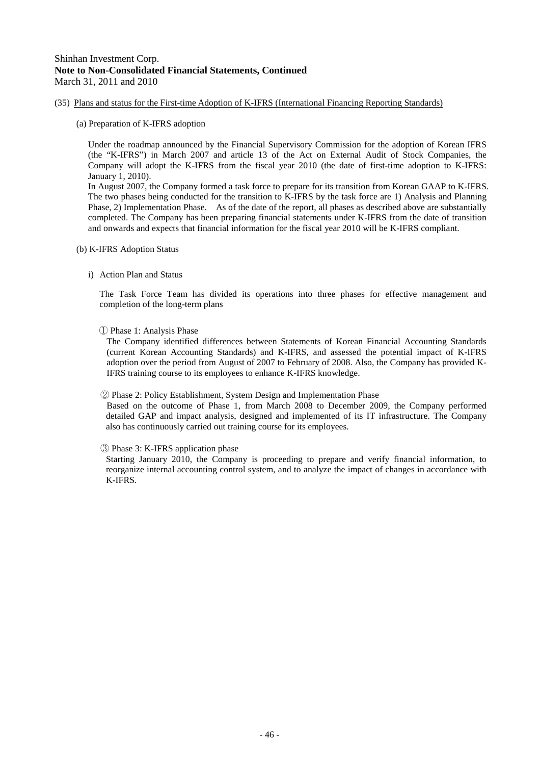Shinhan Investment Corp.
**Note to Non-Consolidated Financial Statements, Continued**
March 31, 2011 and 2010

(35) Plans and status for the First-time Adoption of K-IFRS (International Financing Reporting Standards)

(a) Preparation of K-IFRS adoption

Under the roadmap announced by the Financial Supervisory Commission for the adoption of Korean IFRS (the "K-IFRS") in March 2007 and article 13 of the Act on External Audit of Stock Companies, the Company will adopt the K-IFRS from the fiscal year 2010 (the date of first-time adoption to K-IFRS: January 1, 2010).
In August 2007, the Company formed a task force to prepare for its transition from Korean GAAP to K-IFRS. The two phases being conducted for the transition to K-IFRS by the task force are 1) Analysis and Planning Phase, 2) Implementation Phase. As of the date of the report, all phases as described above are substantially completed. The Company has been preparing financial statements under K-IFRS from the date of transition and onwards and expects that financial information for the fiscal year 2010 will be K-IFRS compliant.

(b) K-IFRS Adoption Status

i) Action Plan and Status

The Task Force Team has divided its operations into three phases for effective management and completion of the long-term plans

① Phase 1: Analysis Phase
The Company identified differences between Statements of Korean Financial Accounting Standards (current Korean Accounting Standards) and K-IFRS, and assessed the potential impact of K-IFRS adoption over the period from August of 2007 to February of 2008. Also, the Company has provided K-IFRS training course to its employees to enhance K-IFRS knowledge.

② Phase 2: Policy Establishment, System Design and Implementation Phase
Based on the outcome of Phase 1, from March 2008 to December 2009, the Company performed detailed GAP and impact analysis, designed and implemented of its IT infrastructure. The Company also has continuously carried out training course for its employees.

③ Phase 3: K-IFRS application phase
Starting January 2010, the Company is proceeding to prepare and verify financial information, to reorganize internal accounting control system, and to analyze the impact of changes in accordance with K-IFRS.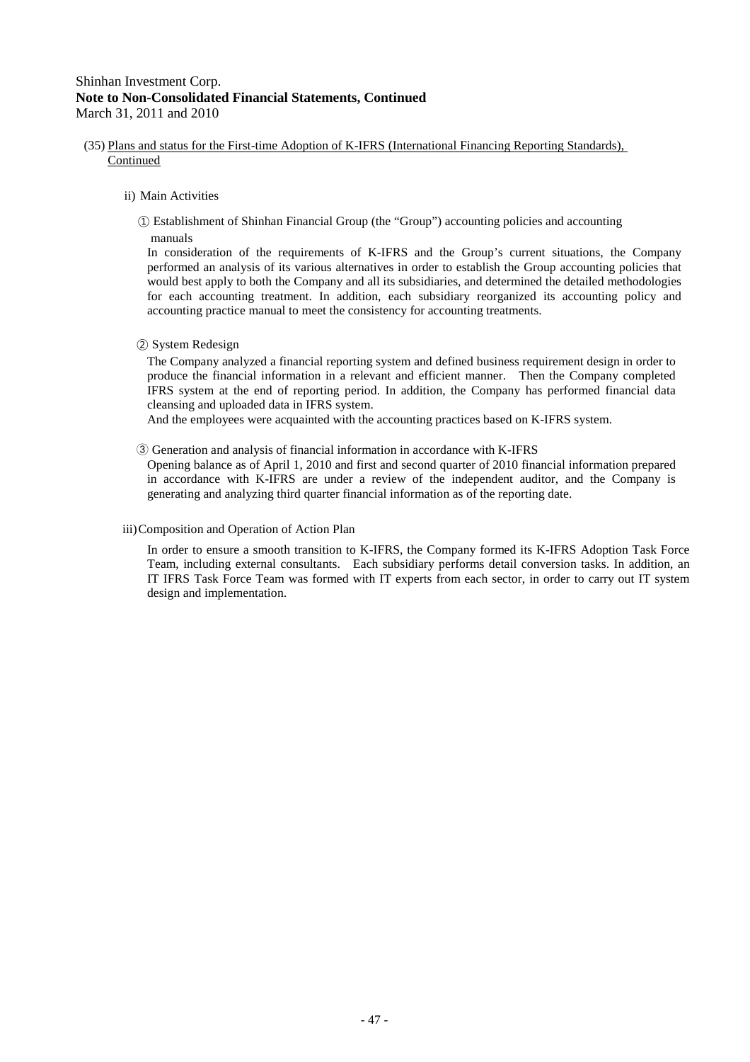(35) Plans and status for the First-time Adoption of K-IFRS (International Financing Reporting Standards), Continued

ii) Main Activities

① Establishment of Shinhan Financial Group (the "Group") accounting policies and accounting manuals

In consideration of the requirements of K-IFRS and the Group's current situations, the Company performed an analysis of its various alternatives in order to establish the Group accounting policies that would best apply to both the Company and all its subsidiaries, and determined the detailed methodologies for each accounting treatment. In addition, each subsidiary reorganized its accounting policy and accounting practice manual to meet the consistency for accounting treatments.

② System Redesign

The Company analyzed a financial reporting system and defined business requirement design in order to produce the financial information in a relevant and efficient manner. Then the Company completed IFRS system at the end of reporting period. In addition, the Company has performed financial data cleansing and uploaded data in IFRS system.

And the employees were acquainted with the accounting practices based on K-IFRS system.

③ Generation and analysis of financial information in accordance with K-IFRS

Opening balance as of April 1, 2010 and first and second quarter of 2010 financial information prepared in accordance with K-IFRS are under a review of the independent auditor, and the Company is generating and analyzing third quarter financial information as of the reporting date.

iii) Composition and Operation of Action Plan

In order to ensure a smooth transition to K-IFRS, the Company formed its K-IFRS Adoption Task Force Team, including external consultants. Each subsidiary performs detail conversion tasks. In addition, an IT IFRS Task Force Team was formed with IT experts from each sector, in order to carry out IT system design and implementation.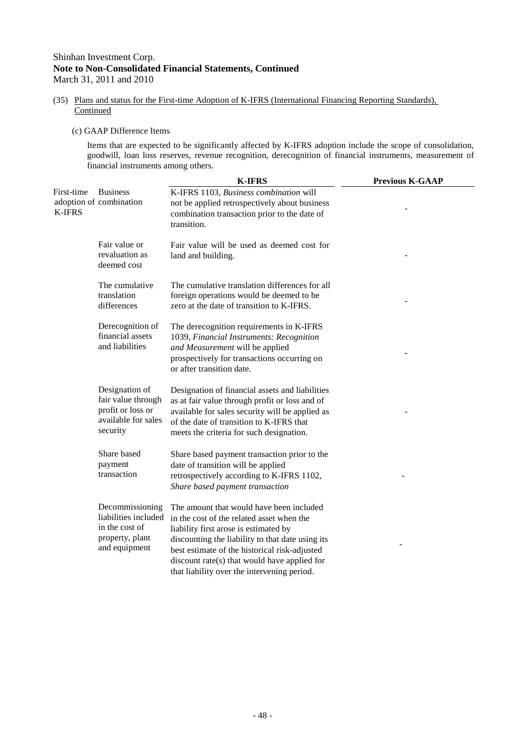Shinhan Investment Corp.
**Note to Non-Consolidated Financial Statements, Continued**
March 31, 2011 and 2010

(35) Plans and status for the First-time Adoption of K-IFRS (International Financing Reporting Standards), Continued

(c) GAAP Difference Items

Items that are expected to be significantly affected by K-IFRS adoption include the scope of consolidation, goodwill, loan loss reserves, revenue recognition, derecognition of financial instruments, measurement of financial instruments among others.

| | | **K-IFRS** | **Previous K-GAAP** |
|---|---|---|---|
| First-time adoption of K-IFRS | Business combination | K-IFRS 1103, *Business combination* will not be applied retrospectively about business combination transaction prior to the date of transition. | - |
| | Fair value or revaluation as deemed cost | Fair value will be used as deemed cost for land and building. | - |
| | The cumulative translation differences | The cumulative translation differences for all foreign operations would be deemed to be zero at the date of transition to K-IFRS. | - |
| | Derecognition of financial assets and liabilities | The derecognition requirements in K-IFRS 1039, *Financial Instruments: Recognition and Measurement* will be applied prospectively for transactions occurring on or after transition date. | - |
| | Designation of fair value through profit or loss or available for sales security | Designation of financial assets and liabilities as at fair value through profit or loss and of available for sales security will be applied as of the date of transition to K-IFRS that meets the criteria for such designation. | - |
| | Share based payment transaction | Share based payment transaction prior to the date of transition will be applied retrospectively according to K-IFRS 1102, *Share based payment transaction* | - |
| | Decommissioning liabilities included in the cost of property, plant and equipment | The amount that would have been included in the cost of the related asset when the liability first arose is estimated by discounting the liability to that date using its best estimate of the historical risk-adjusted discount rate(s) that would have applied for that liability over the intervening period. | - |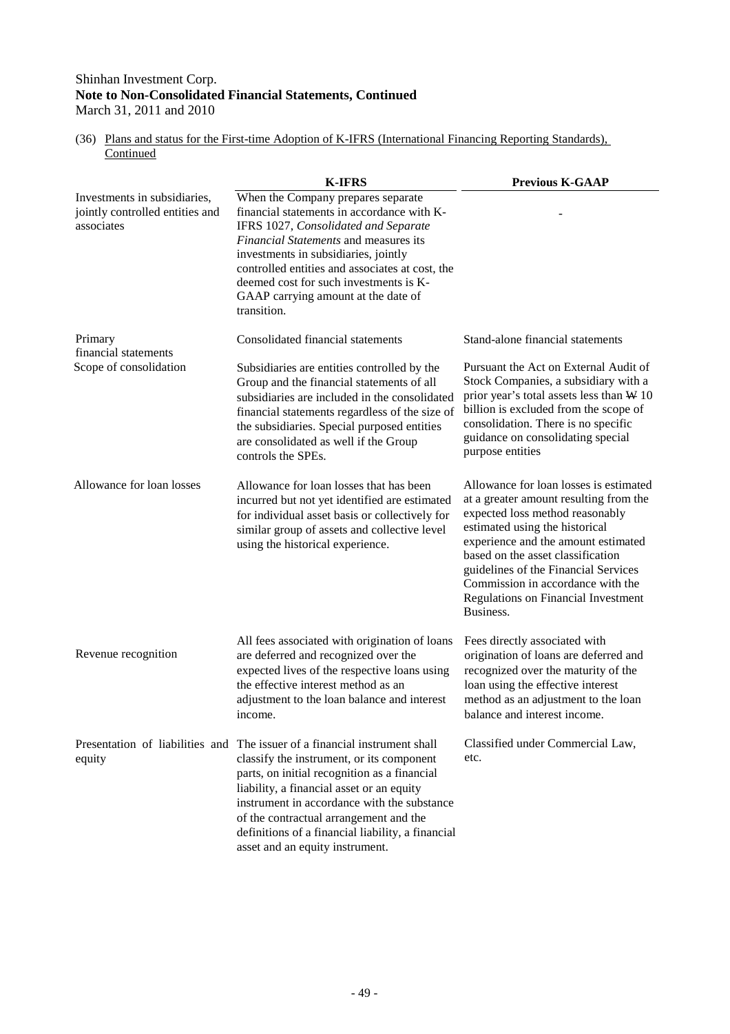Shinhan Investment Corp.
**Note to Non-Consolidated Financial Statements, Continued**
March 31, 2011 and 2010

(36) Plans and status for the First-time Adoption of K-IFRS (International Financing Reporting Standards), Continued

| | K-IFRS | Previous K-GAAP |
|---|---|---|
| Investments in subsidiaries, jointly controlled entities and associates | When the Company prepares separate financial statements in accordance with K-IFRS 1027, *Consolidated and Separate Financial Statements* and measures its investments in subsidiaries, jointly controlled entities and associates at cost, the deemed cost for such investments is K-GAAP carrying amount at the date of transition. | - |
| Primary financial statements | Consolidated financial statements | Stand-alone financial statements |
| Scope of consolidation | Subsidiaries are entities controlled by the Group and the financial statements of all subsidiaries are included in the consolidated financial statements regardless of the size of the subsidiaries. Special purposed entities are consolidated as well if the Group controls the SPEs. | Pursuant the Act on External Audit of Stock Companies, a subsidiary with a prior year's total assets less than ₩ 10 billion is excluded from the scope of consolidation. There is no specific guidance on consolidating special purpose entities |
| Allowance for loan losses | Allowance for loan losses that has been incurred but not yet identified are estimated for individual asset basis or collectively for similar group of assets and collective level using the historical experience. | Allowance for loan losses is estimated at a greater amount resulting from the expected loss method reasonably estimated using the historical experience and the amount estimated based on the asset classification guidelines of the Financial Services Commission in accordance with the Regulations on Financial Investment Business. |
| Revenue recognition | All fees associated with origination of loans are deferred and recognized over the expected lives of the respective loans using the effective interest method as an adjustment to the loan balance and interest income. | Fees directly associated with origination of loans are deferred and recognized over the maturity of the loan using the effective interest method as an adjustment to the loan balance and interest income. |
| Presentation of liabilities and equity | The issuer of a financial instrument shall classify the instrument, or its component parts, on initial recognition as a financial liability, a financial asset or an equity instrument in accordance with the substance of the contractual arrangement and the definitions of a financial liability, a financial asset and an equity instrument. | Classified under Commercial Law, etc. |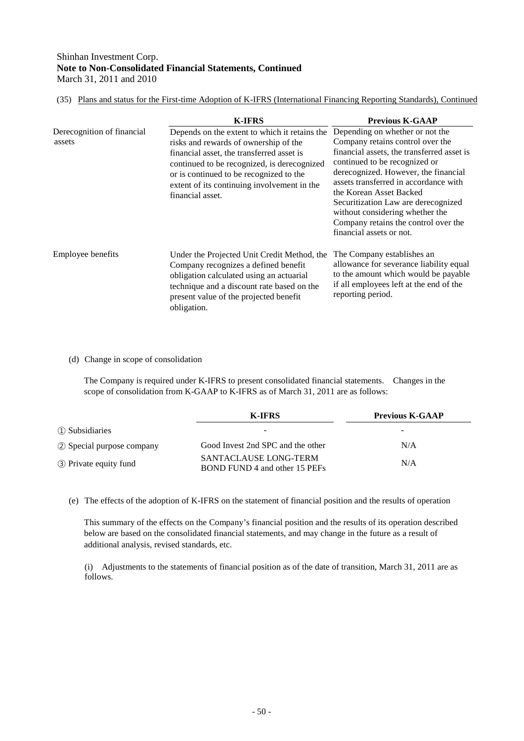(35) Plans and status for the First-time Adoption of K-IFRS (International Financing Reporting Standards), Continued

| | K-IFRS | Previous K-GAAP |
|---|---|---|
| Derecognition of financial assets | Depends on the extent to which it retains the risks and rewards of ownership of the financial asset, the transferred asset is continued to be recognized, is derecognized or is continued to be recognized to the extent of its continuing involvement in the financial asset. | Depending on whether or not the Company retains control over the financial assets, the transferred asset is continued to be recognized or derecognized. However, the financial assets transferred in accordance with the Korean Asset Backed Securitization Law are derecognized without considering whether the Company retains the control over the financial assets or not. |
| Employee benefits | Under the Projected Unit Credit Method, the Company recognizes a defined benefit obligation calculated using an actuarial technique and a discount rate based on the present value of the projected benefit obligation. | The Company establishes an allowance for severance liability equal to the amount which would be payable if all employees left at the end of the reporting period. |

(d) Change in scope of consolidation

The Company is required under K-IFRS to present consolidated financial statements. Changes in the scope of consolidation from K-GAAP to K-IFRS as of March 31, 2011 are as follows:

| | K-IFRS | Previous K-GAAP |
|---|---|---|
| ① Subsidiaries | - | - |
| ② Special purpose company | Good Invest 2nd SPC and the other | N/A |
| ③ Private equity fund | SANTACLAUSE LONG-TERM BOND FUND 4 and other 15 PEFs | N/A |

(e) The effects of the adoption of K-IFRS on the statement of financial position and the results of operation

This summary of the effects on the Company's financial position and the results of its operation described below are based on the consolidated financial statements, and may change in the future as a result of additional analysis, revised standards, etc.

(i) Adjustments to the statements of financial position as of the date of transition, March 31, 2011 are as follows.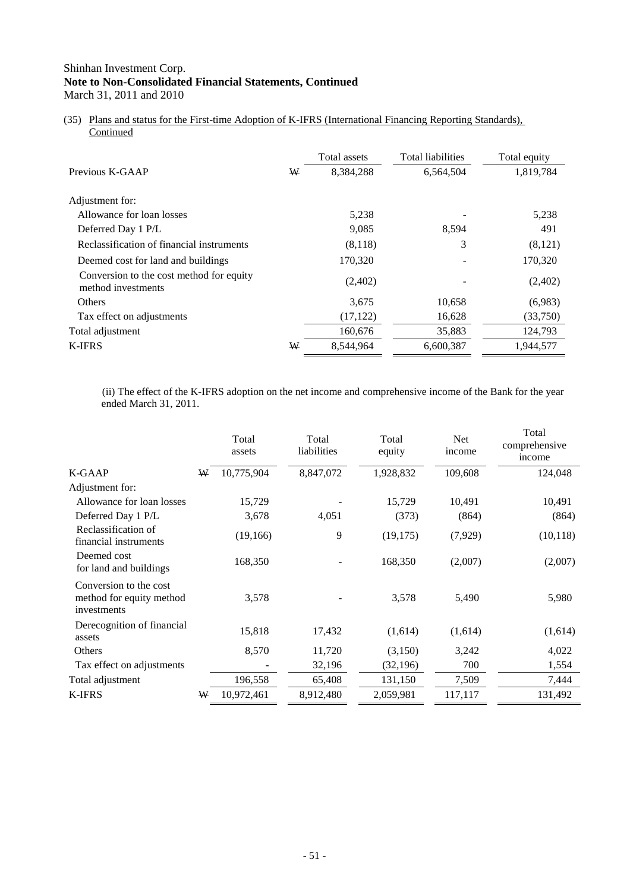Shinhan Investment Corp.
**Note to Non-Consolidated Financial Statements, Continued**
March 31, 2011 and 2010

(35) Plans and status for the First-time Adoption of K-IFRS (International Financing Reporting Standards), Continued

| | | Total assets | Total liabilities | Total equity |
|---|---|---|---|---|
| Previous K-GAAP | ₩ | 8,384,288 | 6,564,504 | 1,819,784 |
| Adjustment for: | | | | |
| Allowance for loan losses | | 5,238 | - | 5,238 |
| Deferred Day 1 P/L | | 9,085 | 8,594 | 491 |
| Reclassification of financial instruments | | (8,118) | 3 | (8,121) |
| Deemed cost for land and buildings | | 170,320 | - | 170,320 |
| Conversion to the cost method for equity method investments | | (2,402) | - | (2,402) |
| Others | | 3,675 | 10,658 | (6,983) |
| Tax effect on adjustments | | (17,122) | 16,628 | (33,750) |
| Total adjustment | | 160,676 | 35,883 | 124,793 |
| K-IFRS | ₩ | 8,544,964 | 6,600,387 | 1,944,577 |

(ii) The effect of the K-IFRS adoption on the net income and comprehensive income of the Bank for the year ended March 31, 2011.

| | | Total assets | Total liabilities | Total equity | Net income | Total comprehensive income |
|---|---|---|---|---|---|---|
| K-GAAP | ₩ | 10,775,904 | 8,847,072 | 1,928,832 | 109,608 | 124,048 |
| Adjustment for: | | | | | | |
| Allowance for loan losses | | 15,729 | - | 15,729 | 10,491 | 10,491 |
| Deferred Day 1 P/L | | 3,678 | 4,051 | (373) | (864) | (864) |
| Reclassification of financial instruments | | (19,166) | 9 | (19,175) | (7,929) | (10,118) |
| Deemed cost for land and buildings | | 168,350 | - | 168,350 | (2,007) | (2,007) |
| Conversion to the cost method for equity method investments | | 3,578 | - | 3,578 | 5,490 | 5,980 |
| Derecognition of financial assets | | 15,818 | 17,432 | (1,614) | (1,614) | (1,614) |
| Others | | 8,570 | 11,720 | (3,150) | 3,242 | 4,022 |
| Tax effect on adjustments | | - | 32,196 | (32,196) | 700 | 1,554 |
| Total adjustment | | 196,558 | 65,408 | 131,150 | 7,509 | 7,444 |
| K-IFRS | ₩ | 10,972,461 | 8,912,480 | 2,059,981 | 117,117 | 131,492 |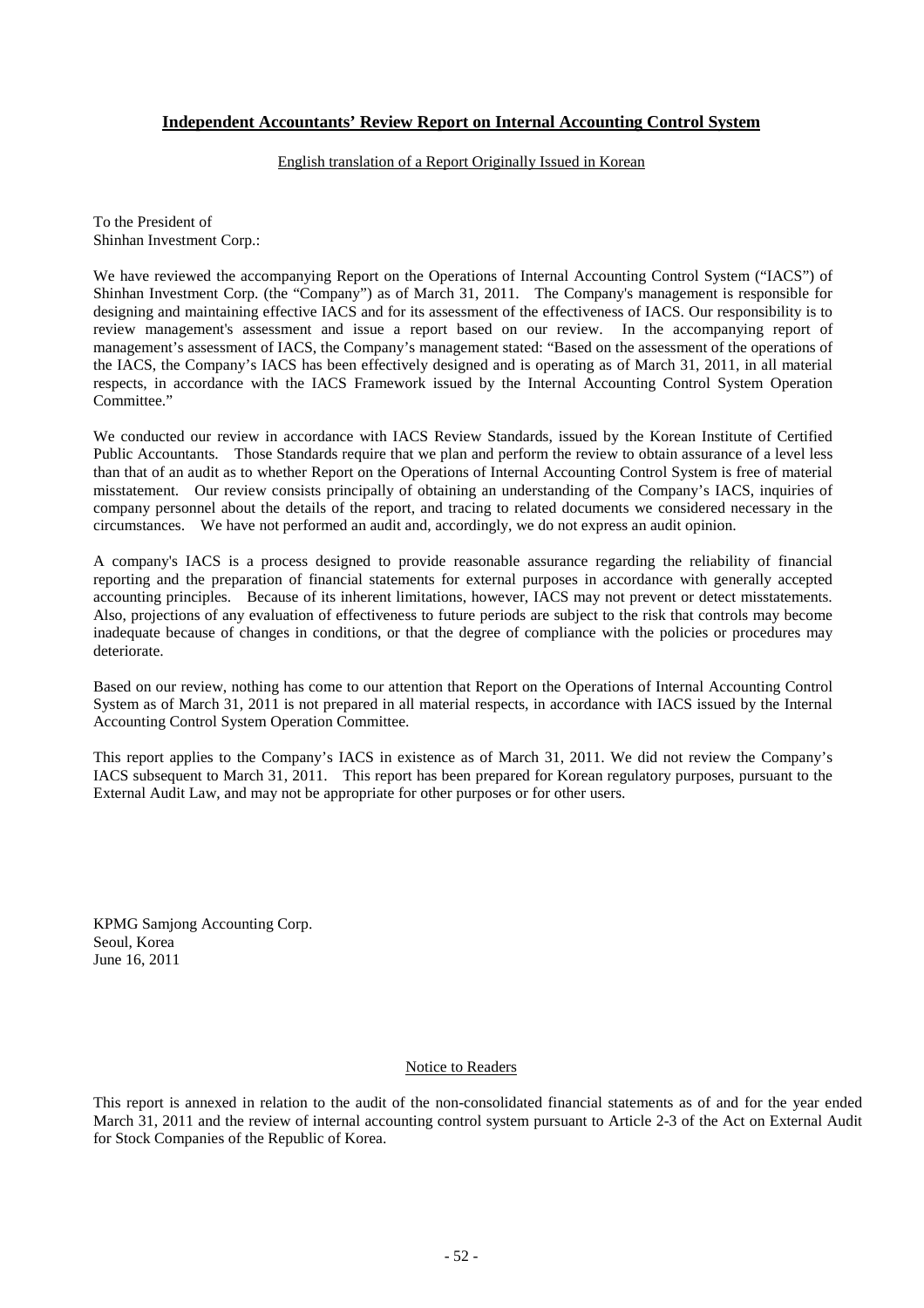## Independent Accountants' Review Report on Internal Accounting Control System

English translation of a Report Originally Issued in Korean

To the President of
Shinhan Investment Corp.:

We have reviewed the accompanying Report on the Operations of Internal Accounting Control System ("IACS") of Shinhan Investment Corp. (the "Company") as of March 31, 2011. The Company's management is responsible for designing and maintaining effective IACS and for its assessment of the effectiveness of IACS. Our responsibility is to review management's assessment and issue a report based on our review. In the accompanying report of management's assessment of IACS, the Company's management stated: "Based on the assessment of the operations of the IACS, the Company's IACS has been effectively designed and is operating as of March 31, 2011, in all material respects, in accordance with the IACS Framework issued by the Internal Accounting Control System Operation Committee."

We conducted our review in accordance with IACS Review Standards, issued by the Korean Institute of Certified Public Accountants. Those Standards require that we plan and perform the review to obtain assurance of a level less than that of an audit as to whether Report on the Operations of Internal Accounting Control System is free of material misstatement. Our review consists principally of obtaining an understanding of the Company's IACS, inquiries of company personnel about the details of the report, and tracing to related documents we considered necessary in the circumstances. We have not performed an audit and, accordingly, we do not express an audit opinion.

A company's IACS is a process designed to provide reasonable assurance regarding the reliability of financial reporting and the preparation of financial statements for external purposes in accordance with generally accepted accounting principles. Because of its inherent limitations, however, IACS may not prevent or detect misstatements. Also, projections of any evaluation of effectiveness to future periods are subject to the risk that controls may become inadequate because of changes in conditions, or that the degree of compliance with the policies or procedures may deteriorate.

Based on our review, nothing has come to our attention that Report on the Operations of Internal Accounting Control System as of March 31, 2011 is not prepared in all material respects, in accordance with IACS issued by the Internal Accounting Control System Operation Committee.

This report applies to the Company's IACS in existence as of March 31, 2011. We did not review the Company's IACS subsequent to March 31, 2011. This report has been prepared for Korean regulatory purposes, pursuant to the External Audit Law, and may not be appropriate for other purposes or for other users.

KPMG Samjong Accounting Corp.
Seoul, Korea
June 16, 2011

Notice to Readers

This report is annexed in relation to the audit of the non-consolidated financial statements as of and for the year ended March 31, 2011 and the review of internal accounting control system pursuant to Article 2-3 of the Act on External Audit for Stock Companies of the Republic of Korea.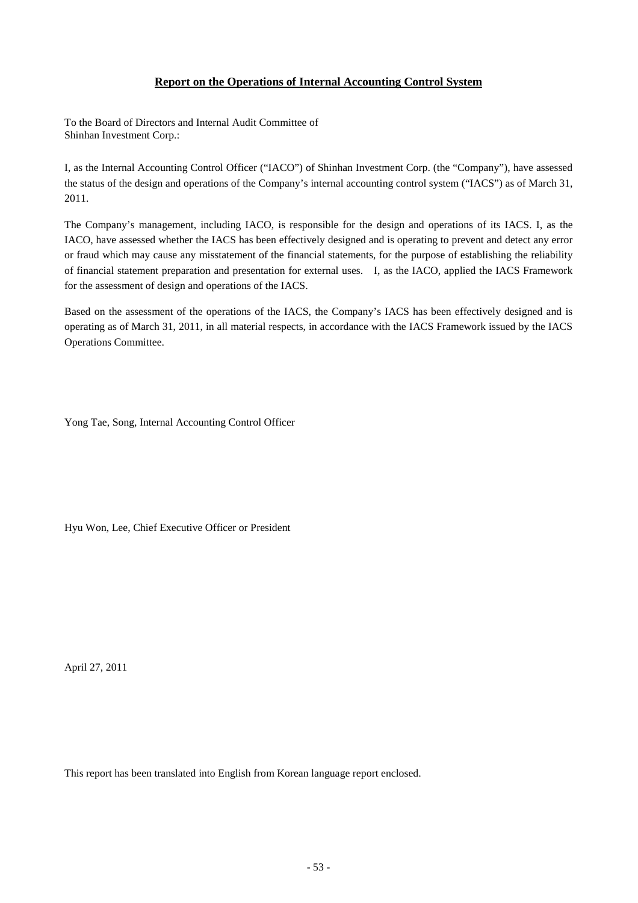## Report on the Operations of Internal Accounting Control System

To the Board of Directors and Internal Audit Committee of
Shinhan Investment Corp.:

I, as the Internal Accounting Control Officer ("IACO") of Shinhan Investment Corp. (the "Company"), have assessed the status of the design and operations of the Company's internal accounting control system ("IACS") as of March 31, 2011.

The Company's management, including IACO, is responsible for the design and operations of its IACS. I, as the IACO, have assessed whether the IACS has been effectively designed and is operating to prevent and detect any error or fraud which may cause any misstatement of the financial statements, for the purpose of establishing the reliability of financial statement preparation and presentation for external uses. I, as the IACO, applied the IACS Framework for the assessment of design and operations of the IACS.

Based on the assessment of the operations of the IACS, the Company's IACS has been effectively designed and is operating as of March 31, 2011, in all material respects, in accordance with the IACS Framework issued by the IACS Operations Committee.

Yong Tae, Song, Internal Accounting Control Officer

Hyu Won, Lee, Chief Executive Officer or President

April 27, 2011

This report has been translated into English from Korean language report enclosed.